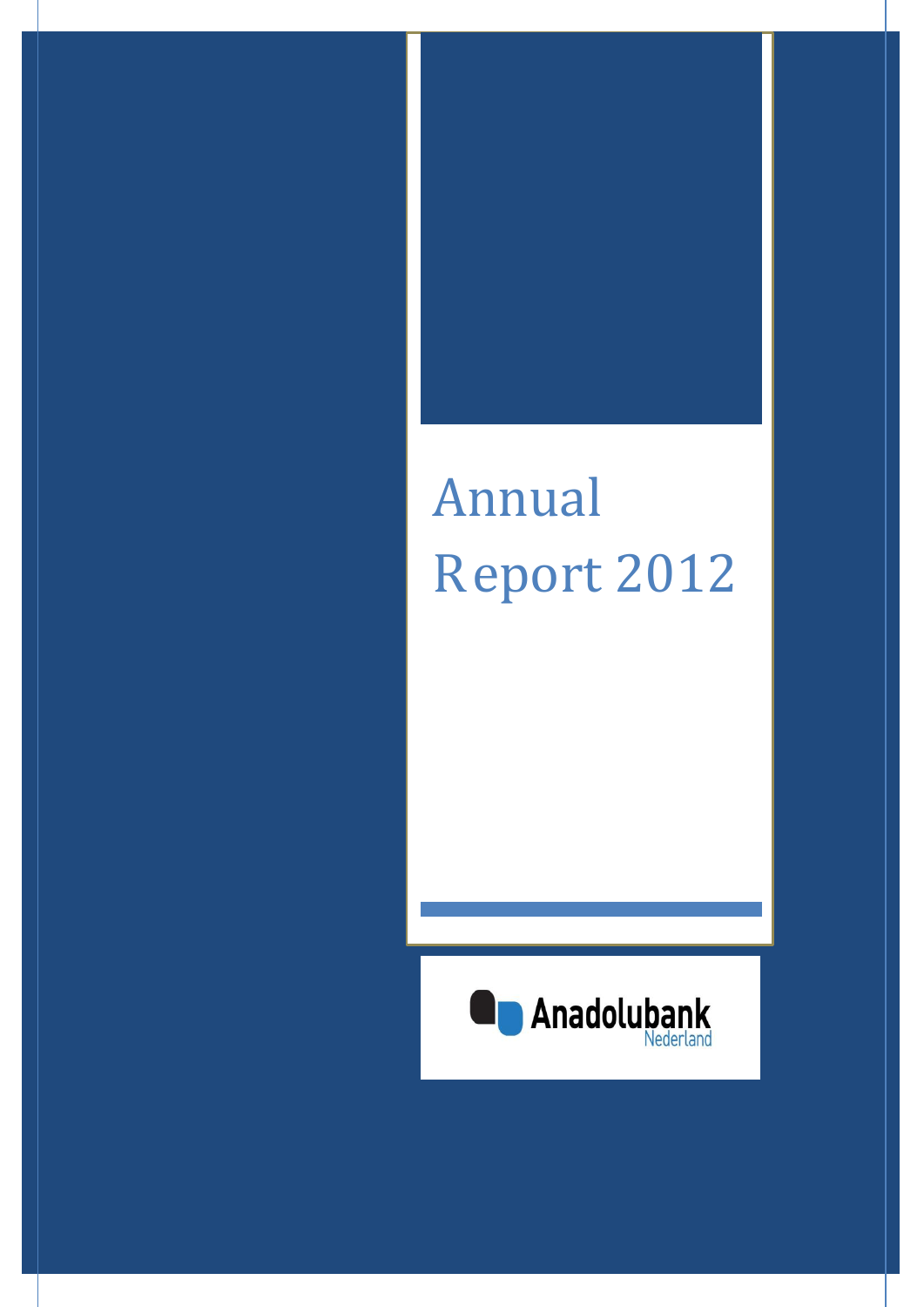# Annual Report 2012

Anadolubank
Nederland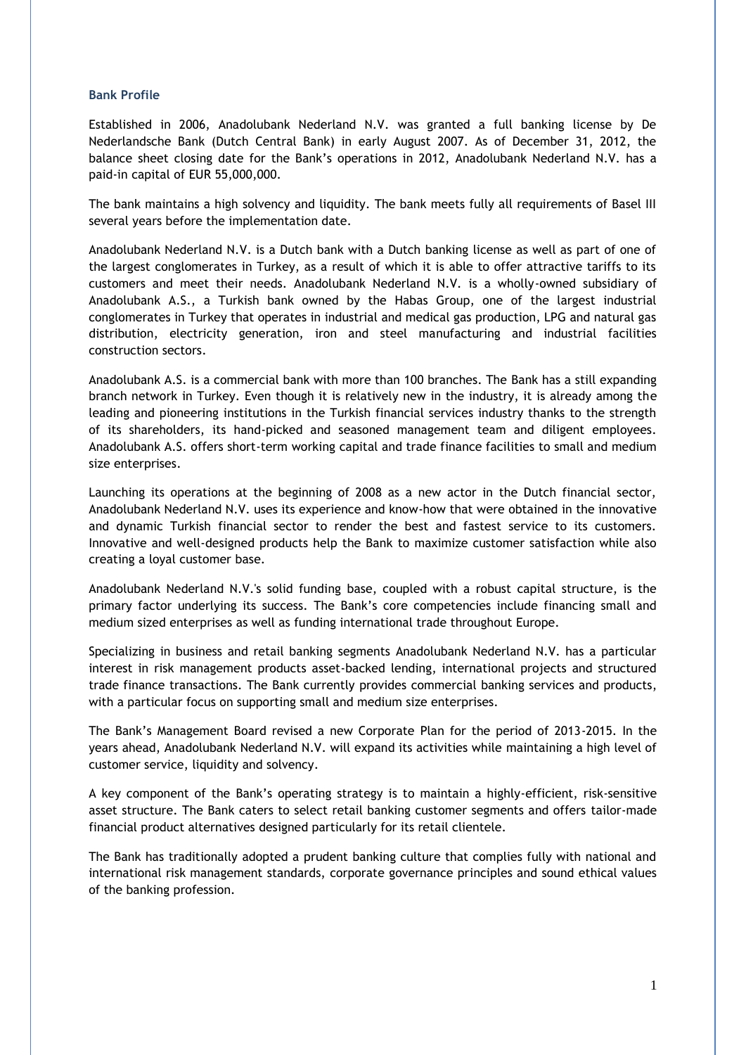### Bank Profile

Established in 2006, Anadolubank Nederland N.V. was granted a full banking license by De Nederlandsche Bank (Dutch Central Bank) in early August 2007. As of December 31, 2012, the balance sheet closing date for the Bank's operations in 2012, Anadolubank Nederland N.V. has a paid-in capital of EUR 55,000,000.

The bank maintains a high solvency and liquidity. The bank meets fully all requirements of Basel III several years before the implementation date.

Anadolubank Nederland N.V. is a Dutch bank with a Dutch banking license as well as part of one of the largest conglomerates in Turkey, as a result of which it is able to offer attractive tariffs to its customers and meet their needs. Anadolubank Nederland N.V. is a wholly-owned subsidiary of Anadolubank A.S., a Turkish bank owned by the Habas Group, one of the largest industrial conglomerates in Turkey that operates in industrial and medical gas production, LPG and natural gas distribution, electricity generation, iron and steel manufacturing and industrial facilities construction sectors.

Anadolubank A.S. is a commercial bank with more than 100 branches. The Bank has a still expanding branch network in Turkey. Even though it is relatively new in the industry, it is already among the leading and pioneering institutions in the Turkish financial services industry thanks to the strength of its shareholders, its hand-picked and seasoned management team and diligent employees. Anadolubank A.S. offers short-term working capital and trade finance facilities to small and medium size enterprises.

Launching its operations at the beginning of 2008 as a new actor in the Dutch financial sector, Anadolubank Nederland N.V. uses its experience and know-how that were obtained in the innovative and dynamic Turkish financial sector to render the best and fastest service to its customers. Innovative and well-designed products help the Bank to maximize customer satisfaction while also creating a loyal customer base.

Anadolubank Nederland N.V.'s solid funding base, coupled with a robust capital structure, is the primary factor underlying its success. The Bank's core competencies include financing small and medium sized enterprises as well as funding international trade throughout Europe.

Specializing in business and retail banking segments Anadolubank Nederland N.V. has a particular interest in risk management products asset-backed lending, international projects and structured trade finance transactions. The Bank currently provides commercial banking services and products, with a particular focus on supporting small and medium size enterprises.

The Bank's Management Board revised a new Corporate Plan for the period of 2013-2015. In the years ahead, Anadolubank Nederland N.V. will expand its activities while maintaining a high level of customer service, liquidity and solvency.

A key component of the Bank's operating strategy is to maintain a highly-efficient, risk-sensitive asset structure. The Bank caters to select retail banking customer segments and offers tailor-made financial product alternatives designed particularly for its retail clientele.

The Bank has traditionally adopted a prudent banking culture that complies fully with national and international risk management standards, corporate governance principles and sound ethical values of the banking profession.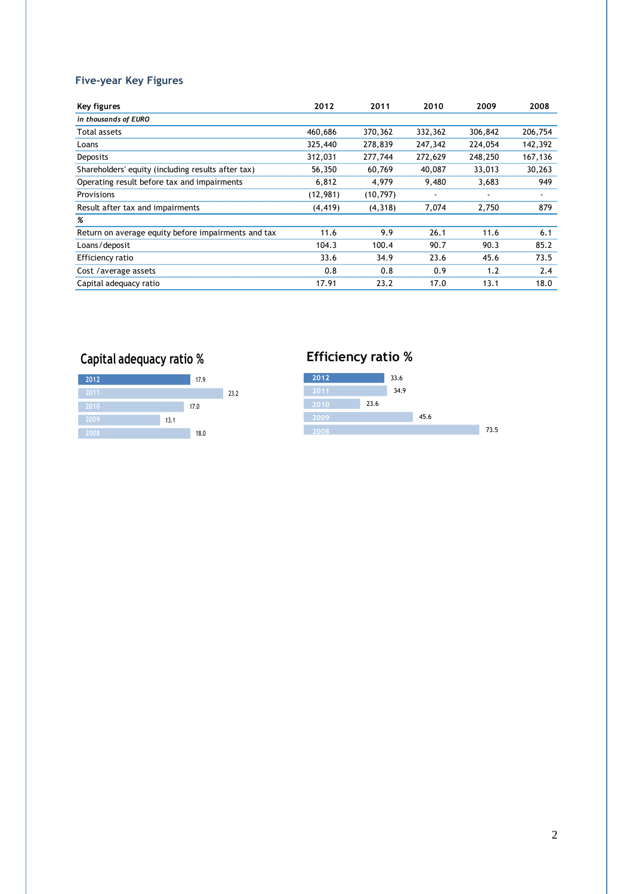## Five-year Key Figures

| Key figures | 2012 | 2011 | 2010 | 2009 | 2008 |
|---|---|---|---|---|---|
| *in thousands of EURO* | | | | | |
| Total assets | 460,686 | 370,362 | 332,362 | 306,842 | 206,754 |
| Loans | 325,440 | 278,839 | 247,342 | 224,054 | 142,392 |
| Deposits | 312,031 | 277,744 | 272,629 | 248,250 | 167,136 |
| Shareholders' equity (including results after tax) | 56,350 | 60,769 | 40,087 | 33,013 | 30,263 |
| Operating result before tax and impairments | 6,812 | 4,979 | 9,480 | 3,683 | 949 |
| Provisions | (12,981) | (10,797) | - | - | - |
| Result after tax and impairments | (4,419) | (4,318) | 7,074 | 2,750 | 879 |
| *%* | | | | | |
| Return on average equity before impairments and tax | 11.6 | 9.9 | 26.1 | 11.6 | 6.1 |
| Loans/deposit | 104.3 | 100.4 | 90.7 | 90.3 | 85.2 |
| Efficiency ratio | 33.6 | 34.9 | 23.6 | 45.6 | 73.5 |
| Cost /average assets | 0.8 | 0.8 | 0.9 | 1.2 | 2.4 |
| Capital adequacy ratio | 17.91 | 23.2 | 17.0 | 13.1 | 18.0 |

### Capital adequacy ratio %

| Year | % |
|---|---|
| 2012 | 17.9 |
| 2011 | 23.2 |
| 2010 | 17.0 |
| 2009 | 13.1 |
| 2008 | 18.0 |

### Efficiency ratio %

| Year | % |
|---|---|
| 2012 | 33.6 |
| 2011 | 34.9 |
| 2010 | 23.6 |
| 2009 | 45.6 |
| 2008 | 73.5 |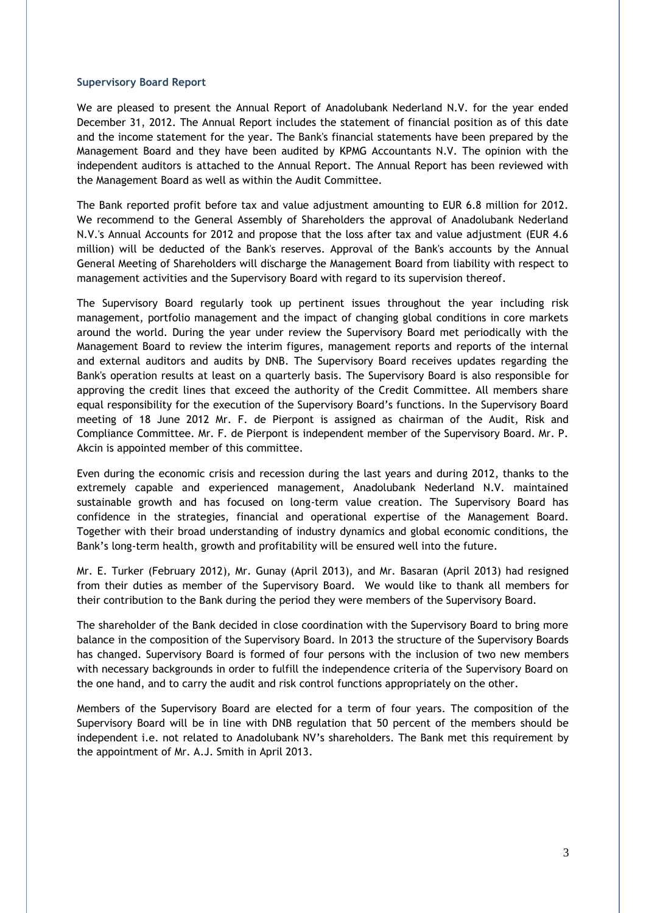## Supervisory Board Report

We are pleased to present the Annual Report of Anadolubank Nederland N.V. for the year ended December 31, 2012. The Annual Report includes the statement of financial position as of this date and the income statement for the year. The Bank's financial statements have been prepared by the Management Board and they have been audited by KPMG Accountants N.V. The opinion with the independent auditors is attached to the Annual Report. The Annual Report has been reviewed with the Management Board as well as within the Audit Committee.

The Bank reported profit before tax and value adjustment amounting to EUR 6.8 million for 2012. We recommend to the General Assembly of Shareholders the approval of Anadolubank Nederland N.V.'s Annual Accounts for 2012 and propose that the loss after tax and value adjustment (EUR 4.6 million) will be deducted of the Bank's reserves. Approval of the Bank's accounts by the Annual General Meeting of Shareholders will discharge the Management Board from liability with respect to management activities and the Supervisory Board with regard to its supervision thereof.

The Supervisory Board regularly took up pertinent issues throughout the year including risk management, portfolio management and the impact of changing global conditions in core markets around the world. During the year under review the Supervisory Board met periodically with the Management Board to review the interim figures, management reports and reports of the internal and external auditors and audits by DNB. The Supervisory Board receives updates regarding the Bank's operation results at least on a quarterly basis. The Supervisory Board is also responsible for approving the credit lines that exceed the authority of the Credit Committee. All members share equal responsibility for the execution of the Supervisory Board's functions. In the Supervisory Board meeting of 18 June 2012 Mr. F. de Pierpont is assigned as chairman of the Audit, Risk and Compliance Committee. Mr. F. de Pierpont is independent member of the Supervisory Board. Mr. P. Akcin is appointed member of this committee.

Even during the economic crisis and recession during the last years and during 2012, thanks to the extremely capable and experienced management, Anadolubank Nederland N.V. maintained sustainable growth and has focused on long-term value creation. The Supervisory Board has confidence in the strategies, financial and operational expertise of the Management Board. Together with their broad understanding of industry dynamics and global economic conditions, the Bank's long-term health, growth and profitability will be ensured well into the future.

Mr. E. Turker (February 2012), Mr. Gunay (April 2013), and Mr. Basaran (April 2013) had resigned from their duties as member of the Supervisory Board. We would like to thank all members for their contribution to the Bank during the period they were members of the Supervisory Board.

The shareholder of the Bank decided in close coordination with the Supervisory Board to bring more balance in the composition of the Supervisory Board. In 2013 the structure of the Supervisory Boards has changed. Supervisory Board is formed of four persons with the inclusion of two new members with necessary backgrounds in order to fulfill the independence criteria of the Supervisory Board on the one hand, and to carry the audit and risk control functions appropriately on the other.

Members of the Supervisory Board are elected for a term of four years. The composition of the Supervisory Board will be in line with DNB regulation that 50 percent of the members should be independent i.e. not related to Anadolubank NV's shareholders. The Bank met this requirement by the appointment of Mr. A.J. Smith in April 2013.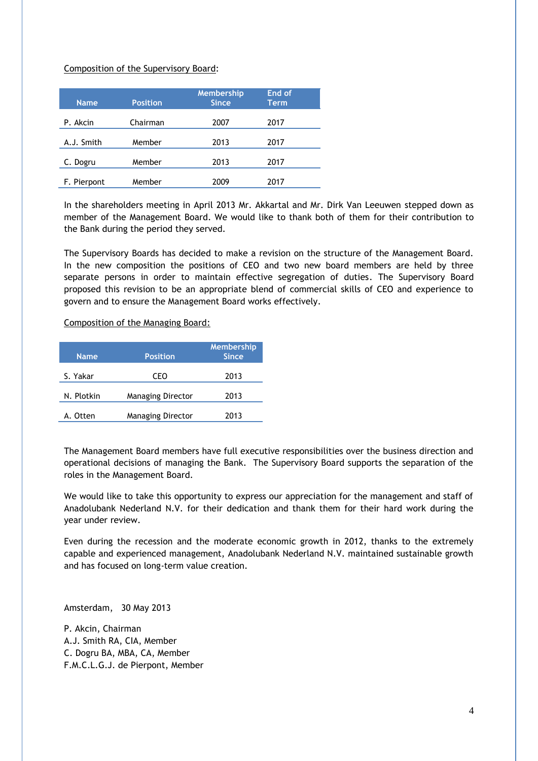Composition of the Supervisory Board:

| Name | Position | Membership Since | End of Term |
|---|---|---|---|
| P. Akcin | Chairman | 2007 | 2017 |
| A.J. Smith | Member | 2013 | 2017 |
| C. Dogru | Member | 2013 | 2017 |
| F. Pierpont | Member | 2009 | 2017 |

In the shareholders meeting in April 2013 Mr. Akkartal and Mr. Dirk Van Leeuwen stepped down as member of the Management Board. We would like to thank both of them for their contribution to the Bank during the period they served.

The Supervisory Boards has decided to make a revision on the structure of the Management Board. In the new composition the positions of CEO and two new board members are held by three separate persons in order to maintain effective segregation of duties. The Supervisory Board proposed this revision to be an appropriate blend of commercial skills of CEO and experience to govern and to ensure the Management Board works effectively.

Composition of the Managing Board:

| Name | Position | Membership Since |
|---|---|---|
| S. Yakar | CEO | 2013 |
| N. Plotkin | Managing Director | 2013 |
| A. Otten | Managing Director | 2013 |

The Management Board members have full executive responsibilities over the business direction and operational decisions of managing the Bank. The Supervisory Board supports the separation of the roles in the Management Board.

We would like to take this opportunity to express our appreciation for the management and staff of Anadolubank Nederland N.V. for their dedication and thank them for their hard work during the year under review.

Even during the recession and the moderate economic growth in 2012, thanks to the extremely capable and experienced management, Anadolubank Nederland N.V. maintained sustainable growth and has focused on long-term value creation.

Amsterdam, 30 May 2013

P. Akcin, Chairman
A.J. Smith RA, CIA, Member
C. Dogru BA, MBA, CA, Member
F.M.C.L.G.J. de Pierpont, Member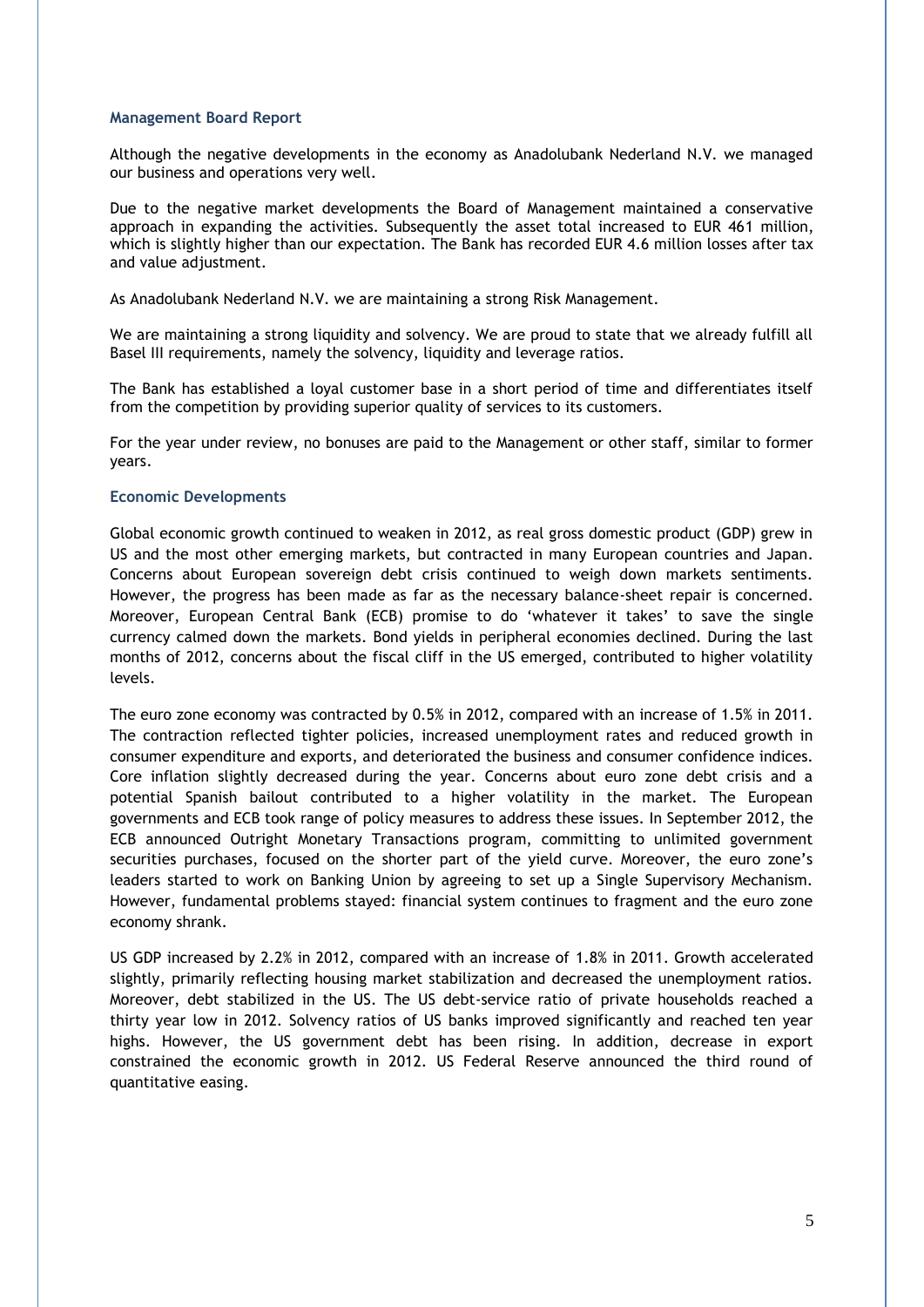### Management Board Report

Although the negative developments in the economy as Anadolubank Nederland N.V. we managed our business and operations very well.

Due to the negative market developments the Board of Management maintained a conservative approach in expanding the activities. Subsequently the asset total increased to EUR 461 million, which is slightly higher than our expectation. The Bank has recorded EUR 4.6 million losses after tax and value adjustment.

As Anadolubank Nederland N.V. we are maintaining a strong Risk Management.

We are maintaining a strong liquidity and solvency. We are proud to state that we already fulfill all Basel III requirements, namely the solvency, liquidity and leverage ratios.

The Bank has established a loyal customer base in a short period of time and differentiates itself from the competition by providing superior quality of services to its customers.

For the year under review, no bonuses are paid to the Management or other staff, similar to former years.

### Economic Developments

Global economic growth continued to weaken in 2012, as real gross domestic product (GDP) grew in US and the most other emerging markets, but contracted in many European countries and Japan. Concerns about European sovereign debt crisis continued to weigh down markets sentiments. However, the progress has been made as far as the necessary balance-sheet repair is concerned. Moreover, European Central Bank (ECB) promise to do 'whatever it takes' to save the single currency calmed down the markets. Bond yields in peripheral economies declined. During the last months of 2012, concerns about the fiscal cliff in the US emerged, contributed to higher volatility levels.

The euro zone economy was contracted by 0.5% in 2012, compared with an increase of 1.5% in 2011. The contraction reflected tighter policies, increased unemployment rates and reduced growth in consumer expenditure and exports, and deteriorated the business and consumer confidence indices. Core inflation slightly decreased during the year. Concerns about euro zone debt crisis and a potential Spanish bailout contributed to a higher volatility in the market. The European governments and ECB took range of policy measures to address these issues. In September 2012, the ECB announced Outright Monetary Transactions program, committing to unlimited government securities purchases, focused on the shorter part of the yield curve. Moreover, the euro zone's leaders started to work on Banking Union by agreeing to set up a Single Supervisory Mechanism. However, fundamental problems stayed: financial system continues to fragment and the euro zone economy shrank.

US GDP increased by 2.2% in 2012, compared with an increase of 1.8% in 2011. Growth accelerated slightly, primarily reflecting housing market stabilization and decreased the unemployment ratios. Moreover, debt stabilized in the US. The US debt-service ratio of private households reached a thirty year low in 2012. Solvency ratios of US banks improved significantly and reached ten year highs. However, the US government debt has been rising. In addition, decrease in export constrained the economic growth in 2012. US Federal Reserve announced the third round of quantitative easing.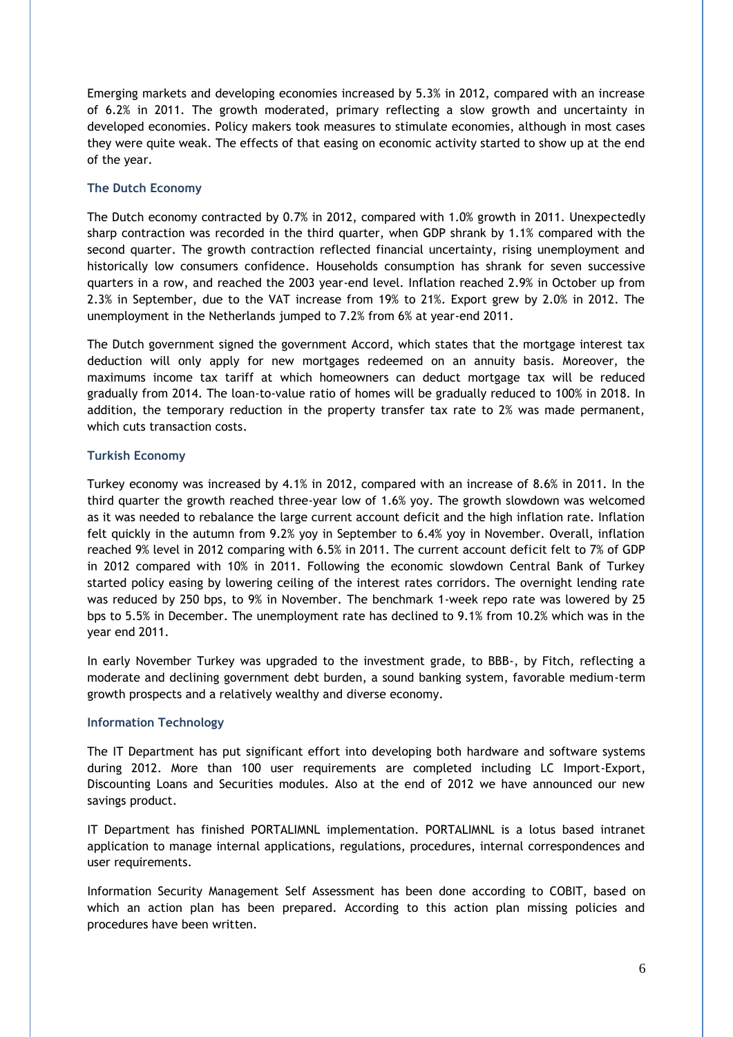Emerging markets and developing economies increased by 5.3% in 2012, compared with an increase of 6.2% in 2011. The growth moderated, primary reflecting a slow growth and uncertainty in developed economies. Policy makers took measures to stimulate economies, although in most cases they were quite weak. The effects of that easing on economic activity started to show up at the end of the year.

### The Dutch Economy

The Dutch economy contracted by 0.7% in 2012, compared with 1.0% growth in 2011. Unexpectedly sharp contraction was recorded in the third quarter, when GDP shrank by 1.1% compared with the second quarter. The growth contraction reflected financial uncertainty, rising unemployment and historically low consumers confidence. Households consumption has shrank for seven successive quarters in a row, and reached the 2003 year-end level. Inflation reached 2.9% in October up from 2.3% in September, due to the VAT increase from 19% to 21%. Export grew by 2.0% in 2012. The unemployment in the Netherlands jumped to 7.2% from 6% at year-end 2011.

The Dutch government signed the government Accord, which states that the mortgage interest tax deduction will only apply for new mortgages redeemed on an annuity basis. Moreover, the maximums income tax tariff at which homeowners can deduct mortgage tax will be reduced gradually from 2014. The loan-to-value ratio of homes will be gradually reduced to 100% in 2018. In addition, the temporary reduction in the property transfer tax rate to 2% was made permanent, which cuts transaction costs.

### Turkish Economy

Turkey economy was increased by 4.1% in 2012, compared with an increase of 8.6% in 2011. In the third quarter the growth reached three-year low of 1.6% yoy. The growth slowdown was welcomed as it was needed to rebalance the large current account deficit and the high inflation rate. Inflation felt quickly in the autumn from 9.2% yoy in September to 6.4% yoy in November. Overall, inflation reached 9% level in 2012 comparing with 6.5% in 2011. The current account deficit felt to 7% of GDP in 2012 compared with 10% in 2011. Following the economic slowdown Central Bank of Turkey started policy easing by lowering ceiling of the interest rates corridors. The overnight lending rate was reduced by 250 bps, to 9% in November. The benchmark 1-week repo rate was lowered by 25 bps to 5.5% in December. The unemployment rate has declined to 9.1% from 10.2% which was in the year end 2011.

In early November Turkey was upgraded to the investment grade, to BBB-, by Fitch, reflecting a moderate and declining government debt burden, a sound banking system, favorable medium-term growth prospects and a relatively wealthy and diverse economy.

### Information Technology

The IT Department has put significant effort into developing both hardware and software systems during 2012. More than 100 user requirements are completed including LC Import-Export, Discounting Loans and Securities modules. Also at the end of 2012 we have announced our new savings product.

IT Department has finished PORTALIMNL implementation. PORTALIMNL is a lotus based intranet application to manage internal applications, regulations, procedures, internal correspondences and user requirements.

Information Security Management Self Assessment has been done according to COBIT, based on which an action plan has been prepared. According to this action plan missing policies and procedures have been written.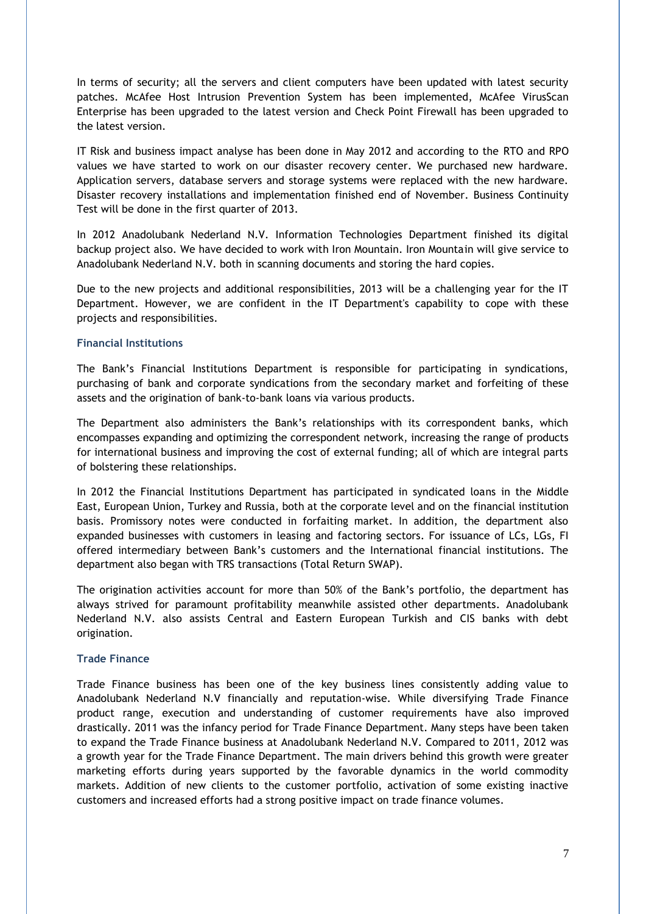In terms of security; all the servers and client computers have been updated with latest security patches. McAfee Host Intrusion Prevention System has been implemented, McAfee VirusScan Enterprise has been upgraded to the latest version and Check Point Firewall has been upgraded to the latest version.

IT Risk and business impact analyse has been done in May 2012 and according to the RTO and RPO values we have started to work on our disaster recovery center. We purchased new hardware. Application servers, database servers and storage systems were replaced with the new hardware. Disaster recovery installations and implementation finished end of November. Business Continuity Test will be done in the first quarter of 2013.

In 2012 Anadolubank Nederland N.V. Information Technologies Department finished its digital backup project also. We have decided to work with Iron Mountain. Iron Mountain will give service to Anadolubank Nederland N.V. both in scanning documents and storing the hard copies.

Due to the new projects and additional responsibilities, 2013 will be a challenging year for the IT Department. However, we are confident in the IT Department's capability to cope with these projects and responsibilities.

### Financial Institutions

The Bank's Financial Institutions Department is responsible for participating in syndications, purchasing of bank and corporate syndications from the secondary market and forfeiting of these assets and the origination of bank-to-bank loans via various products.

The Department also administers the Bank's relationships with its correspondent banks, which encompasses expanding and optimizing the correspondent network, increasing the range of products for international business and improving the cost of external funding; all of which are integral parts of bolstering these relationships.

In 2012 the Financial Institutions Department has participated in syndicated loans in the Middle East, European Union, Turkey and Russia, both at the corporate level and on the financial institution basis. Promissory notes were conducted in forfaiting market. In addition, the department also expanded businesses with customers in leasing and factoring sectors. For issuance of LCs, LGs, FI offered intermediary between Bank's customers and the International financial institutions. The department also began with TRS transactions (Total Return SWAP).

The origination activities account for more than 50% of the Bank's portfolio, the department has always strived for paramount profitability meanwhile assisted other departments. Anadolubank Nederland N.V. also assists Central and Eastern European Turkish and CIS banks with debt origination.

### Trade Finance

Trade Finance business has been one of the key business lines consistently adding value to Anadolubank Nederland N.V financially and reputation-wise. While diversifying Trade Finance product range, execution and understanding of customer requirements have also improved drastically. 2011 was the infancy period for Trade Finance Department. Many steps have been taken to expand the Trade Finance business at Anadolubank Nederland N.V. Compared to 2011, 2012 was a growth year for the Trade Finance Department. The main drivers behind this growth were greater marketing efforts during years supported by the favorable dynamics in the world commodity markets. Addition of new clients to the customer portfolio, activation of some existing inactive customers and increased efforts had a strong positive impact on trade finance volumes.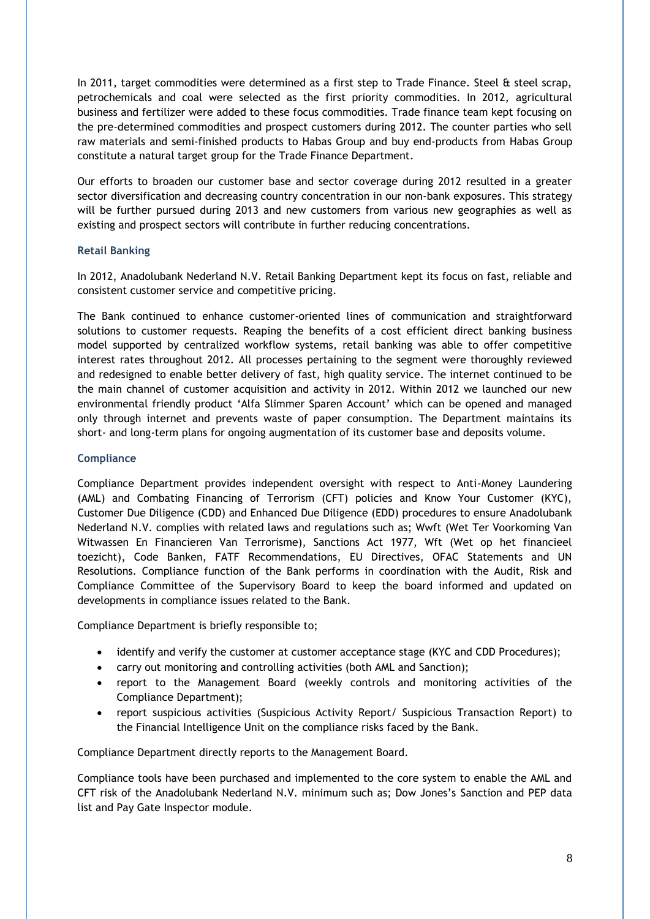In 2011, target commodities were determined as a first step to Trade Finance. Steel & steel scrap, petrochemicals and coal were selected as the first priority commodities. In 2012, agricultural business and fertilizer were added to these focus commodities. Trade finance team kept focusing on the pre-determined commodities and prospect customers during 2012. The counter parties who sell raw materials and semi-finished products to Habas Group and buy end-products from Habas Group constitute a natural target group for the Trade Finance Department.

Our efforts to broaden our customer base and sector coverage during 2012 resulted in a greater sector diversification and decreasing country concentration in our non-bank exposures. This strategy will be further pursued during 2013 and new customers from various new geographies as well as existing and prospect sectors will contribute in further reducing concentrations.

### Retail Banking

In 2012, Anadolubank Nederland N.V. Retail Banking Department kept its focus on fast, reliable and consistent customer service and competitive pricing.

The Bank continued to enhance customer-oriented lines of communication and straightforward solutions to customer requests. Reaping the benefits of a cost efficient direct banking business model supported by centralized workflow systems, retail banking was able to offer competitive interest rates throughout 2012. All processes pertaining to the segment were thoroughly reviewed and redesigned to enable better delivery of fast, high quality service. The internet continued to be the main channel of customer acquisition and activity in 2012. Within 2012 we launched our new environmental friendly product 'Alfa Slimmer Sparen Account' which can be opened and managed only through internet and prevents waste of paper consumption. The Department maintains its short- and long-term plans for ongoing augmentation of its customer base and deposits volume.

### Compliance

Compliance Department provides independent oversight with respect to Anti-Money Laundering (AML) and Combating Financing of Terrorism (CFT) policies and Know Your Customer (KYC), Customer Due Diligence (CDD) and Enhanced Due Diligence (EDD) procedures to ensure Anadolubank Nederland N.V. complies with related laws and regulations such as; Wwft (Wet Ter Voorkoming Van Witwassen En Financieren Van Terrorisme), Sanctions Act 1977, Wft (Wet op het financieel toezicht), Code Banken, FATF Recommendations, EU Directives, OFAC Statements and UN Resolutions. Compliance function of the Bank performs in coordination with the Audit, Risk and Compliance Committee of the Supervisory Board to keep the board informed and updated on developments in compliance issues related to the Bank.

Compliance Department is briefly responsible to;

- identify and verify the customer at customer acceptance stage (KYC and CDD Procedures);
- carry out monitoring and controlling activities (both AML and Sanction);
- report to the Management Board (weekly controls and monitoring activities of the Compliance Department);
- report suspicious activities (Suspicious Activity Report/ Suspicious Transaction Report) to the Financial Intelligence Unit on the compliance risks faced by the Bank.

Compliance Department directly reports to the Management Board.

Compliance tools have been purchased and implemented to the core system to enable the AML and CFT risk of the Anadolubank Nederland N.V. minimum such as; Dow Jones's Sanction and PEP data list and Pay Gate Inspector module.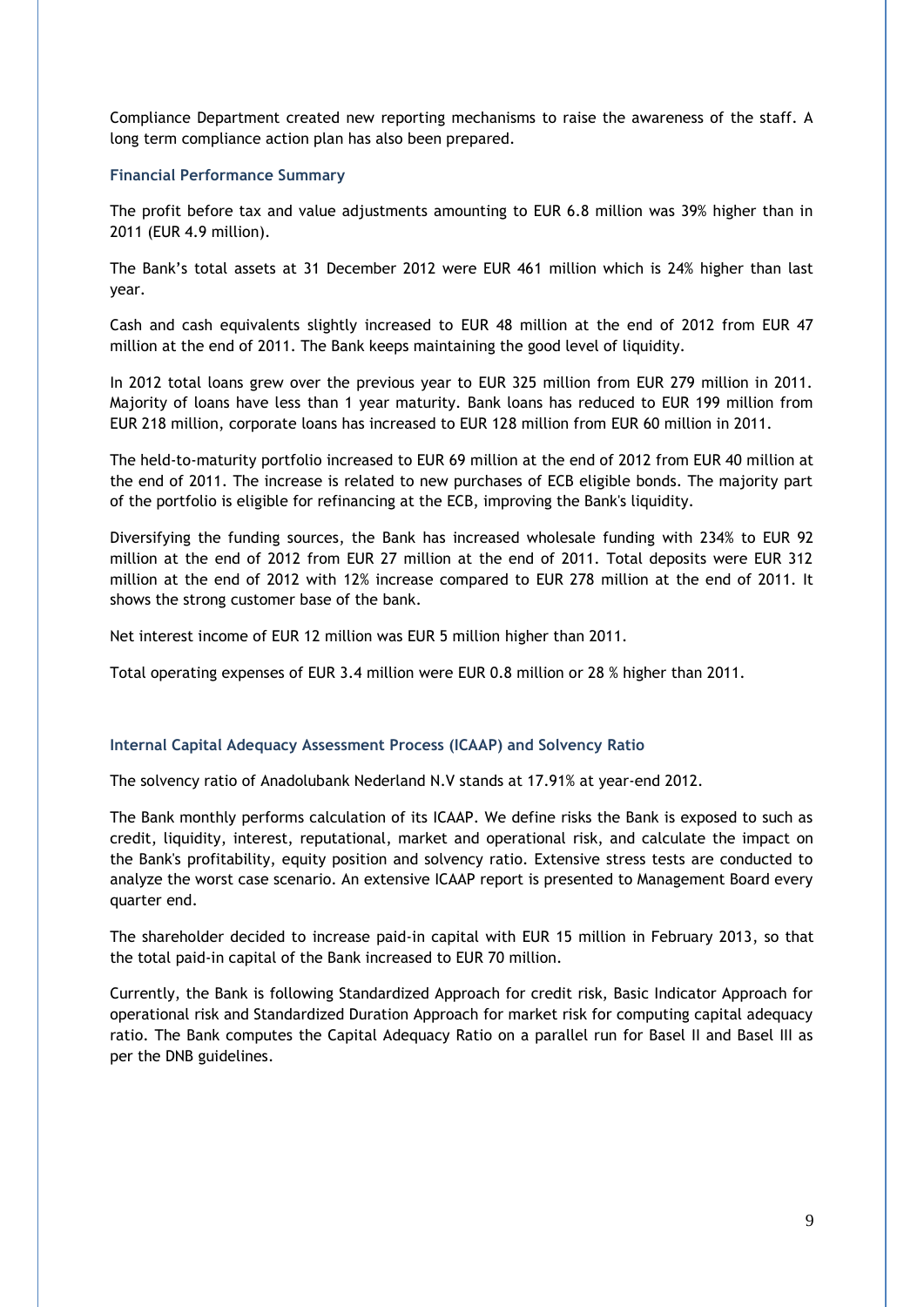Compliance Department created new reporting mechanisms to raise the awareness of the staff. A long term compliance action plan has also been prepared.

### Financial Performance Summary

The profit before tax and value adjustments amounting to EUR 6.8 million was 39% higher than in 2011 (EUR 4.9 million).

The Bank's total assets at 31 December 2012 were EUR 461 million which is 24% higher than last year.

Cash and cash equivalents slightly increased to EUR 48 million at the end of 2012 from EUR 47 million at the end of 2011. The Bank keeps maintaining the good level of liquidity.

In 2012 total loans grew over the previous year to EUR 325 million from EUR 279 million in 2011. Majority of loans have less than 1 year maturity. Bank loans has reduced to EUR 199 million from EUR 218 million, corporate loans has increased to EUR 128 million from EUR 60 million in 2011.

The held-to-maturity portfolio increased to EUR 69 million at the end of 2012 from EUR 40 million at the end of 2011. The increase is related to new purchases of ECB eligible bonds. The majority part of the portfolio is eligible for refinancing at the ECB, improving the Bank's liquidity.

Diversifying the funding sources, the Bank has increased wholesale funding with 234% to EUR 92 million at the end of 2012 from EUR 27 million at the end of 2011. Total deposits were EUR 312 million at the end of 2012 with 12% increase compared to EUR 278 million at the end of 2011. It shows the strong customer base of the bank.

Net interest income of EUR 12 million was EUR 5 million higher than 2011.

Total operating expenses of EUR 3.4 million were EUR 0.8 million or 28 % higher than 2011.

### Internal Capital Adequacy Assessment Process (ICAAP) and Solvency Ratio

The solvency ratio of Anadolubank Nederland N.V stands at 17.91% at year-end 2012.

The Bank monthly performs calculation of its ICAAP. We define risks the Bank is exposed to such as credit, liquidity, interest, reputational, market and operational risk, and calculate the impact on the Bank's profitability, equity position and solvency ratio. Extensive stress tests are conducted to analyze the worst case scenario. An extensive ICAAP report is presented to Management Board every quarter end.

The shareholder decided to increase paid-in capital with EUR 15 million in February 2013, so that the total paid-in capital of the Bank increased to EUR 70 million.

Currently, the Bank is following Standardized Approach for credit risk, Basic Indicator Approach for operational risk and Standardized Duration Approach for market risk for computing capital adequacy ratio. The Bank computes the Capital Adequacy Ratio on a parallel run for Basel II and Basel III as per the DNB guidelines.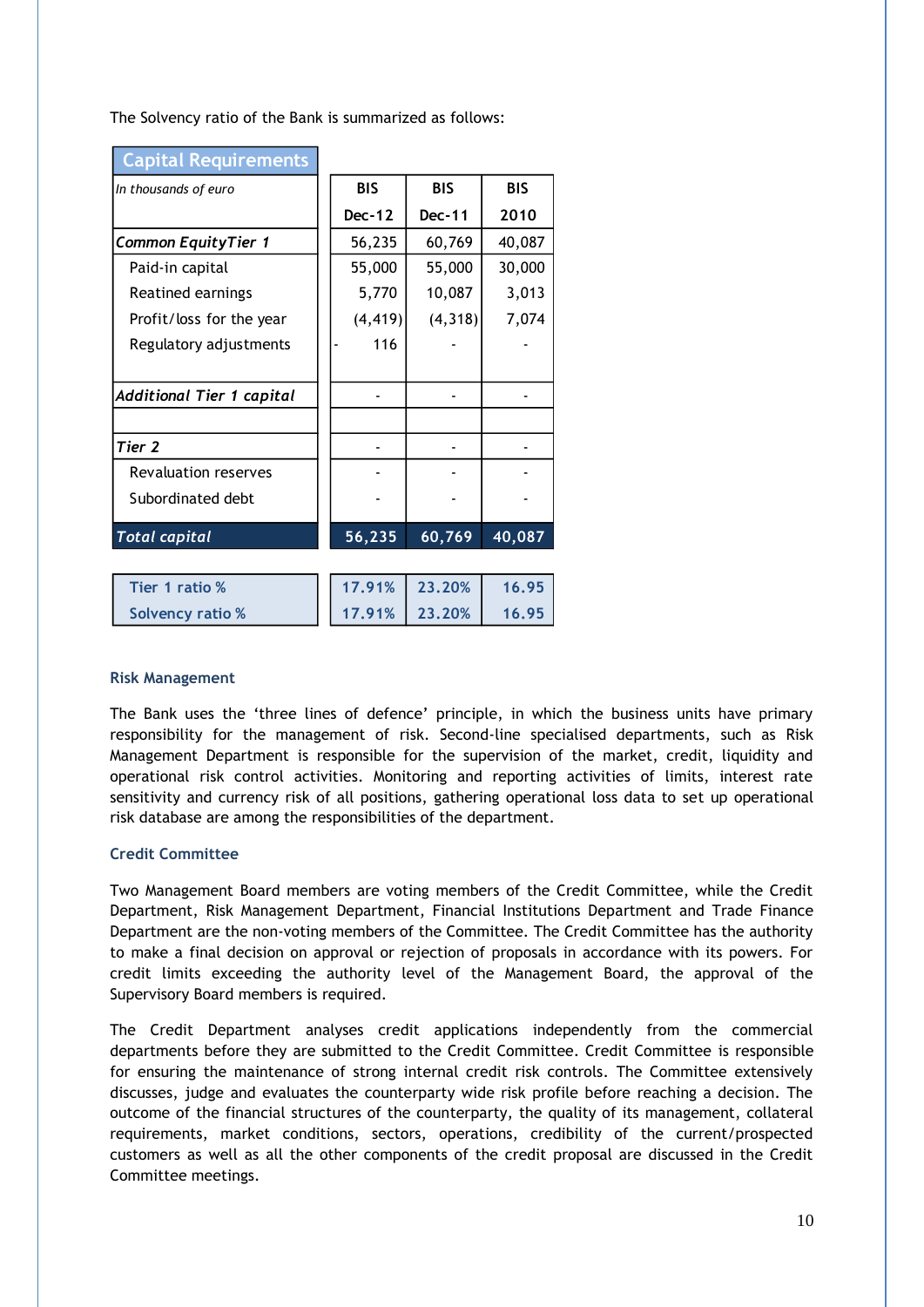The Solvency ratio of the Bank is summarized as follows:

| Capital Requirements | | | |
|---|---|---|---|
| *In thousands of euro* | BIS Dec-12 | BIS Dec-11 | BIS 2010 |
| *Common EquityTier 1* | 56,235 | 60,769 | 40,087 |
| Paid-in capital | 55,000 | 55,000 | 30,000 |
| Reatined earnings | 5,770 | 10,087 | 3,013 |
| Profit/loss for the year | (4,419) | (4,318) | 7,074 |
| Regulatory adjustments | - 116 | - | - |
| *Additional Tier 1 capital* | - | - | - |
| | | | |
| *Tier 2* | - | - | - |
| Revaluation reserves | - | - | - |
| Subordinated debt | - | - | - |
| ***Total capital*** | **56,235** | **60,769** | **40,087** |
| | | | |
| **Tier 1 ratio %** | **17.91%** | **23.20%** | **16.95** |
| **Solvency ratio %** | **17.91%** | **23.20%** | **16.95** |

### Risk Management

The Bank uses the 'three lines of defence' principle, in which the business units have primary responsibility for the management of risk. Second-line specialised departments, such as Risk Management Department is responsible for the supervision of the market, credit, liquidity and operational risk control activities. Monitoring and reporting activities of limits, interest rate sensitivity and currency risk of all positions, gathering operational loss data to set up operational risk database are among the responsibilities of the department.

### Credit Committee

Two Management Board members are voting members of the Credit Committee, while the Credit Department, Risk Management Department, Financial Institutions Department and Trade Finance Department are the non-voting members of the Committee. The Credit Committee has the authority to make a final decision on approval or rejection of proposals in accordance with its powers. For credit limits exceeding the authority level of the Management Board, the approval of the Supervisory Board members is required.

The Credit Department analyses credit applications independently from the commercial departments before they are submitted to the Credit Committee. Credit Committee is responsible for ensuring the maintenance of strong internal credit risk controls. The Committee extensively discusses, judge and evaluates the counterparty wide risk profile before reaching a decision. The outcome of the financial structures of the counterparty, the quality of its management, collateral requirements, market conditions, sectors, operations, credibility of the current/prospected customers as well as all the other components of the credit proposal are discussed in the Credit Committee meetings.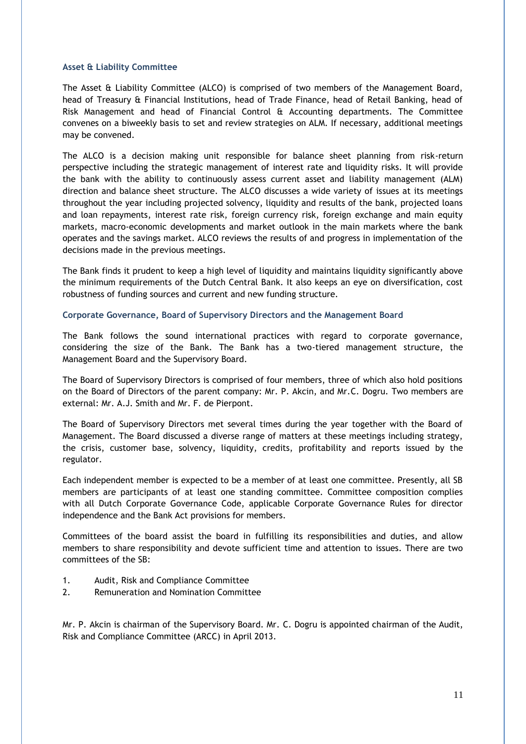### Asset & Liability Committee

The Asset & Liability Committee (ALCO) is comprised of two members of the Management Board, head of Treasury & Financial Institutions, head of Trade Finance, head of Retail Banking, head of Risk Management and head of Financial Control & Accounting departments. The Committee convenes on a biweekly basis to set and review strategies on ALM. If necessary, additional meetings may be convened.

The ALCO is a decision making unit responsible for balance sheet planning from risk-return perspective including the strategic management of interest rate and liquidity risks. It will provide the bank with the ability to continuously assess current asset and liability management (ALM) direction and balance sheet structure. The ALCO discusses a wide variety of issues at its meetings throughout the year including projected solvency, liquidity and results of the bank, projected loans and loan repayments, interest rate risk, foreign currency risk, foreign exchange and main equity markets, macro-economic developments and market outlook in the main markets where the bank operates and the savings market. ALCO reviews the results of and progress in implementation of the decisions made in the previous meetings.

The Bank finds it prudent to keep a high level of liquidity and maintains liquidity significantly above the minimum requirements of the Dutch Central Bank. It also keeps an eye on diversification, cost robustness of funding sources and current and new funding structure.

### Corporate Governance, Board of Supervisory Directors and the Management Board

The Bank follows the sound international practices with regard to corporate governance, considering the size of the Bank. The Bank has a two-tiered management structure, the Management Board and the Supervisory Board.

The Board of Supervisory Directors is comprised of four members, three of which also hold positions on the Board of Directors of the parent company: Mr. P. Akcin, and Mr.C. Dogru. Two members are external: Mr. A.J. Smith and Mr. F. de Pierpont.

The Board of Supervisory Directors met several times during the year together with the Board of Management. The Board discussed a diverse range of matters at these meetings including strategy, the crisis, customer base, solvency, liquidity, credits, profitability and reports issued by the regulator.

Each independent member is expected to be a member of at least one committee. Presently, all SB members are participants of at least one standing committee. Committee composition complies with all Dutch Corporate Governance Code, applicable Corporate Governance Rules for director independence and the Bank Act provisions for members.

Committees of the board assist the board in fulfilling its responsibilities and duties, and allow members to share responsibility and devote sufficient time and attention to issues. There are two committees of the SB:

1. Audit, Risk and Compliance Committee
2. Remuneration and Nomination Committee

Mr. P. Akcin is chairman of the Supervisory Board. Mr. C. Dogru is appointed chairman of the Audit, Risk and Compliance Committee (ARCC) in April 2013.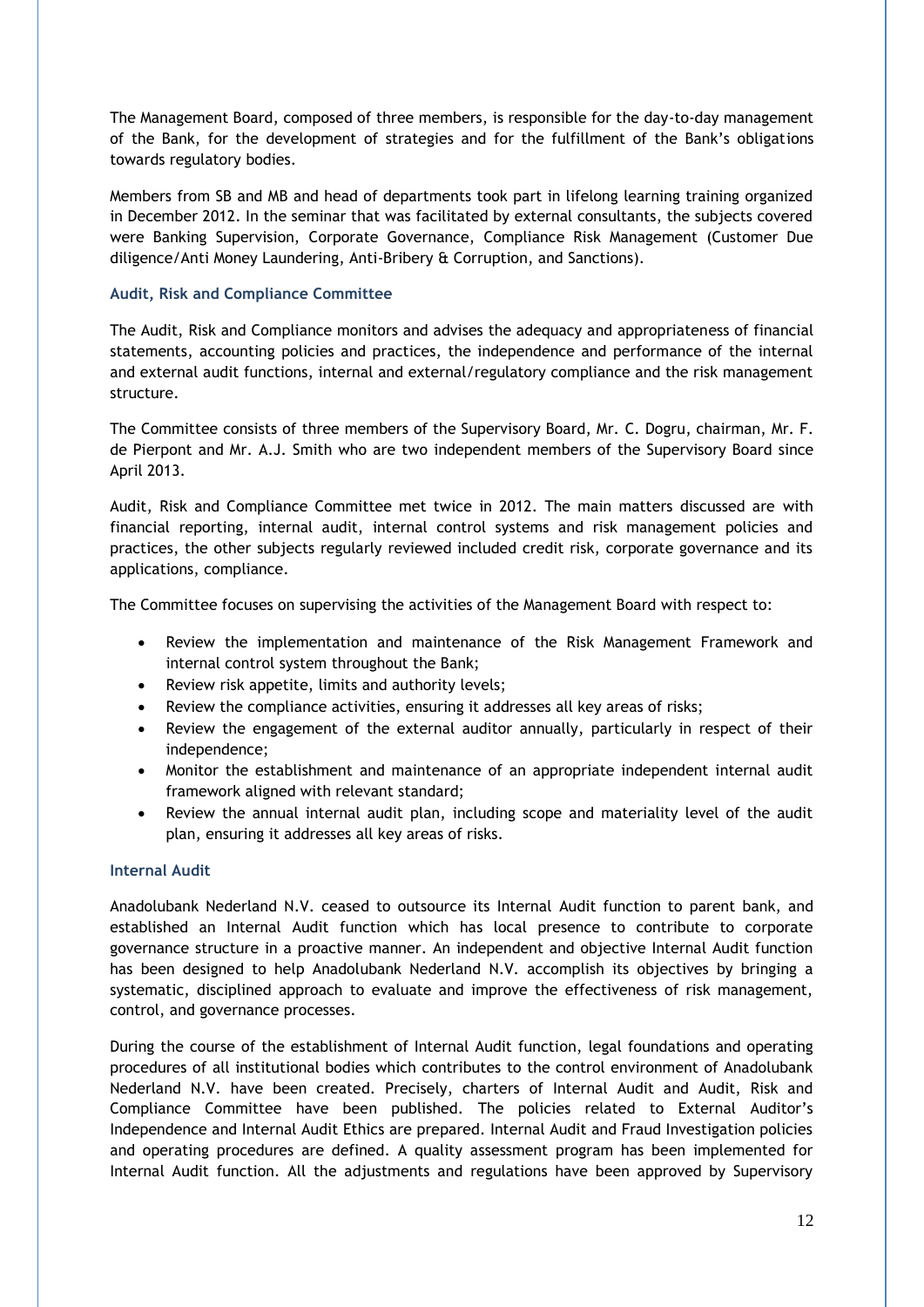The Management Board, composed of three members, is responsible for the day-to-day management of the Bank, for the development of strategies and for the fulfillment of the Bank's obligations towards regulatory bodies.

Members from SB and MB and head of departments took part in lifelong learning training organized in December 2012. In the seminar that was facilitated by external consultants, the subjects covered were Banking Supervision, Corporate Governance, Compliance Risk Management (Customer Due diligence/Anti Money Laundering, Anti-Bribery & Corruption, and Sanctions).

### Audit, Risk and Compliance Committee

The Audit, Risk and Compliance monitors and advises the adequacy and appropriateness of financial statements, accounting policies and practices, the independence and performance of the internal and external audit functions, internal and external/regulatory compliance and the risk management structure.

The Committee consists of three members of the Supervisory Board, Mr. C. Dogru, chairman, Mr. F. de Pierpont and Mr. A.J. Smith who are two independent members of the Supervisory Board since April 2013.

Audit, Risk and Compliance Committee met twice in 2012. The main matters discussed are with financial reporting, internal audit, internal control systems and risk management policies and practices, the other subjects regularly reviewed included credit risk, corporate governance and its applications, compliance.

The Committee focuses on supervising the activities of the Management Board with respect to:

- Review the implementation and maintenance of the Risk Management Framework and internal control system throughout the Bank;
- Review risk appetite, limits and authority levels;
- Review the compliance activities, ensuring it addresses all key areas of risks;
- Review the engagement of the external auditor annually, particularly in respect of their independence;
- Monitor the establishment and maintenance of an appropriate independent internal audit framework aligned with relevant standard;
- Review the annual internal audit plan, including scope and materiality level of the audit plan, ensuring it addresses all key areas of risks.

### Internal Audit

Anadolubank Nederland N.V. ceased to outsource its Internal Audit function to parent bank, and established an Internal Audit function which has local presence to contribute to corporate governance structure in a proactive manner. An independent and objective Internal Audit function has been designed to help Anadolubank Nederland N.V. accomplish its objectives by bringing a systematic, disciplined approach to evaluate and improve the effectiveness of risk management, control, and governance processes.

During the course of the establishment of Internal Audit function, legal foundations and operating procedures of all institutional bodies which contributes to the control environment of Anadolubank Nederland N.V. have been created. Precisely, charters of Internal Audit and Audit, Risk and Compliance Committee have been published. The policies related to External Auditor's Independence and Internal Audit Ethics are prepared. Internal Audit and Fraud Investigation policies and operating procedures are defined. A quality assessment program has been implemented for Internal Audit function. All the adjustments and regulations have been approved by Supervisory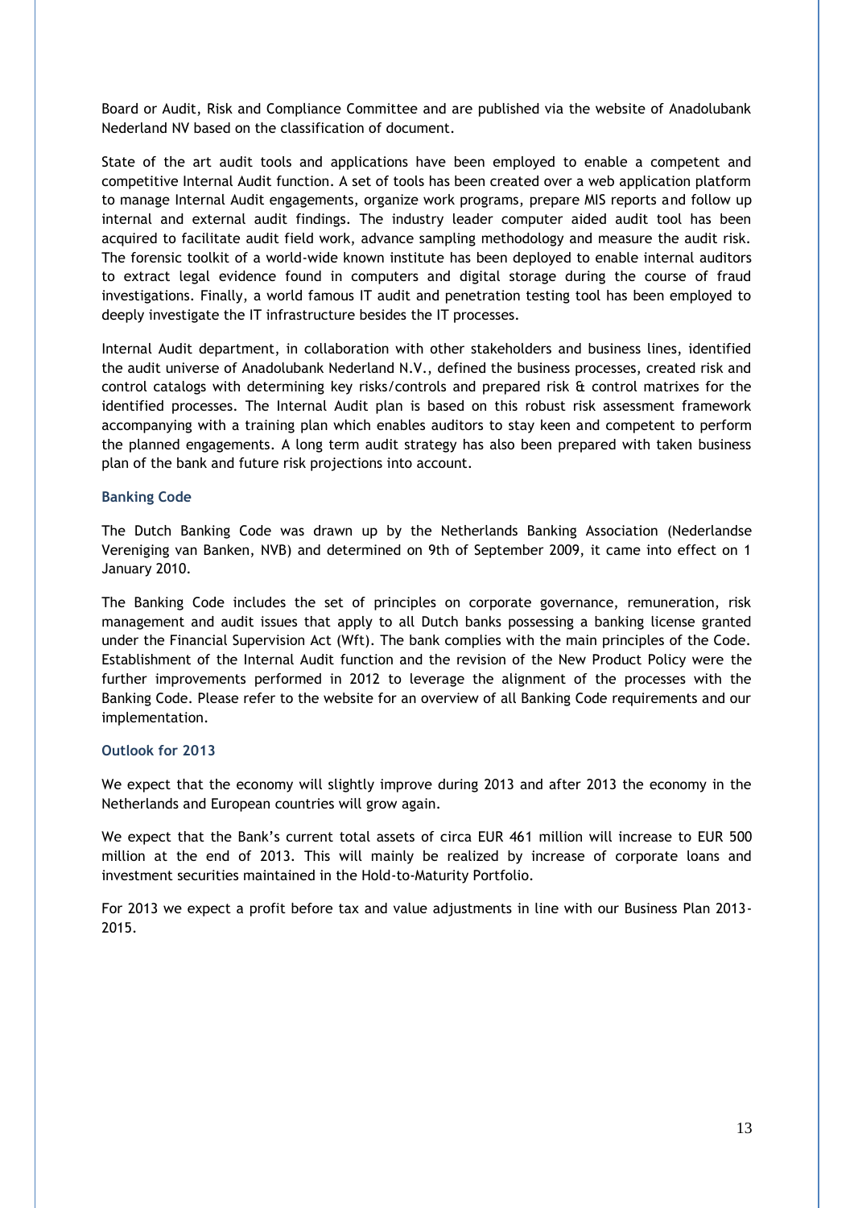Board or Audit, Risk and Compliance Committee and are published via the website of Anadolubank Nederland NV based on the classification of document.

State of the art audit tools and applications have been employed to enable a competent and competitive Internal Audit function. A set of tools has been created over a web application platform to manage Internal Audit engagements, organize work programs, prepare MIS reports and follow up internal and external audit findings. The industry leader computer aided audit tool has been acquired to facilitate audit field work, advance sampling methodology and measure the audit risk. The forensic toolkit of a world-wide known institute has been deployed to enable internal auditors to extract legal evidence found in computers and digital storage during the course of fraud investigations. Finally, a world famous IT audit and penetration testing tool has been employed to deeply investigate the IT infrastructure besides the IT processes.

Internal Audit department, in collaboration with other stakeholders and business lines, identified the audit universe of Anadolubank Nederland N.V., defined the business processes, created risk and control catalogs with determining key risks/controls and prepared risk & control matrixes for the identified processes. The Internal Audit plan is based on this robust risk assessment framework accompanying with a training plan which enables auditors to stay keen and competent to perform the planned engagements. A long term audit strategy has also been prepared with taken business plan of the bank and future risk projections into account.

### Banking Code

The Dutch Banking Code was drawn up by the Netherlands Banking Association (Nederlandse Vereniging van Banken, NVB) and determined on 9th of September 2009, it came into effect on 1 January 2010.

The Banking Code includes the set of principles on corporate governance, remuneration, risk management and audit issues that apply to all Dutch banks possessing a banking license granted under the Financial Supervision Act (Wft). The bank complies with the main principles of the Code. Establishment of the Internal Audit function and the revision of the New Product Policy were the further improvements performed in 2012 to leverage the alignment of the processes with the Banking Code. Please refer to the website for an overview of all Banking Code requirements and our implementation.

### Outlook for 2013

We expect that the economy will slightly improve during 2013 and after 2013 the economy in the Netherlands and European countries will grow again.

We expect that the Bank's current total assets of circa EUR 461 million will increase to EUR 500 million at the end of 2013. This will mainly be realized by increase of corporate loans and investment securities maintained in the Hold-to-Maturity Portfolio.

For 2013 we expect a profit before tax and value adjustments in line with our Business Plan 2013-2015.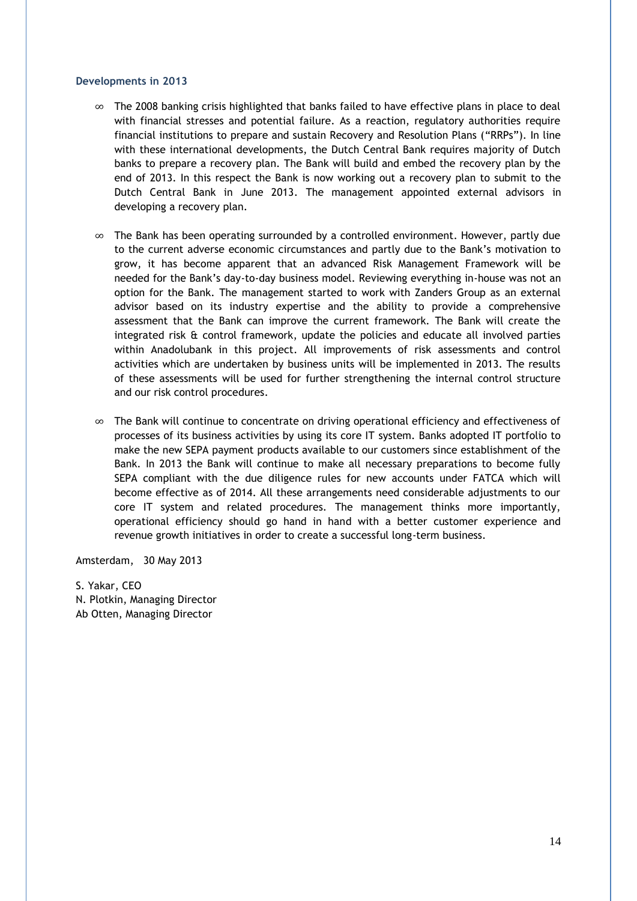### Developments in 2013

- The 2008 banking crisis highlighted that banks failed to have effective plans in place to deal with financial stresses and potential failure. As a reaction, regulatory authorities require financial institutions to prepare and sustain Recovery and Resolution Plans ("RRPs"). In line with these international developments, the Dutch Central Bank requires majority of Dutch banks to prepare a recovery plan. The Bank will build and embed the recovery plan by the end of 2013. In this respect the Bank is now working out a recovery plan to submit to the Dutch Central Bank in June 2013. The management appointed external advisors in developing a recovery plan.

- The Bank has been operating surrounded by a controlled environment. However, partly due to the current adverse economic circumstances and partly due to the Bank's motivation to grow, it has become apparent that an advanced Risk Management Framework will be needed for the Bank's day-to-day business model. Reviewing everything in-house was not an option for the Bank. The management started to work with Zanders Group as an external advisor based on its industry expertise and the ability to provide a comprehensive assessment that the Bank can improve the current framework. The Bank will create the integrated risk & control framework, update the policies and educate all involved parties within Anadolubank in this project. All improvements of risk assessments and control activities which are undertaken by business units will be implemented in 2013. The results of these assessments will be used for further strengthening the internal control structure and our risk control procedures.

- The Bank will continue to concentrate on driving operational efficiency and effectiveness of processes of its business activities by using its core IT system. Banks adopted IT portfolio to make the new SEPA payment products available to our customers since establishment of the Bank. In 2013 the Bank will continue to make all necessary preparations to become fully SEPA compliant with the due diligence rules for new accounts under FATCA which will become effective as of 2014. All these arrangements need considerable adjustments to our core IT system and related procedures. The management thinks more importantly, operational efficiency should go hand in hand with a better customer experience and revenue growth initiatives in order to create a successful long-term business.

Amsterdam, 30 May 2013

S. Yakar, CEO
N. Plotkin, Managing Director
Ab Otten, Managing Director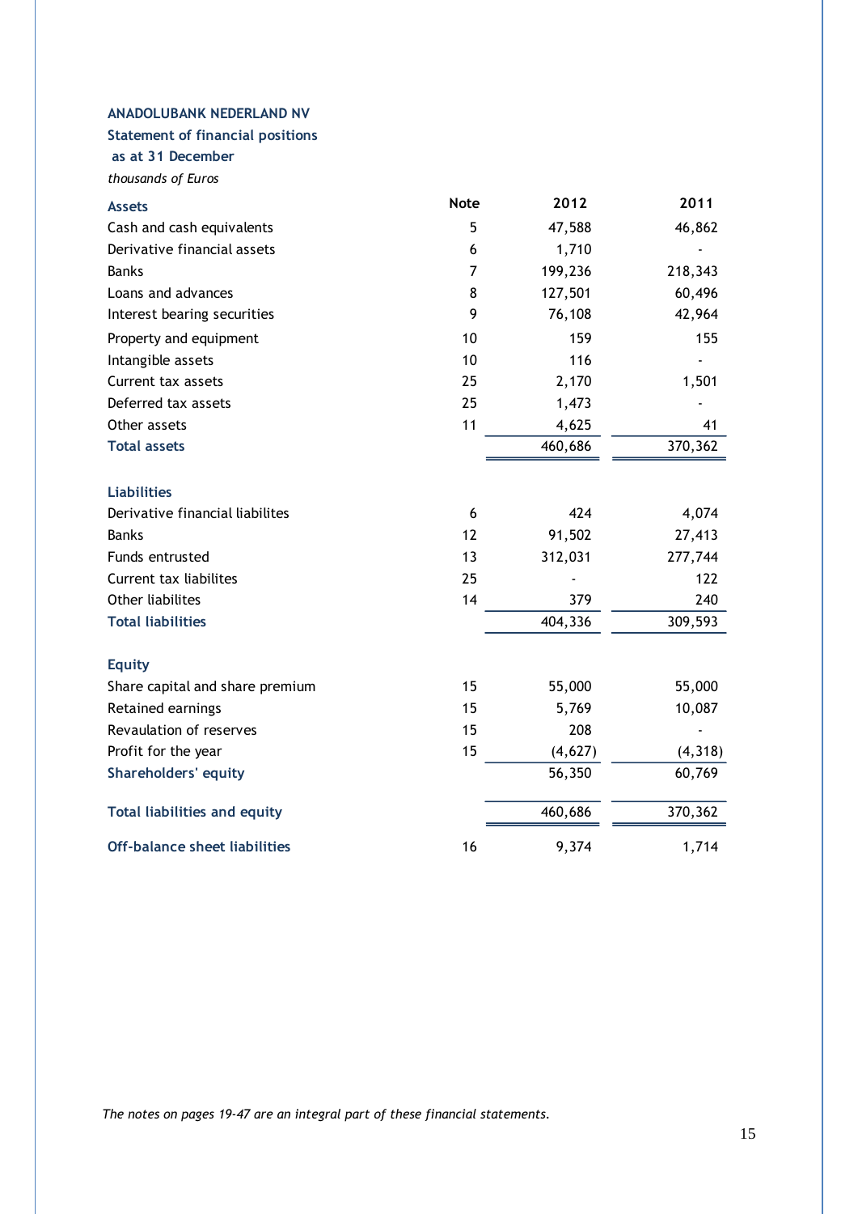**ANADOLUBANK NEDERLAND NV**

**Statement of financial positions**

**as at 31 December**

*thousands of Euros*

| Assets | Note | 2012 | 2011 |
|---|---|---|---|
| Cash and cash equivalents | 5 | 47,588 | 46,862 |
| Derivative financial assets | 6 | 1,710 | - |
| Banks | 7 | 199,236 | 218,343 |
| Loans and advances | 8 | 127,501 | 60,496 |
| Interest bearing securities | 9 | 76,108 | 42,964 |
| Property and equipment | 10 | 159 | 155 |
| Intangible assets | 10 | 116 | - |
| Current tax assets | 25 | 2,170 | 1,501 |
| Deferred tax assets | 25 | 1,473 | - |
| Other assets | 11 | 4,625 | 41 |
| **Total assets** | | 460,686 | 370,362 |
| | | | |
| **Liabilities** | | | |
| Derivative financial liabilites | 6 | 424 | 4,074 |
| Banks | 12 | 91,502 | 27,413 |
| Funds entrusted | 13 | 312,031 | 277,744 |
| Current tax liabilites | 25 | - | 122 |
| Other liabilites | 14 | 379 | 240 |
| **Total liabilities** | | 404,336 | 309,593 |
| | | | |
| **Equity** | | | |
| Share capital and share premium | 15 | 55,000 | 55,000 |
| Retained earnings | 15 | 5,769 | 10,087 |
| Revaluation of reserves | 15 | 208 | - |
| Profit for the year | 15 | (4,627) | (4,318) |
| **Shareholders' equity** | | 56,350 | 60,769 |
| | | | |
| **Total liabilities and equity** | | 460,686 | 370,362 |
| | | | |
| **Off-balance sheet liabilities** | 16 | 9,374 | 1,714 |

*The notes on pages 19-47 are an integral part of these financial statements.*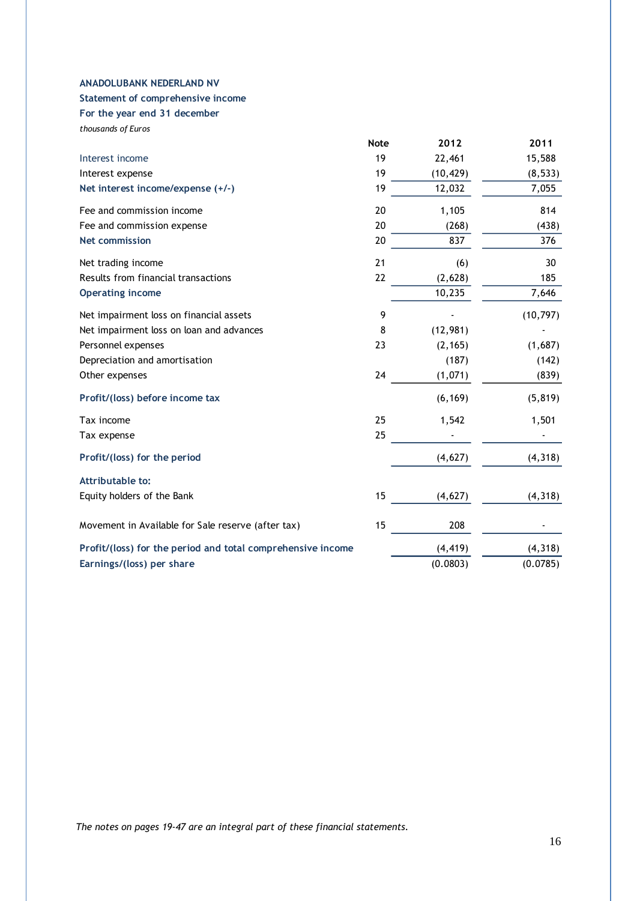**ANADOLUBANK NEDERLAND NV**

**Statement of comprehensive income**

**For the year end 31 december**

*thousands of Euros*

| | Note | 2012 | 2011 |
|---|---|---|---|
| Interest income | 19 | 22,461 | 15,588 |
| Interest expense | 19 | (10,429) | (8,533) |
| **Net interest income/expense (+/-)** | 19 | 12,032 | 7,055 |
| Fee and commission income | 20 | 1,105 | 814 |
| Fee and commission expense | 20 | (268) | (438) |
| **Net commission** | 20 | 837 | 376 |
| Net trading income | 21 | (6) | 30 |
| Results from financial transactions | 22 | (2,628) | 185 |
| **Operating income** | | 10,235 | 7,646 |
| Net impairment loss on financial assets | 9 | - | (10,797) |
| Net impairment loss on loan and advances | 8 | (12,981) | - |
| Personnel expenses | 23 | (2,165) | (1,687) |
| Depreciation and amortisation | | (187) | (142) |
| Other expenses | 24 | (1,071) | (839) |
| **Profit/(loss) before income tax** | | (6,169) | (5,819) |
| Tax income | 25 | 1,542 | 1,501 |
| Tax expense | 25 | - | - |
| **Profit/(loss) for the period** | | (4,627) | (4,318) |
| **Attributable to:** | | | |
| Equity holders of the Bank | 15 | (4,627) | (4,318) |
| Movement in Available for Sale reserve (after tax) | 15 | 208 | - |
| **Profit/(loss) for the period and total comprehensive income** | | (4,419) | (4,318) |
| **Earnings/(loss) per share** | | (0.0803) | (0.0785) |

*The notes on pages 19-47 are an integral part of these financial statements.*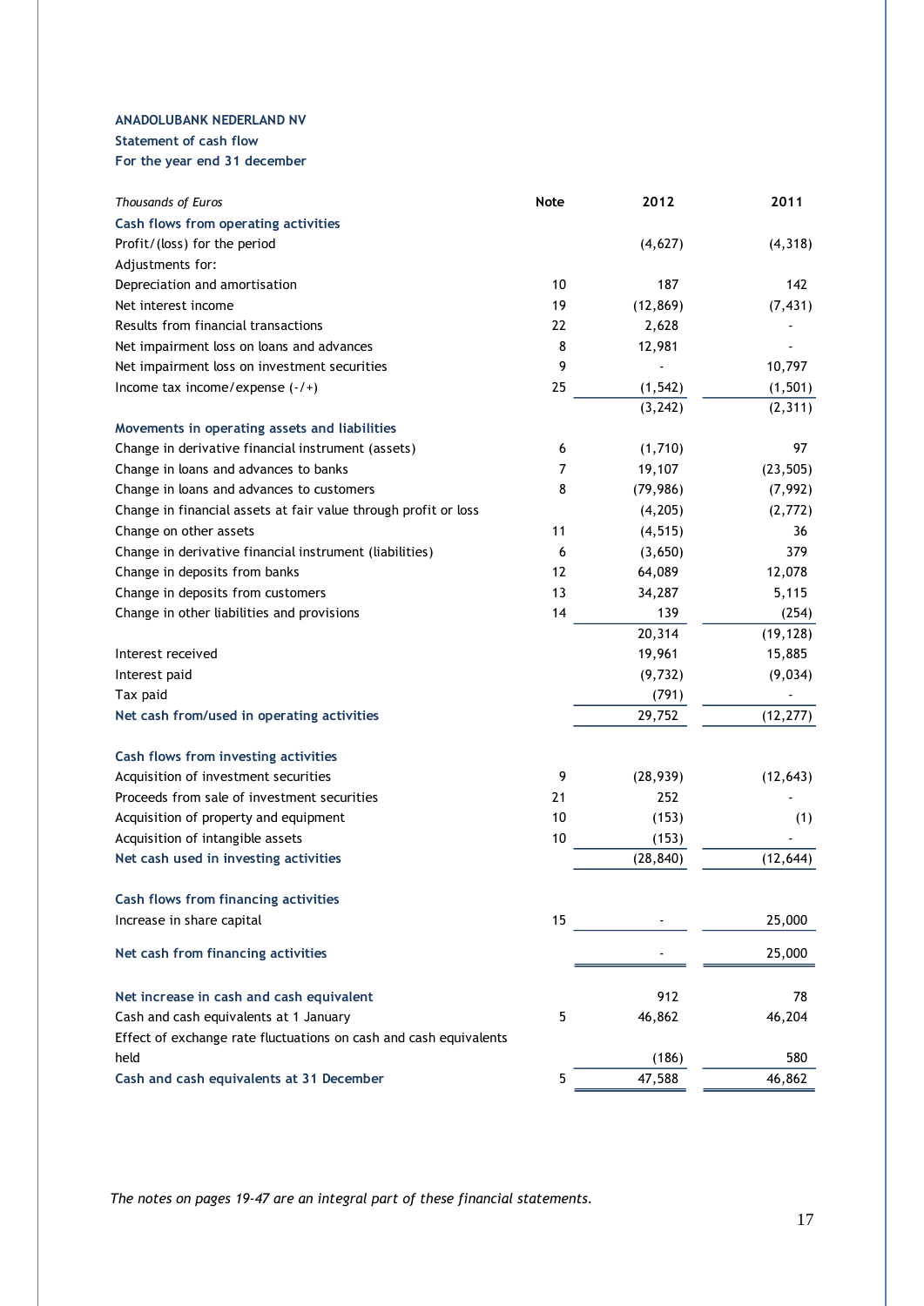**ANADOLUBANK NEDERLAND NV**
**Statement of cash flow**
**For the year end 31 december**

| *Thousands of Euros* | Note | 2012 | 2011 |
|---|---|---|---|
| **Cash flows from operating activities** | | | |
| Profit/(loss) for the period | | (4,627) | (4,318) |
| Adjustments for: | | | |
| Depreciation and amortisation | 10 | 187 | 142 |
| Net interest income | 19 | (12,869) | (7,431) |
| Results from financial transactions | 22 | 2,628 | - |
| Net impairment loss on loans and advances | 8 | 12,981 | - |
| Net impairment loss on investment securities | 9 | - | 10,797 |
| Income tax income/expense (-/+) | 25 | (1,542) | (1,501) |
| | | (3,242) | (2,311) |
| **Movements in operating assets and liabilities** | | | |
| Change in derivative financial instrument (assets) | 6 | (1,710) | 97 |
| Change in loans and advances to banks | 7 | 19,107 | (23,505) |
| Change in loans and advances to customers | 8 | (79,986) | (7,992) |
| Change in financial assets at fair value through profit or loss | | (4,205) | (2,772) |
| Change on other assets | 11 | (4,515) | 36 |
| Change in derivative financial instrument (liabilities) | 6 | (3,650) | 379 |
| Change in deposits from banks | 12 | 64,089 | 12,078 |
| Change in deposits from customers | 13 | 34,287 | 5,115 |
| Change in other liabilities and provisions | 14 | 139 | (254) |
| | | 20,314 | (19,128) |
| Interest received | | 19,961 | 15,885 |
| Interest paid | | (9,732) | (9,034) |
| Tax paid | | (791) | - |
| **Net cash from/used in operating activities** | | 29,752 | (12,277) |
| | | | |
| **Cash flows from investing activities** | | | |
| Acquisition of investment securities | 9 | (28,939) | (12,643) |
| Proceeds from sale of investment securities | 21 | 252 | - |
| Acquisition of property and equipment | 10 | (153) | (1) |
| Acquisition of intangible assets | 10 | (153) | - |
| **Net cash used in investing activities** | | (28,840) | (12,644) |
| | | | |
| **Cash flows from financing activities** | | | |
| Increase in share capital | 15 | - | 25,000 |
| **Net cash from financing activities** | | - | 25,000 |
| | | | |
| **Net increase in cash and cash equivalent** | | 912 | 78 |
| Cash and cash equivalents at 1 January | 5 | 46,862 | 46,204 |
| Effect of exchange rate fluctuations on cash and cash equivalents held | | (186) | 580 |
| **Cash and cash equivalents at 31 December** | 5 | 47,588 | 46,862 |

*The notes on pages 19-47 are an integral part of these financial statements.*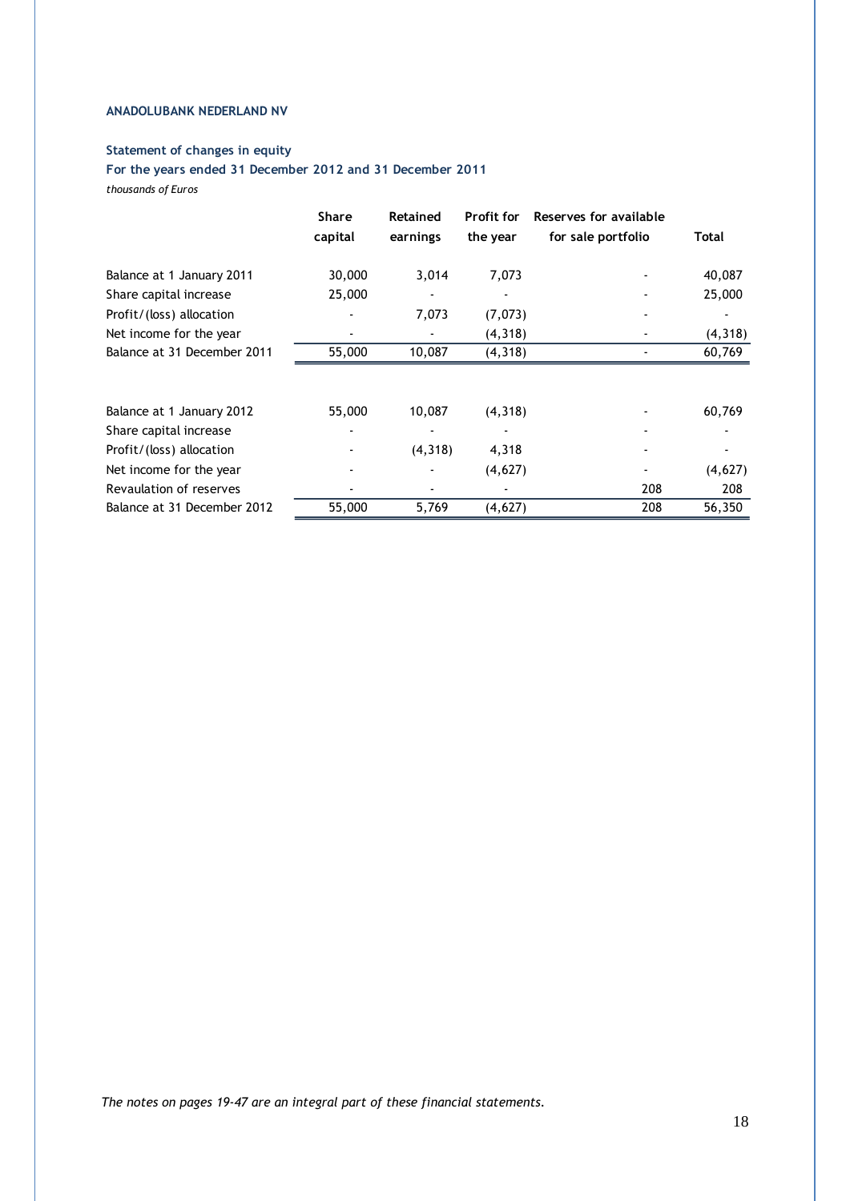**ANADOLUBANK NEDERLAND NV**

**Statement of changes in equity**

**For the years ended 31 December 2012 and 31 December 2011**

*thousands of Euros*

| | Share capital | Retained earnings | Profit for the year | Reserves for available for sale portfolio | Total |
|---|---|---|---|---|---|
| Balance at 1 January 2011 | 30,000 | 3,014 | 7,073 | - | 40,087 |
| Share capital increase | 25,000 | - | - | - | 25,000 |
| Profit/(loss) allocation | - | 7,073 | (7,073) | - | - |
| Net income for the year | - | - | (4,318) | - | (4,318) |
| Balance at 31 December 2011 | 55,000 | 10,087 | (4,318) | - | 60,769 |
| | | | | | |
| Balance at 1 January 2012 | 55,000 | 10,087 | (4,318) | - | 60,769 |
| Share capital increase | - | - | - | - | - |
| Profit/(loss) allocation | - | (4,318) | 4,318 | - | - |
| Net income for the year | - | - | (4,627) | - | (4,627) |
| Revaulation of reserves | - | - | - | 208 | 208 |
| Balance at 31 December 2012 | 55,000 | 5,769 | (4,627) | 208 | 56,350 |

*The notes on pages 19-47 are an integral part of these financial statements.*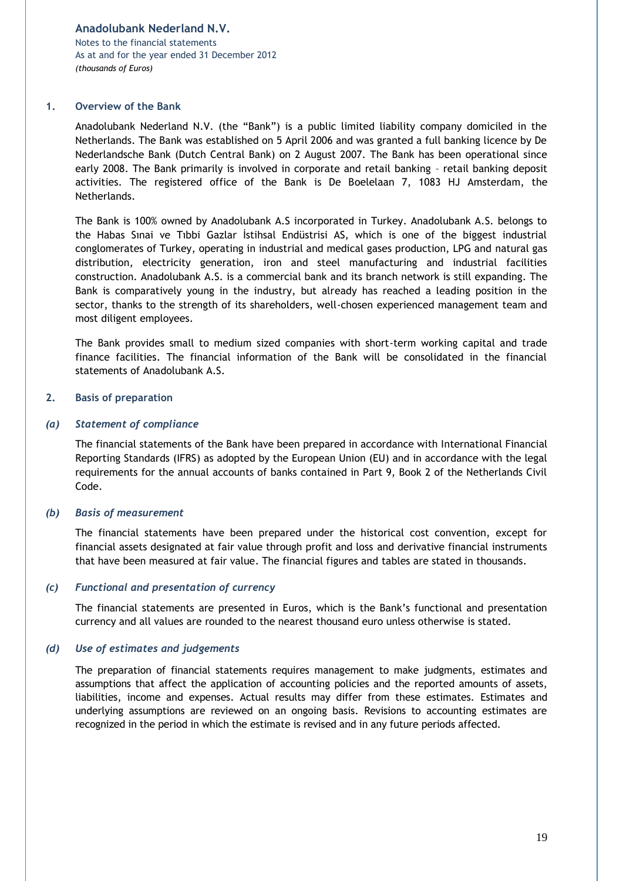## 1. Overview of the Bank

Anadolubank Nederland N.V. (the "Bank") is a public limited liability company domiciled in the Netherlands. The Bank was established on 5 April 2006 and was granted a full banking licence by De Nederlandsche Bank (Dutch Central Bank) on 2 August 2007. The Bank has been operational since early 2008. The Bank primarily is involved in corporate and retail banking – retail banking deposit activities. The registered office of the Bank is De Boelelaan 7, 1083 HJ Amsterdam, the Netherlands.

The Bank is 100% owned by Anadolubank A.S incorporated in Turkey. Anadolubank A.S. belongs to the Habas Sınai ve Tıbbi Gazlar İstihsal Endüstrisi AS, which is one of the biggest industrial conglomerates of Turkey, operating in industrial and medical gases production, LPG and natural gas distribution, electricity generation, iron and steel manufacturing and industrial facilities construction. Anadolubank A.S. is a commercial bank and its branch network is still expanding. The Bank is comparatively young in the industry, but already has reached a leading position in the sector, thanks to the strength of its shareholders, well-chosen experienced management team and most diligent employees.

The Bank provides small to medium sized companies with short-term working capital and trade finance facilities. The financial information of the Bank will be consolidated in the financial statements of Anadolubank A.S.

## 2. Basis of preparation

### *(a) Statement of compliance*

The financial statements of the Bank have been prepared in accordance with International Financial Reporting Standards (IFRS) as adopted by the European Union (EU) and in accordance with the legal requirements for the annual accounts of banks contained in Part 9, Book 2 of the Netherlands Civil Code.

### *(b) Basis of measurement*

The financial statements have been prepared under the historical cost convention, except for financial assets designated at fair value through profit and loss and derivative financial instruments that have been measured at fair value. The financial figures and tables are stated in thousands.

### *(c) Functional and presentation of currency*

The financial statements are presented in Euros, which is the Bank's functional and presentation currency and all values are rounded to the nearest thousand euro unless otherwise is stated.

### *(d) Use of estimates and judgements*

The preparation of financial statements requires management to make judgments, estimates and assumptions that affect the application of accounting policies and the reported amounts of assets, liabilities, income and expenses. Actual results may differ from these estimates. Estimates and underlying assumptions are reviewed on an ongoing basis. Revisions to accounting estimates are recognized in the period in which the estimate is revised and in any future periods affected.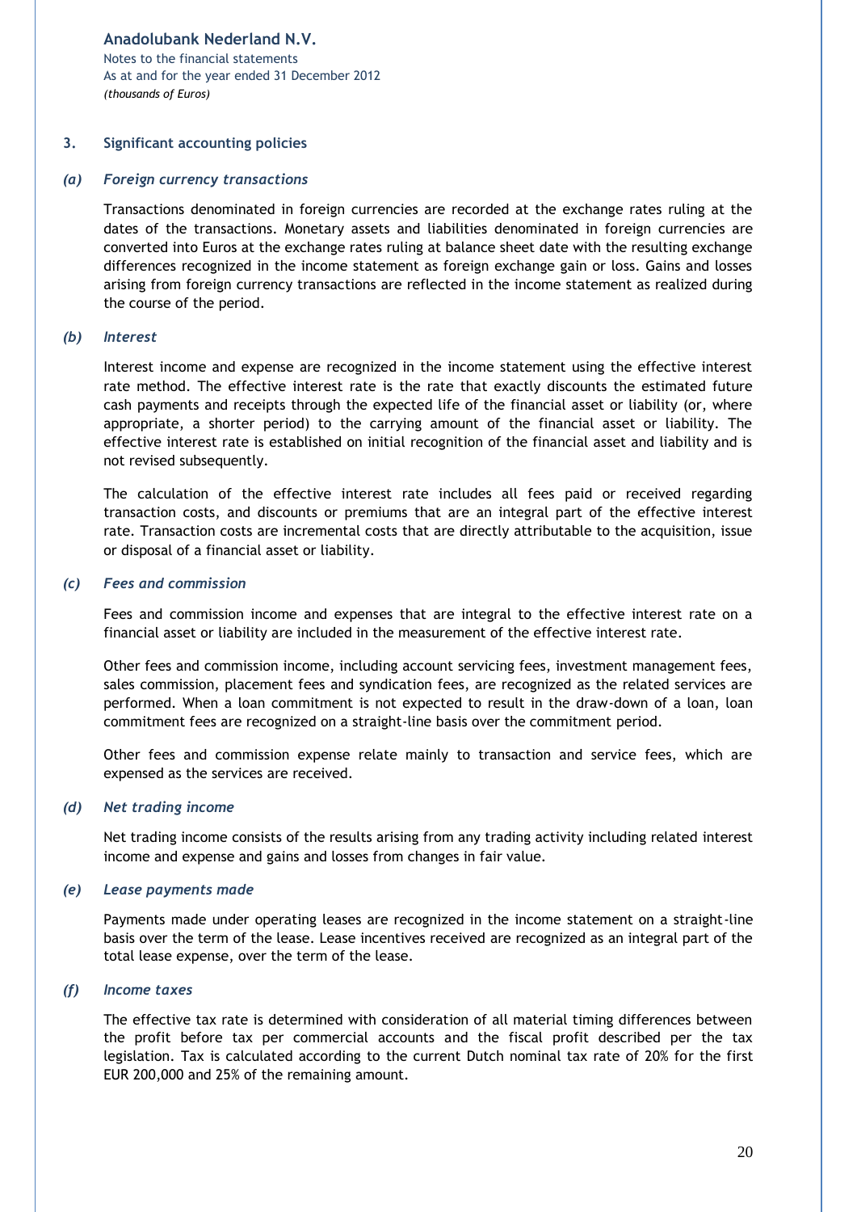## 3. Significant accounting policies

### *(a) Foreign currency transactions*

Transactions denominated in foreign currencies are recorded at the exchange rates ruling at the dates of the transactions. Monetary assets and liabilities denominated in foreign currencies are converted into Euros at the exchange rates ruling at balance sheet date with the resulting exchange differences recognized in the income statement as foreign exchange gain or loss. Gains and losses arising from foreign currency transactions are reflected in the income statement as realized during the course of the period.

### *(b) Interest*

Interest income and expense are recognized in the income statement using the effective interest rate method. The effective interest rate is the rate that exactly discounts the estimated future cash payments and receipts through the expected life of the financial asset or liability (or, where appropriate, a shorter period) to the carrying amount of the financial asset or liability. The effective interest rate is established on initial recognition of the financial asset and liability and is not revised subsequently.

The calculation of the effective interest rate includes all fees paid or received regarding transaction costs, and discounts or premiums that are an integral part of the effective interest rate. Transaction costs are incremental costs that are directly attributable to the acquisition, issue or disposal of a financial asset or liability.

### *(c) Fees and commission*

Fees and commission income and expenses that are integral to the effective interest rate on a financial asset or liability are included in the measurement of the effective interest rate.

Other fees and commission income, including account servicing fees, investment management fees, sales commission, placement fees and syndication fees, are recognized as the related services are performed. When a loan commitment is not expected to result in the draw-down of a loan, loan commitment fees are recognized on a straight-line basis over the commitment period.

Other fees and commission expense relate mainly to transaction and service fees, which are expensed as the services are received.

### *(d) Net trading income*

Net trading income consists of the results arising from any trading activity including related interest income and expense and gains and losses from changes in fair value.

### *(e) Lease payments made*

Payments made under operating leases are recognized in the income statement on a straight-line basis over the term of the lease. Lease incentives received are recognized as an integral part of the total lease expense, over the term of the lease.

### *(f) Income taxes*

The effective tax rate is determined with consideration of all material timing differences between the profit before tax per commercial accounts and the fiscal profit described per the tax legislation. Tax is calculated according to the current Dutch nominal tax rate of 20% for the first EUR 200,000 and 25% of the remaining amount.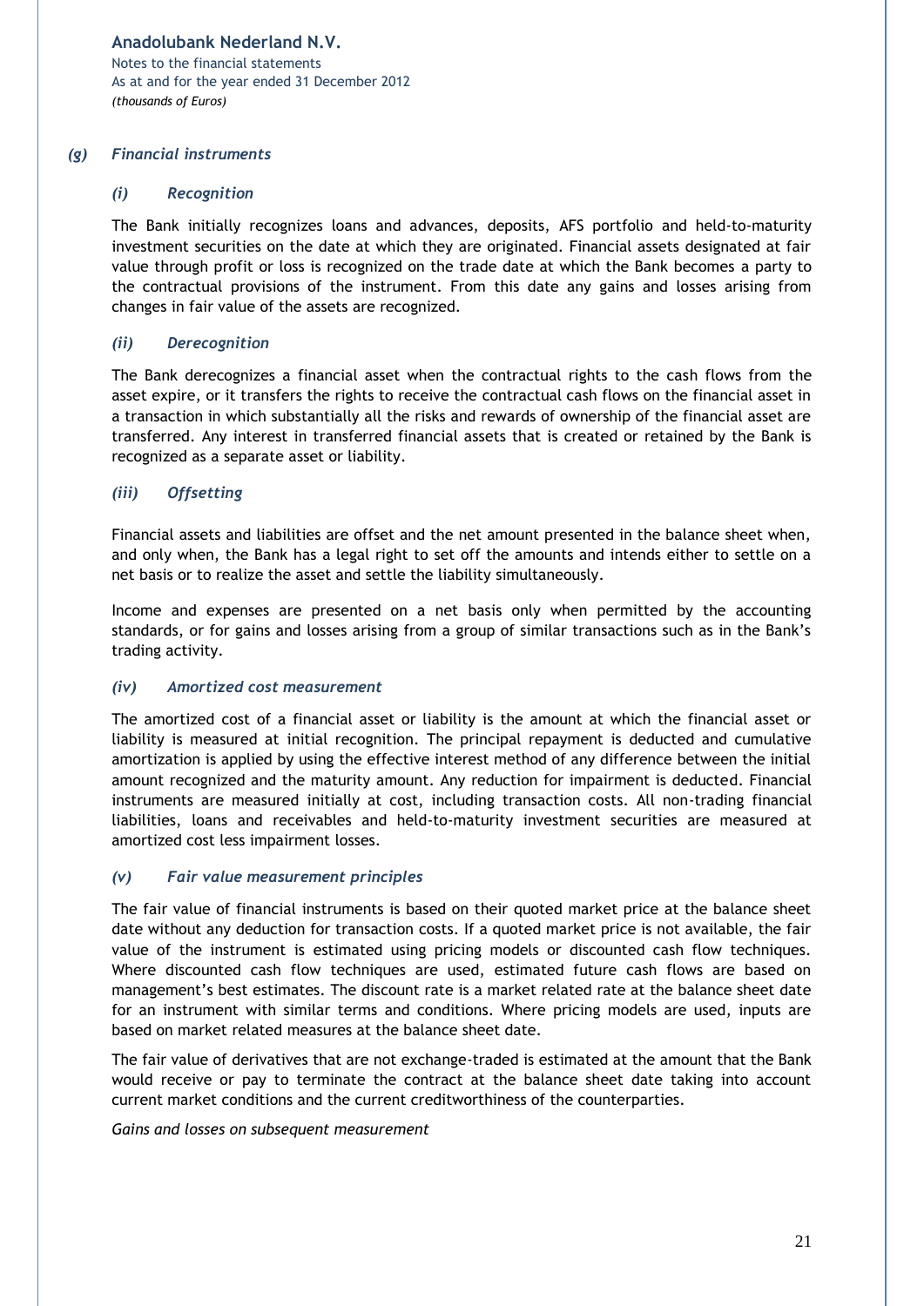### *(g) Financial instruments*

#### *(i) Recognition*

The Bank initially recognizes loans and advances, deposits, AFS portfolio and held-to-maturity investment securities on the date at which they are originated. Financial assets designated at fair value through profit or loss is recognized on the trade date at which the Bank becomes a party to the contractual provisions of the instrument. From this date any gains and losses arising from changes in fair value of the assets are recognized.

#### *(ii) Derecognition*

The Bank derecognizes a financial asset when the contractual rights to the cash flows from the asset expire, or it transfers the rights to receive the contractual cash flows on the financial asset in a transaction in which substantially all the risks and rewards of ownership of the financial asset are transferred. Any interest in transferred financial assets that is created or retained by the Bank is recognized as a separate asset or liability.

#### *(iii) Offsetting*

Financial assets and liabilities are offset and the net amount presented in the balance sheet when, and only when, the Bank has a legal right to set off the amounts and intends either to settle on a net basis or to realize the asset and settle the liability simultaneously.

Income and expenses are presented on a net basis only when permitted by the accounting standards, or for gains and losses arising from a group of similar transactions such as in the Bank's trading activity.

#### *(iv) Amortized cost measurement*

The amortized cost of a financial asset or liability is the amount at which the financial asset or liability is measured at initial recognition. The principal repayment is deducted and cumulative amortization is applied by using the effective interest method of any difference between the initial amount recognized and the maturity amount. Any reduction for impairment is deducted. Financial instruments are measured initially at cost, including transaction costs. All non-trading financial liabilities, loans and receivables and held-to-maturity investment securities are measured at amortized cost less impairment losses.

#### *(v) Fair value measurement principles*

The fair value of financial instruments is based on their quoted market price at the balance sheet date without any deduction for transaction costs. If a quoted market price is not available, the fair value of the instrument is estimated using pricing models or discounted cash flow techniques. Where discounted cash flow techniques are used, estimated future cash flows are based on management's best estimates. The discount rate is a market related rate at the balance sheet date for an instrument with similar terms and conditions. Where pricing models are used, inputs are based on market related measures at the balance sheet date.

The fair value of derivatives that are not exchange-traded is estimated at the amount that the Bank would receive or pay to terminate the contract at the balance sheet date taking into account current market conditions and the current creditworthiness of the counterparties.

*Gains and losses on subsequent measurement*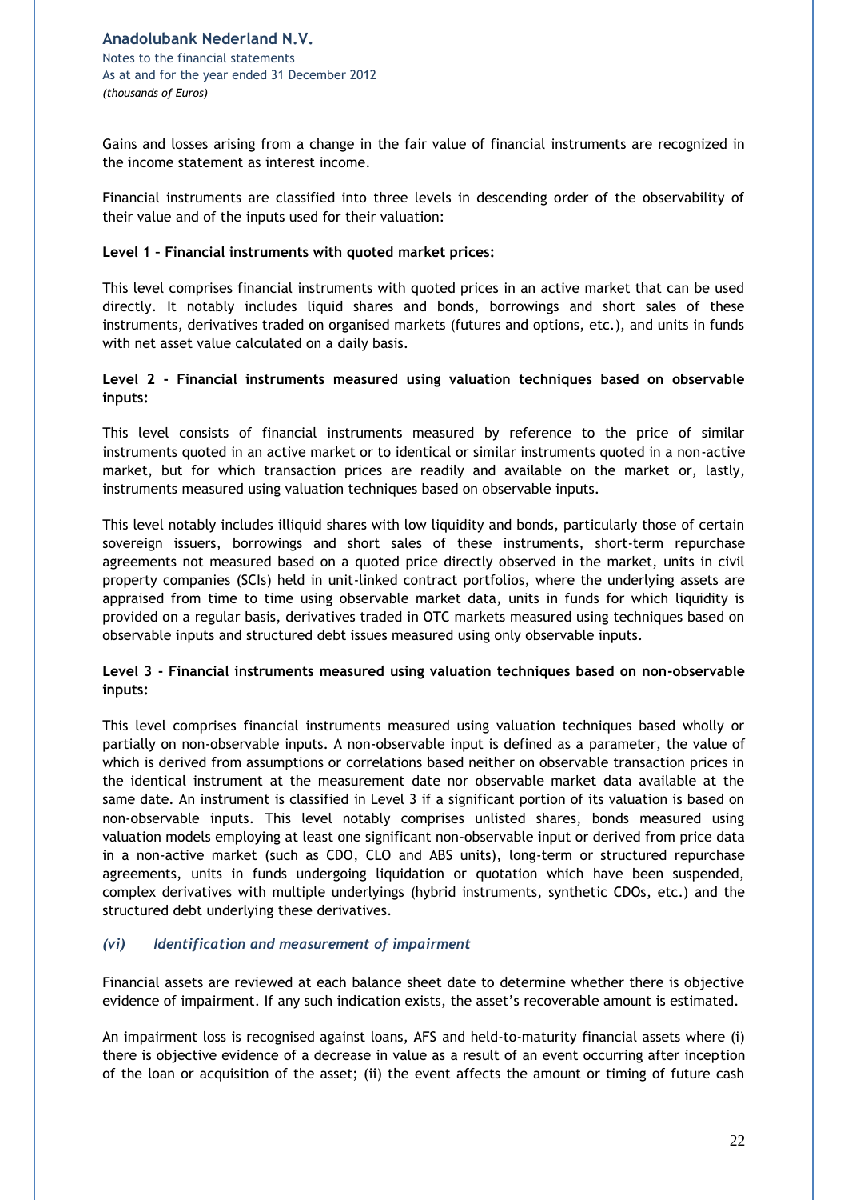Gains and losses arising from a change in the fair value of financial instruments are recognized in the income statement as interest income.

Financial instruments are classified into three levels in descending order of the observability of their value and of the inputs used for their valuation:

**Level 1 – Financial instruments with quoted market prices:**

This level comprises financial instruments with quoted prices in an active market that can be used directly. It notably includes liquid shares and bonds, borrowings and short sales of these instruments, derivatives traded on organised markets (futures and options, etc.), and units in funds with net asset value calculated on a daily basis.

**Level 2 - Financial instruments measured using valuation techniques based on observable inputs:**

This level consists of financial instruments measured by reference to the price of similar instruments quoted in an active market or to identical or similar instruments quoted in a non-active market, but for which transaction prices are readily and available on the market or, lastly, instruments measured using valuation techniques based on observable inputs.

This level notably includes illiquid shares with low liquidity and bonds, particularly those of certain sovereign issuers, borrowings and short sales of these instruments, short-term repurchase agreements not measured based on a quoted price directly observed in the market, units in civil property companies (SCIs) held in unit-linked contract portfolios, where the underlying assets are appraised from time to time using observable market data, units in funds for which liquidity is provided on a regular basis, derivatives traded in OTC markets measured using techniques based on observable inputs and structured debt issues measured using only observable inputs.

**Level 3 - Financial instruments measured using valuation techniques based on non-observable inputs:**

This level comprises financial instruments measured using valuation techniques based wholly or partially on non-observable inputs. A non-observable input is defined as a parameter, the value of which is derived from assumptions or correlations based neither on observable transaction prices in the identical instrument at the measurement date nor observable market data available at the same date. An instrument is classified in Level 3 if a significant portion of its valuation is based on non-observable inputs. This level notably comprises unlisted shares, bonds measured using valuation models employing at least one significant non-observable input or derived from price data in a non-active market (such as CDO, CLO and ABS units), long-term or structured repurchase agreements, units in funds undergoing liquidation or quotation which have been suspended, complex derivatives with multiple underlyings (hybrid instruments, synthetic CDOs, etc.) and the structured debt underlying these derivatives.

*(vi) Identification and measurement of impairment*

Financial assets are reviewed at each balance sheet date to determine whether there is objective evidence of impairment. If any such indication exists, the asset's recoverable amount is estimated.

An impairment loss is recognised against loans, AFS and held-to-maturity financial assets where (i) there is objective evidence of a decrease in value as a result of an event occurring after inception of the loan or acquisition of the asset; (ii) the event affects the amount or timing of future cash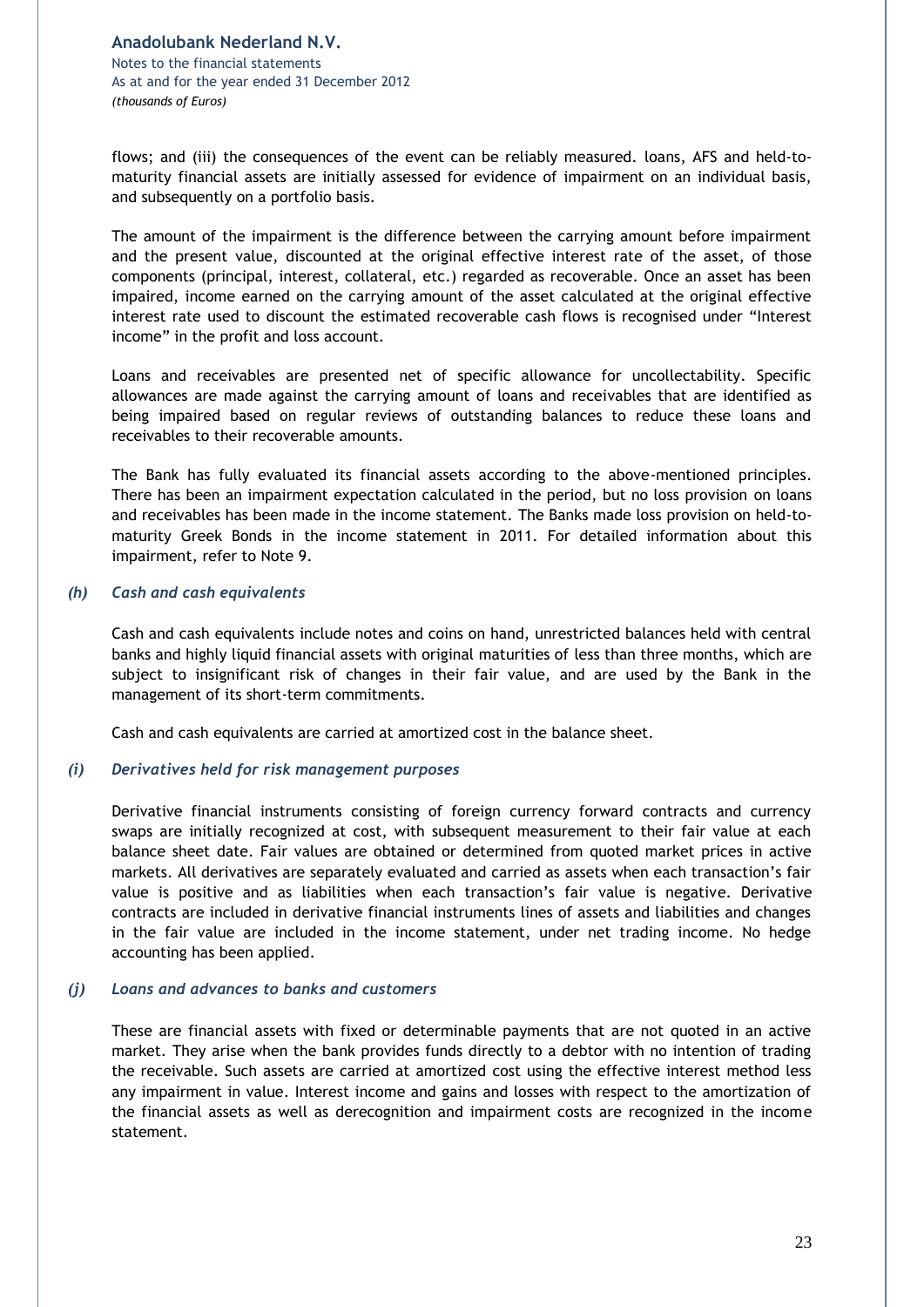flows; and (iii) the consequences of the event can be reliably measured. loans, AFS and held-to-maturity financial assets are initially assessed for evidence of impairment on an individual basis, and subsequently on a portfolio basis.

The amount of the impairment is the difference between the carrying amount before impairment and the present value, discounted at the original effective interest rate of the asset, of those components (principal, interest, collateral, etc.) regarded as recoverable. Once an asset has been impaired, income earned on the carrying amount of the asset calculated at the original effective interest rate used to discount the estimated recoverable cash flows is recognised under "Interest income" in the profit and loss account.

Loans and receivables are presented net of specific allowance for uncollectability. Specific allowances are made against the carrying amount of loans and receivables that are identified as being impaired based on regular reviews of outstanding balances to reduce these loans and receivables to their recoverable amounts.

The Bank has fully evaluated its financial assets according to the above-mentioned principles. There has been an impairment expectation calculated in the period, but no loss provision on loans and receivables has been made in the income statement. The Banks made loss provision on held-to-maturity Greek Bonds in the income statement in 2011. For detailed information about this impairment, refer to Note 9.

### *(h) Cash and cash equivalents*

Cash and cash equivalents include notes and coins on hand, unrestricted balances held with central banks and highly liquid financial assets with original maturities of less than three months, which are subject to insignificant risk of changes in their fair value, and are used by the Bank in the management of its short-term commitments.

Cash and cash equivalents are carried at amortized cost in the balance sheet.

### *(i) Derivatives held for risk management purposes*

Derivative financial instruments consisting of foreign currency forward contracts and currency swaps are initially recognized at cost, with subsequent measurement to their fair value at each balance sheet date. Fair values are obtained or determined from quoted market prices in active markets. All derivatives are separately evaluated and carried as assets when each transaction's fair value is positive and as liabilities when each transaction's fair value is negative. Derivative contracts are included in derivative financial instruments lines of assets and liabilities and changes in the fair value are included in the income statement, under net trading income. No hedge accounting has been applied.

### *(j) Loans and advances to banks and customers*

These are financial assets with fixed or determinable payments that are not quoted in an active market. They arise when the bank provides funds directly to a debtor with no intention of trading the receivable. Such assets are carried at amortized cost using the effective interest method less any impairment in value. Interest income and gains and losses with respect to the amortization of the financial assets as well as derecognition and impairment costs are recognized in the income statement.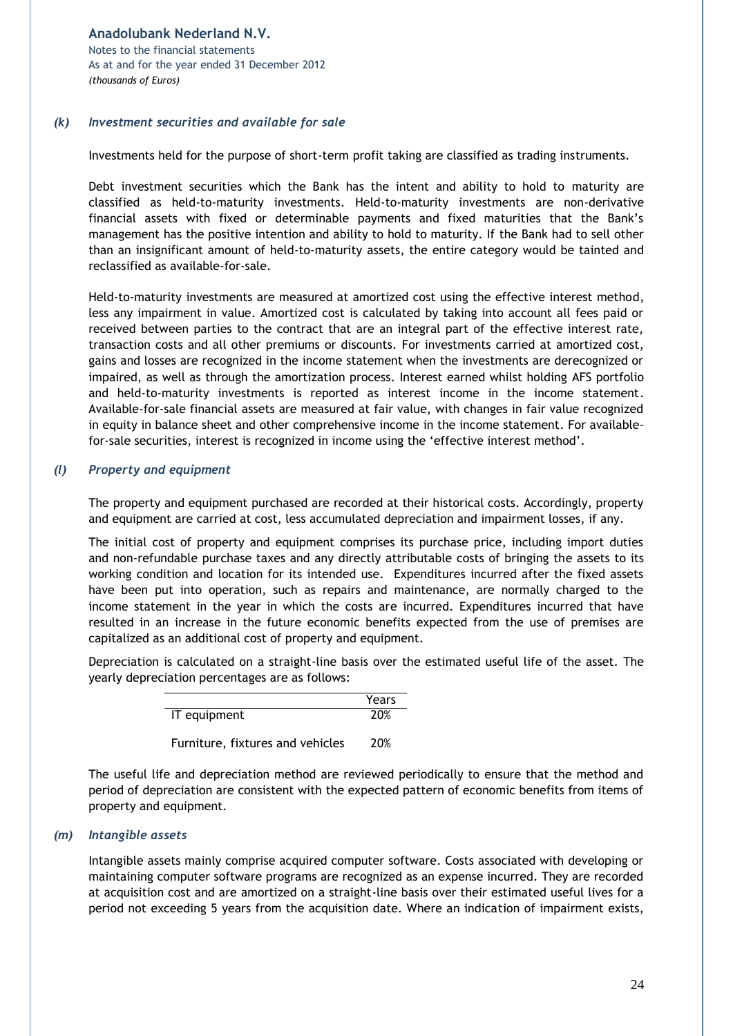### (k) *Investment securities and available for sale*

Investments held for the purpose of short-term profit taking are classified as trading instruments.

Debt investment securities which the Bank has the intent and ability to hold to maturity are classified as held-to-maturity investments. Held-to-maturity investments are non-derivative financial assets with fixed or determinable payments and fixed maturities that the Bank's management has the positive intention and ability to hold to maturity. If the Bank had to sell other than an insignificant amount of held-to-maturity assets, the entire category would be tainted and reclassified as available-for-sale.

Held-to-maturity investments are measured at amortized cost using the effective interest method, less any impairment in value. Amortized cost is calculated by taking into account all fees paid or received between parties to the contract that are an integral part of the effective interest rate, transaction costs and all other premiums or discounts. For investments carried at amortized cost, gains and losses are recognized in the income statement when the investments are derecognized or impaired, as well as through the amortization process. Interest earned whilst holding AFS portfolio and held-to-maturity investments is reported as interest income in the income statement. Available-for-sale financial assets are measured at fair value, with changes in fair value recognized in equity in balance sheet and other comprehensive income in the income statement. For available-for-sale securities, interest is recognized in income using the 'effective interest method'.

### (l) *Property and equipment*

The property and equipment purchased are recorded at their historical costs. Accordingly, property and equipment are carried at cost, less accumulated depreciation and impairment losses, if any.

The initial cost of property and equipment comprises its purchase price, including import duties and non-refundable purchase taxes and any directly attributable costs of bringing the assets to its working condition and location for its intended use. Expenditures incurred after the fixed assets have been put into operation, such as repairs and maintenance, are normally charged to the income statement in the year in which the costs are incurred. Expenditures incurred that have resulted in an increase in the future economic benefits expected from the use of premises are capitalized as an additional cost of property and equipment.

Depreciation is calculated on a straight-line basis over the estimated useful life of the asset. The yearly depreciation percentages are as follows:

| | Years |
|---|---|
| IT equipment | 20% |
| Furniture, fixtures and vehicles | 20% |

The useful life and depreciation method are reviewed periodically to ensure that the method and period of depreciation are consistent with the expected pattern of economic benefits from items of property and equipment.

### (m) *Intangible assets*

Intangible assets mainly comprise acquired computer software. Costs associated with developing or maintaining computer software programs are recognized as an expense incurred. They are recorded at acquisition cost and are amortized on a straight-line basis over their estimated useful lives for a period not exceeding 5 years from the acquisition date. Where an indication of impairment exists,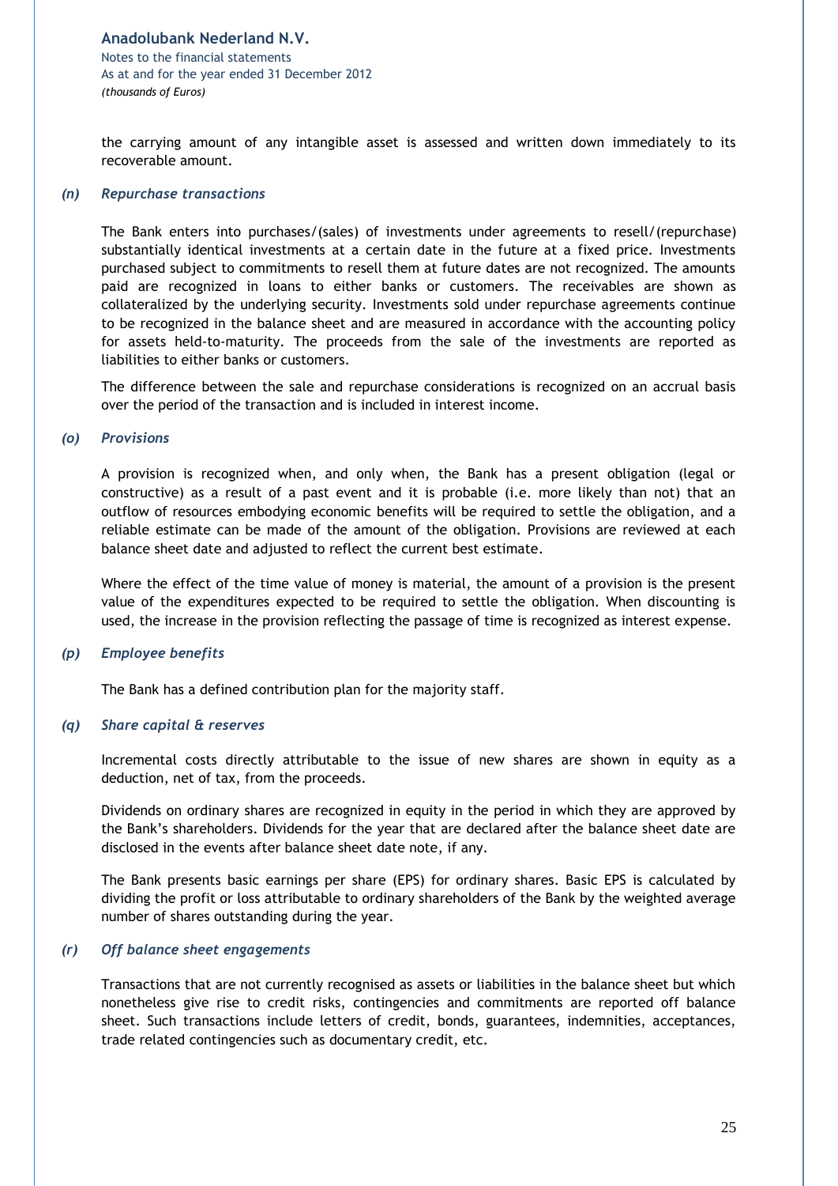the carrying amount of any intangible asset is assessed and written down immediately to its recoverable amount.

### *(n) Repurchase transactions*

The Bank enters into purchases/(sales) of investments under agreements to resell/(repurchase) substantially identical investments at a certain date in the future at a fixed price. Investments purchased subject to commitments to resell them at future dates are not recognized. The amounts paid are recognized in loans to either banks or customers. The receivables are shown as collateralized by the underlying security. Investments sold under repurchase agreements continue to be recognized in the balance sheet and are measured in accordance with the accounting policy for assets held-to-maturity. The proceeds from the sale of the investments are reported as liabilities to either banks or customers.

The difference between the sale and repurchase considerations is recognized on an accrual basis over the period of the transaction and is included in interest income.

### *(o) Provisions*

A provision is recognized when, and only when, the Bank has a present obligation (legal or constructive) as a result of a past event and it is probable (i.e. more likely than not) that an outflow of resources embodying economic benefits will be required to settle the obligation, and a reliable estimate can be made of the amount of the obligation. Provisions are reviewed at each balance sheet date and adjusted to reflect the current best estimate.

Where the effect of the time value of money is material, the amount of a provision is the present value of the expenditures expected to be required to settle the obligation. When discounting is used, the increase in the provision reflecting the passage of time is recognized as interest expense.

### *(p) Employee benefits*

The Bank has a defined contribution plan for the majority staff.

### *(q) Share capital & reserves*

Incremental costs directly attributable to the issue of new shares are shown in equity as a deduction, net of tax, from the proceeds.

Dividends on ordinary shares are recognized in equity in the period in which they are approved by the Bank's shareholders. Dividends for the year that are declared after the balance sheet date are disclosed in the events after balance sheet date note, if any.

The Bank presents basic earnings per share (EPS) for ordinary shares. Basic EPS is calculated by dividing the profit or loss attributable to ordinary shareholders of the Bank by the weighted average number of shares outstanding during the year.

### *(r) Off balance sheet engagements*

Transactions that are not currently recognised as assets or liabilities in the balance sheet but which nonetheless give rise to credit risks, contingencies and commitments are reported off balance sheet. Such transactions include letters of credit, bonds, guarantees, indemnities, acceptances, trade related contingencies such as documentary credit, etc.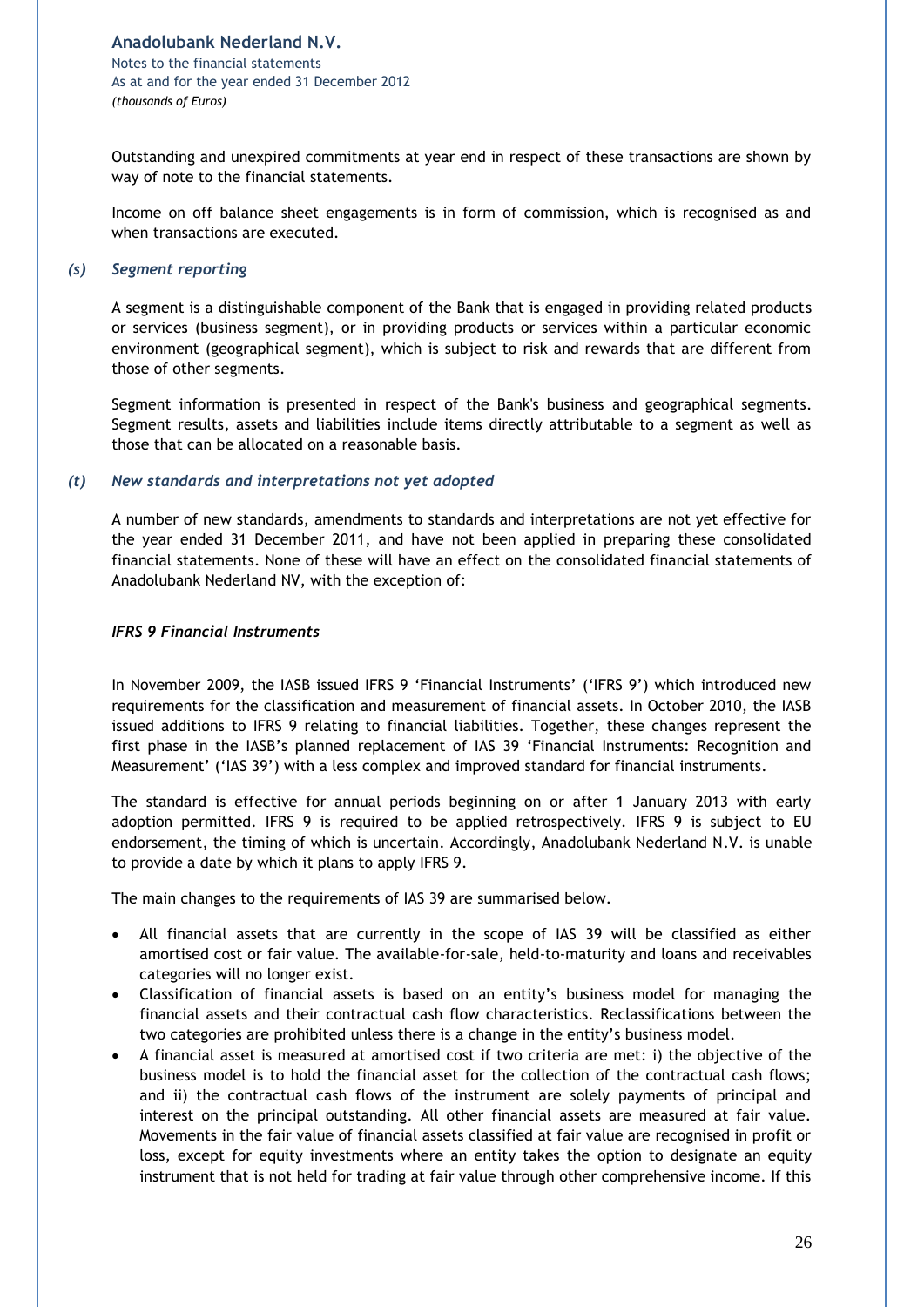Outstanding and unexpired commitments at year end in respect of these transactions are shown by way of note to the financial statements.

Income on off balance sheet engagements is in form of commission, which is recognised as and when transactions are executed.

### *(s) Segment reporting*

A segment is a distinguishable component of the Bank that is engaged in providing related products or services (business segment), or in providing products or services within a particular economic environment (geographical segment), which is subject to risk and rewards that are different from those of other segments.

Segment information is presented in respect of the Bank's business and geographical segments. Segment results, assets and liabilities include items directly attributable to a segment as well as those that can be allocated on a reasonable basis.

### *(t) New standards and interpretations not yet adopted*

A number of new standards, amendments to standards and interpretations are not yet effective for the year ended 31 December 2011, and have not been applied in preparing these consolidated financial statements. None of these will have an effect on the consolidated financial statements of Anadolubank Nederland NV, with the exception of:

#### *IFRS 9 Financial Instruments*

In November 2009, the IASB issued IFRS 9 'Financial Instruments' ('IFRS 9') which introduced new requirements for the classification and measurement of financial assets. In October 2010, the IASB issued additions to IFRS 9 relating to financial liabilities. Together, these changes represent the first phase in the IASB's planned replacement of IAS 39 'Financial Instruments: Recognition and Measurement' ('IAS 39') with a less complex and improved standard for financial instruments.

The standard is effective for annual periods beginning on or after 1 January 2013 with early adoption permitted. IFRS 9 is required to be applied retrospectively. IFRS 9 is subject to EU endorsement, the timing of which is uncertain. Accordingly, Anadolubank Nederland N.V. is unable to provide a date by which it plans to apply IFRS 9.

The main changes to the requirements of IAS 39 are summarised below.

- All financial assets that are currently in the scope of IAS 39 will be classified as either amortised cost or fair value. The available-for-sale, held-to-maturity and loans and receivables categories will no longer exist.
- Classification of financial assets is based on an entity's business model for managing the financial assets and their contractual cash flow characteristics. Reclassifications between the two categories are prohibited unless there is a change in the entity's business model.
- A financial asset is measured at amortised cost if two criteria are met: i) the objective of the business model is to hold the financial asset for the collection of the contractual cash flows; and ii) the contractual cash flows of the instrument are solely payments of principal and interest on the principal outstanding. All other financial assets are measured at fair value. Movements in the fair value of financial assets classified at fair value are recognised in profit or loss, except for equity investments where an entity takes the option to designate an equity instrument that is not held for trading at fair value through other comprehensive income. If this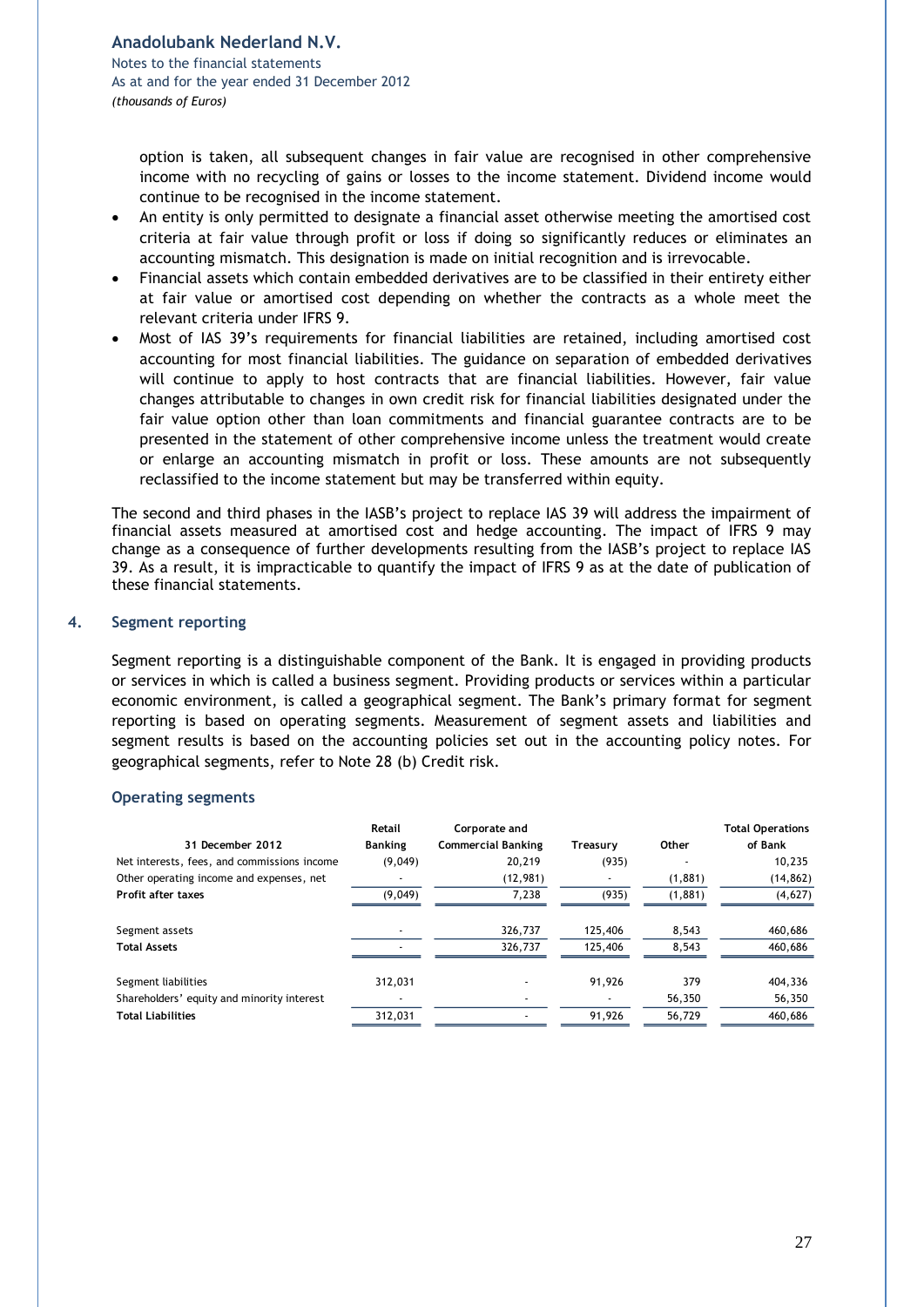option is taken, all subsequent changes in fair value are recognised in other comprehensive income with no recycling of gains or losses to the income statement. Dividend income would continue to be recognised in the income statement.

- An entity is only permitted to designate a financial asset otherwise meeting the amortised cost criteria at fair value through profit or loss if doing so significantly reduces or eliminates an accounting mismatch. This designation is made on initial recognition and is irrevocable.
- Financial assets which contain embedded derivatives are to be classified in their entirety either at fair value or amortised cost depending on whether the contracts as a whole meet the relevant criteria under IFRS 9.
- Most of IAS 39's requirements for financial liabilities are retained, including amortised cost accounting for most financial liabilities. The guidance on separation of embedded derivatives will continue to apply to host contracts that are financial liabilities. However, fair value changes attributable to changes in own credit risk for financial liabilities designated under the fair value option other than loan commitments and financial guarantee contracts are to be presented in the statement of other comprehensive income unless the treatment would create or enlarge an accounting mismatch in profit or loss. These amounts are not subsequently reclassified to the income statement but may be transferred within equity.

The second and third phases in the IASB's project to replace IAS 39 will address the impairment of financial assets measured at amortised cost and hedge accounting. The impact of IFRS 9 may change as a consequence of further developments resulting from the IASB's project to replace IAS 39. As a result, it is impracticable to quantify the impact of IFRS 9 as at the date of publication of these financial statements.

## 4. Segment reporting

Segment reporting is a distinguishable component of the Bank. It is engaged in providing products or services in which is called a business segment. Providing products or services within a particular economic environment, is called a geographical segment. The Bank's primary format for segment reporting is based on operating segments. Measurement of segment assets and liabilities and segment results is based on the accounting policies set out in the accounting policy notes. For geographical segments, refer to Note 28 (b) Credit risk.

### Operating segments

| 31 December 2012 | Retail Banking | Corporate and Commercial Banking | Treasury | Other | Total Operations of Bank |
|---|---|---|---|---|---|
| Net interests, fees, and commissions income | (9,049) | 20,219 | (935) | - | 10,235 |
| Other operating income and expenses, net | - | (12,981) | - | (1,881) | (14,862) |
| **Profit after taxes** | (9,049) | 7,238 | (935) | (1,881) | (4,627) |
| | | | | | |
| Segment assets | - | 326,737 | 125,406 | 8,543 | 460,686 |
| **Total Assets** | - | 326,737 | 125,406 | 8,543 | 460,686 |
| | | | | | |
| Segment liabilities | 312,031 | - | 91,926 | 379 | 404,336 |
| Shareholders' equity and minority interest | - | - | - | 56,350 | 56,350 |
| **Total Liabilities** | 312,031 | - | 91,926 | 56,729 | 460,686 |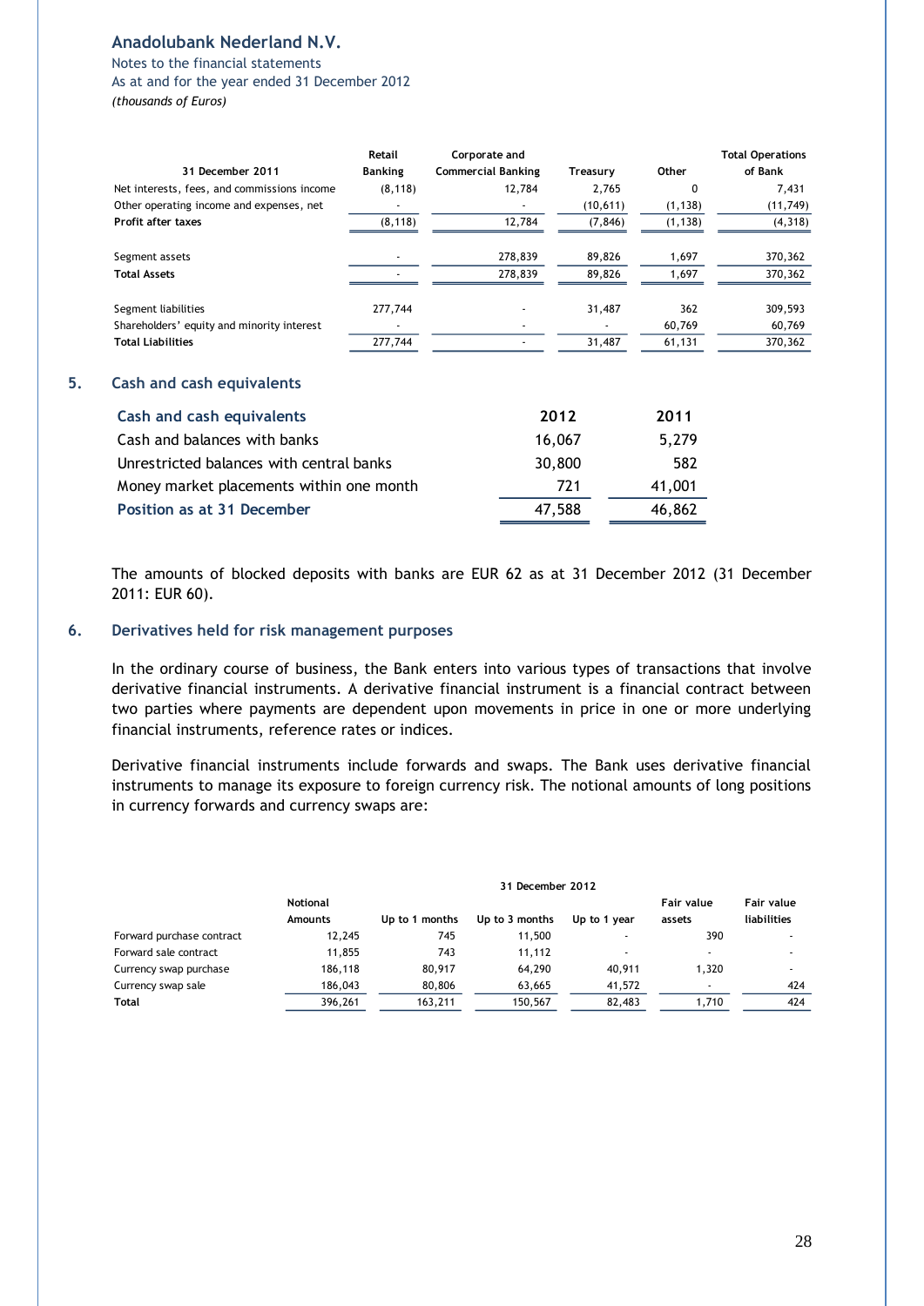| 31 December 2011 | Retail Banking | Corporate and Commercial Banking | Treasury | Other | Total Operations of Bank |
|---|---|---|---|---|---|
| Net interests, fees, and commissions income | (8,118) | 12,784 | 2,765 | 0 | 7,431 |
| Other operating income and expenses, net | - | - | (10,611) | (1,138) | (11,749) |
| **Profit after taxes** | (8,118) | 12,784 | (7,846) | (1,138) | (4,318) |
| | | | | | |
| Segment assets | - | 278,839 | 89,826 | 1,697 | 370,362 |
| **Total Assets** | - | 278,839 | 89,826 | 1,697 | 370,362 |
| | | | | | |
| Segment liabilities | 277,744 | - | 31,487 | 362 | 309,593 |
| Shareholders' equity and minority interest | - | - | - | 60,769 | 60,769 |
| **Total Liabilities** | 277,744 | - | 31,487 | 61,131 | 370,362 |

## 5. Cash and cash equivalents

| Cash and cash equivalents | 2012 | 2011 |
|---|---|---|
| Cash and balances with banks | 16,067 | 5,279 |
| Unrestricted balances with central banks | 30,800 | 582 |
| Money market placements within one month | 721 | 41,001 |
| **Position as at 31 December** | 47,588 | 46,862 |

The amounts of blocked deposits with banks are EUR 62 as at 31 December 2012 (31 December 2011: EUR 60).

## 6. Derivatives held for risk management purposes

In the ordinary course of business, the Bank enters into various types of transactions that involve derivative financial instruments. A derivative financial instrument is a financial contract between two parties where payments are dependent upon movements in price in one or more underlying financial instruments, reference rates or indices.

Derivative financial instruments include forwards and swaps. The Bank uses derivative financial instruments to manage its exposure to foreign currency risk. The notional amounts of long positions in currency forwards and currency swaps are:

| | 31 December 2012 | | | | | |
|---|---|---|---|---|---|---|
| | Notional Amounts | Up to 1 months | Up to 3 months | Up to 1 year | Fair value assets | Fair value liabilities |
| Forward purchase contract | 12,245 | 745 | 11,500 | - | 390 | - |
| Forward sale contract | 11,855 | 743 | 11,112 | - | - | - |
| Currency swap purchase | 186,118 | 80,917 | 64,290 | 40,911 | 1,320 | - |
| Currency swap sale | 186,043 | 80,806 | 63,665 | 41,572 | - | 424 |
| **Total** | 396,261 | 163,211 | 150,567 | 82,483 | 1,710 | 424 |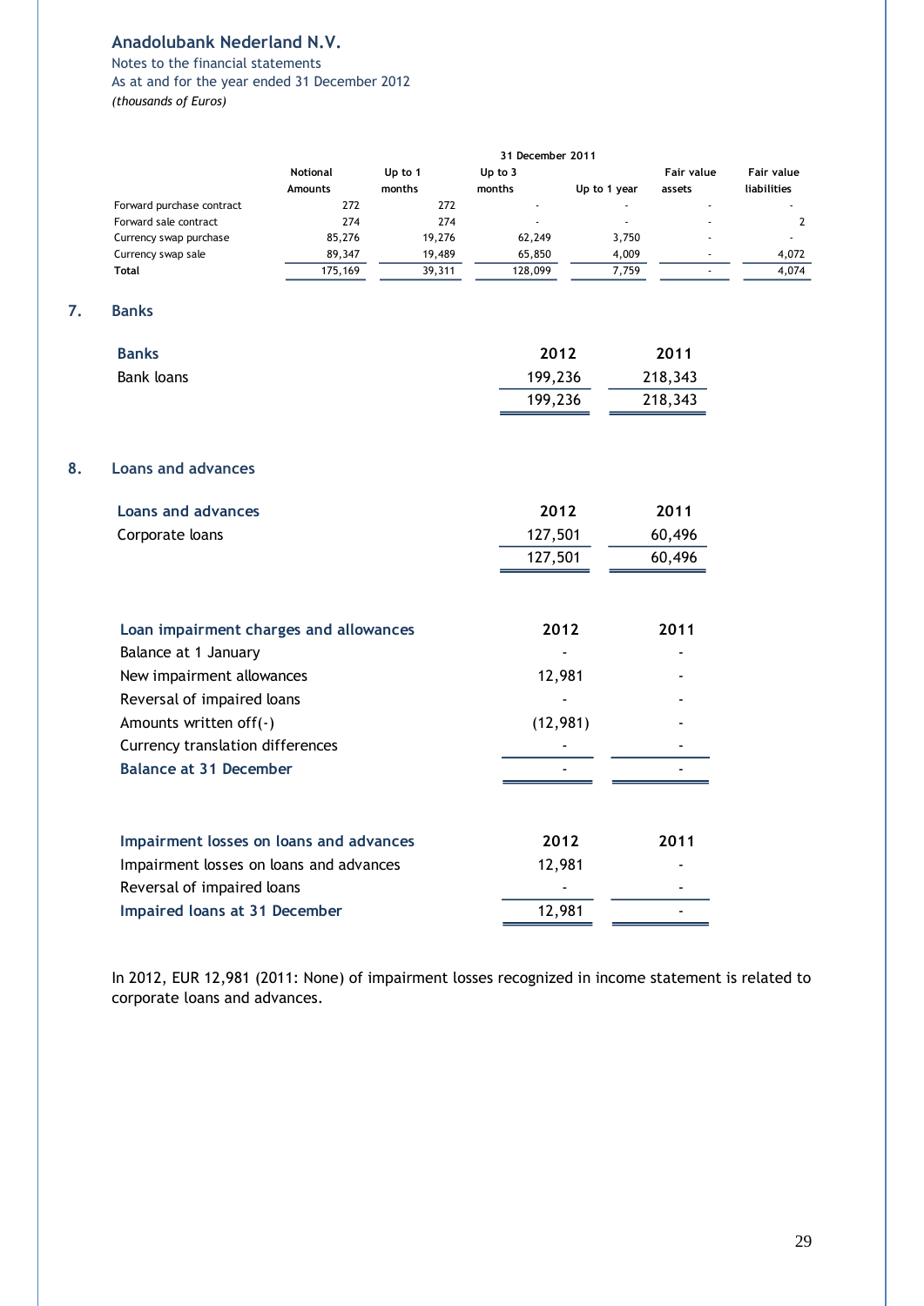Anadolubank Nederland N.V.
Notes to the financial statements
As at and for the year ended 31 December 2012
*(thousands of Euros)*

| | 31 December 2011 | | | | | |
|---|---|---|---|---|---|---|
| | Notional Amounts | Up to 1 months | Up to 3 months | Up to 1 year | Fair value assets | Fair value liabilities |
| Forward purchase contract | 272 | 272 | - | - | - | - |
| Forward sale contract | 274 | 274 | - | - | - | 2 |
| Currency swap purchase | 85,276 | 19,276 | 62,249 | 3,750 | - | - |
| Currency swap sale | 89,347 | 19,489 | 65,850 | 4,009 | - | 4,072 |
| Total | 175,169 | 39,311 | 128,099 | 7,759 | - | 4,074 |

## 7. Banks

| Banks | 2012 | 2011 |
|---|---|---|
| Bank loans | 199,236 | 218,343 |
| | 199,236 | 218,343 |

## 8. Loans and advances

| Loans and advances | 2012 | 2011 |
|---|---|---|
| Corporate loans | 127,501 | 60,496 |
| | 127,501 | 60,496 |

| Loan impairment charges and allowances | 2012 | 2011 |
|---|---|---|
| Balance at 1 January | - | - |
| New impairment allowances | 12,981 | - |
| Reversal of impaired loans | - | - |
| Amounts written off(-) | (12,981) | - |
| Currency translation differences | - | - |
| Balance at 31 December | - | - |

| Impairment losses on loans and advances | 2012 | 2011 |
|---|---|---|
| Impairment losses on loans and advances | 12,981 | - |
| Reversal of impaired loans | - | - |
| Impaired loans at 31 December | 12,981 | - |

In 2012, EUR 12,981 (2011: None) of impairment losses recognized in income statement is related to corporate loans and advances.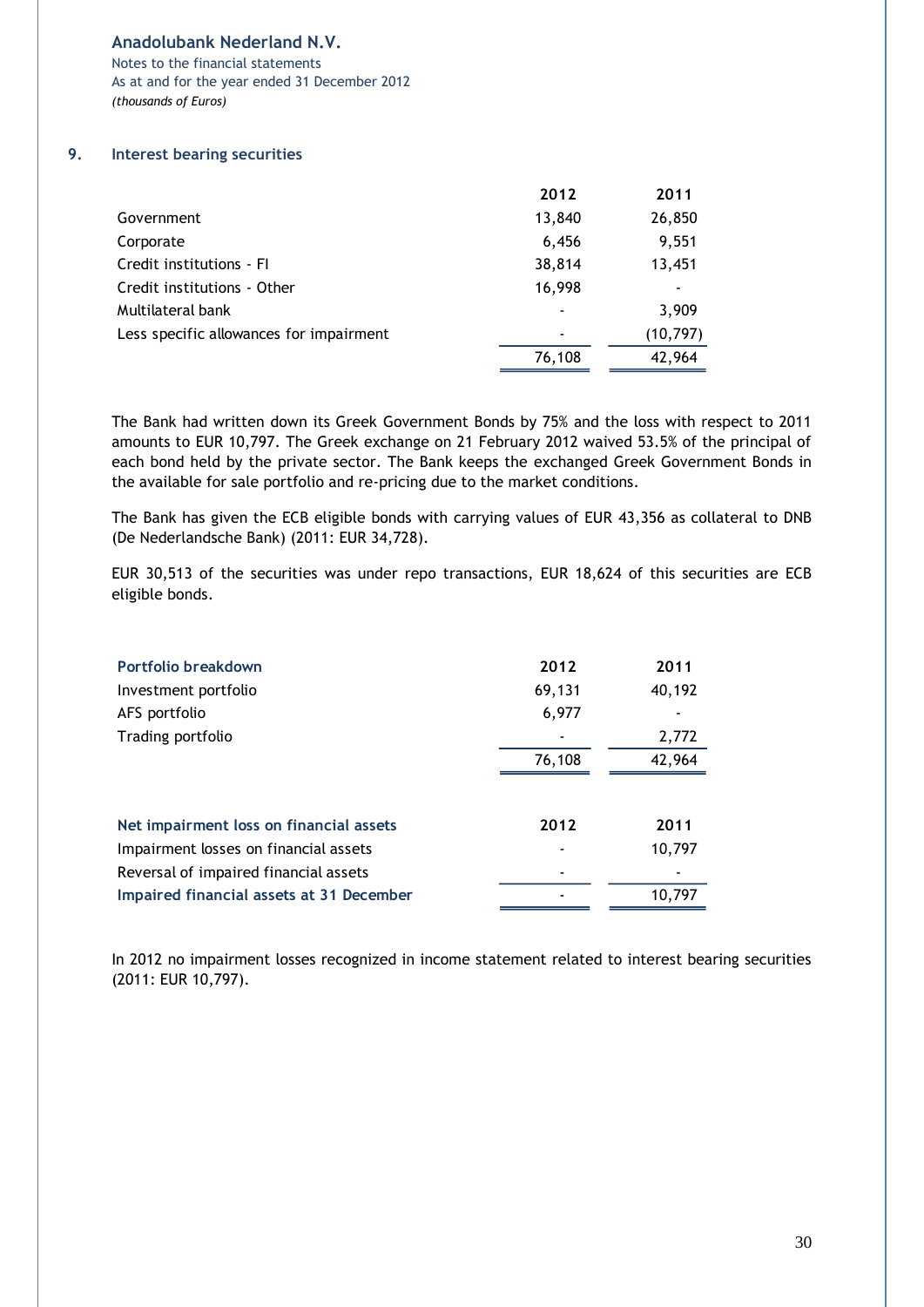Anadolubank Nederland N.V.
Notes to the financial statements
As at and for the year ended 31 December 2012
*(thousands of Euros)*

## 9. Interest bearing securities

| | 2012 | 2011 |
|---|---|---|
| Government | 13,840 | 26,850 |
| Corporate | 6,456 | 9,551 |
| Credit institutions - FI | 38,814 | 13,451 |
| Credit institutions - Other | 16,998 | - |
| Multilateral bank | - | 3,909 |
| Less specific allowances for impairment | - | (10,797) |
| | 76,108 | 42,964 |

The Bank had written down its Greek Government Bonds by 75% and the loss with respect to 2011 amounts to EUR 10,797. The Greek exchange on 21 February 2012 waived 53.5% of the principal of each bond held by the private sector. The Bank keeps the exchanged Greek Government Bonds in the available for sale portfolio and re-pricing due to the market conditions.

The Bank has given the ECB eligible bonds with carrying values of EUR 43,356 as collateral to DNB (De Nederlandsche Bank) (2011: EUR 34,728).

EUR 30,513 of the securities was under repo transactions, EUR 18,624 of this securities are ECB eligible bonds.

| Portfolio breakdown | 2012 | 2011 |
|---|---|---|
| Investment portfolio | 69,131 | 40,192 |
| AFS portfolio | 6,977 | - |
| Trading portfolio | - | 2,772 |
| | 76,108 | 42,964 |

| Net impairment loss on financial assets | 2012 | 2011 |
|---|---|---|
| Impairment losses on financial assets | - | 10,797 |
| Reversal of impaired financial assets | - | - |
| Impaired financial assets at 31 December | - | 10,797 |

In 2012 no impairment losses recognized in income statement related to interest bearing securities (2011: EUR 10,797).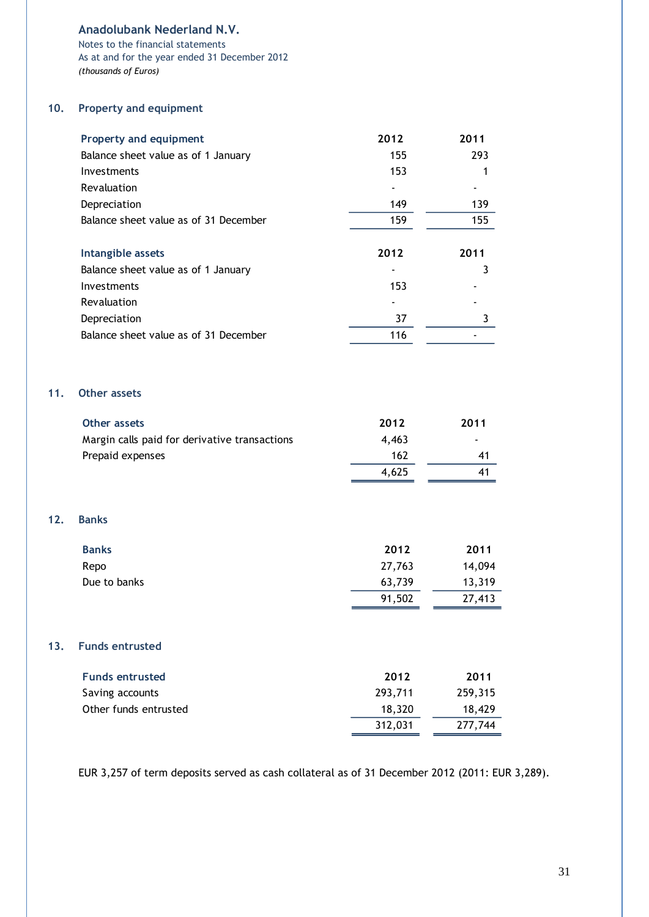Anadolubank Nederland N.V.
Notes to the financial statements
As at and for the year ended 31 December 2012
*(thousands of Euros)*

## 10. Property and equipment

| Property and equipment | 2012 | 2011 |
|---|---|---|
| Balance sheet value as of 1 January | 155 | 293 |
| Investments | 153 | 1 |
| Revaluation | - | - |
| Depreciation | 149 | 139 |
| Balance sheet value as of 31 December | 159 | 155 |

| Intangible assets | 2012 | 2011 |
|---|---|---|
| Balance sheet value as of 1 January | - | 3 |
| Investments | 153 | - |
| Revaluation | - | - |
| Depreciation | 37 | 3 |
| Balance sheet value as of 31 December | 116 | - |

## 11. Other assets

| Other assets | 2012 | 2011 |
|---|---|---|
| Margin calls paid for derivative transactions | 4,463 | - |
| Prepaid expenses | 162 | 41 |
| | 4,625 | 41 |

## 12. Banks

| Banks | 2012 | 2011 |
|---|---|---|
| Repo | 27,763 | 14,094 |
| Due to banks | 63,739 | 13,319 |
| | 91,502 | 27,413 |

## 13. Funds entrusted

| Funds entrusted | 2012 | 2011 |
|---|---|---|
| Saving accounts | 293,711 | 259,315 |
| Other funds entrusted | 18,320 | 18,429 |
| | 312,031 | 277,744 |

EUR 3,257 of term deposits served as cash collateral as of 31 December 2012 (2011: EUR 3,289).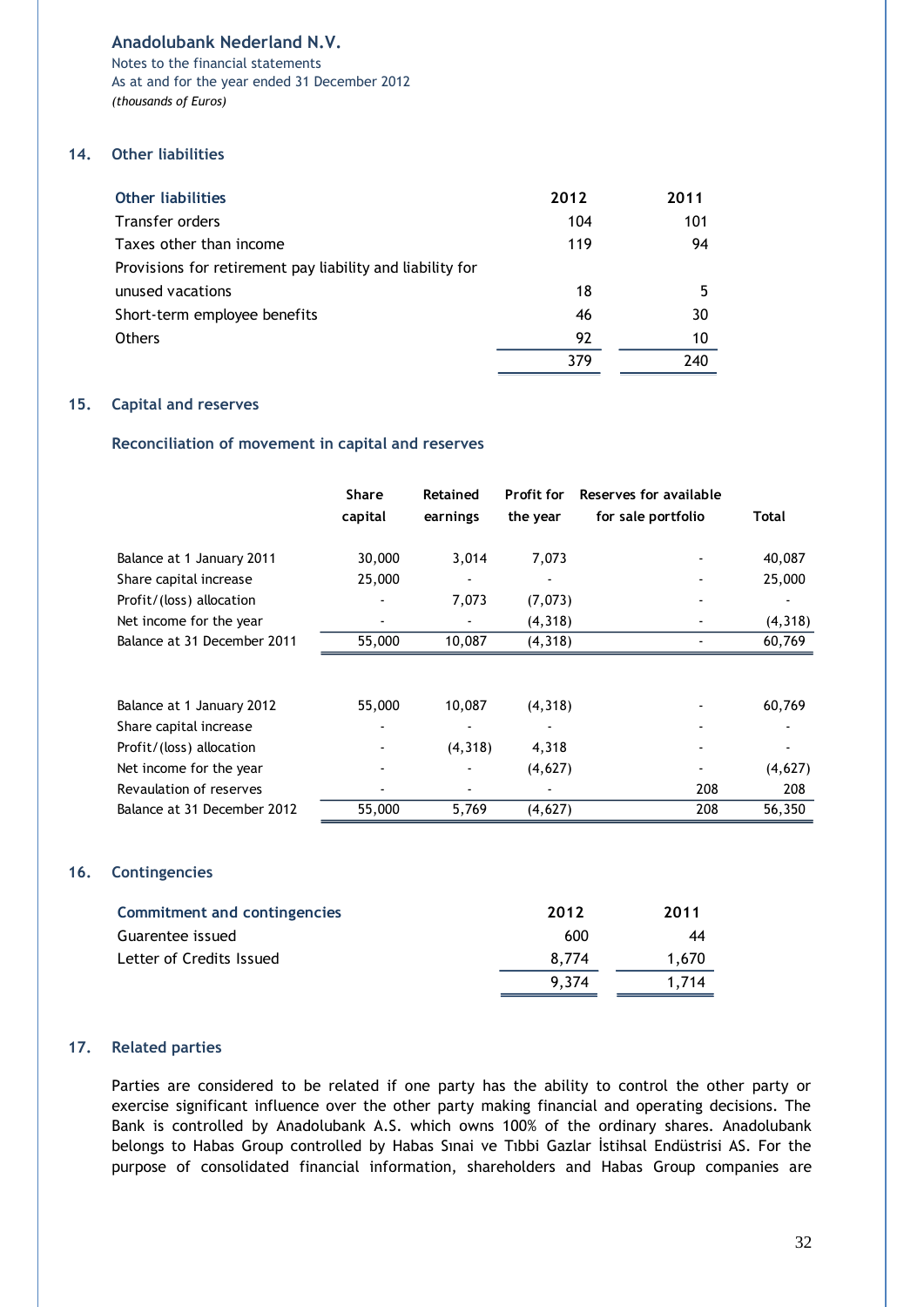# Anadolubank Nederland N.V.

Notes to the financial statements
As at and for the year ended 31 December 2012
*(thousands of Euros)*

## 14. Other liabilities

| Other liabilities | 2012 | 2011 |
|---|---|---|
| Transfer orders | 104 | 101 |
| Taxes other than income | 119 | 94 |
| Provisions for retirement pay liability and liability for unused vacations | 18 | 5 |
| Short-term employee benefits | 46 | 30 |
| Others | 92 | 10 |
| | 379 | 240 |

## 15. Capital and reserves

### Reconciliation of movement in capital and reserves

| | Share capital | Retained earnings | Profit for the year | Reserves for available for sale portfolio | Total |
|---|---|---|---|---|---|
| Balance at 1 January 2011 | 30,000 | 3,014 | 7,073 | - | 40,087 |
| Share capital increase | 25,000 | - | - | - | 25,000 |
| Profit/(loss) allocation | - | 7,073 | (7,073) | - | - |
| Net income for the year | - | - | (4,318) | - | (4,318) |
| Balance at 31 December 2011 | 55,000 | 10,087 | (4,318) | - | 60,769 |
| | | | | | |
| Balance at 1 January 2012 | 55,000 | 10,087 | (4,318) | - | 60,769 |
| Share capital increase | - | - | - | - | - |
| Profit/(loss) allocation | - | (4,318) | 4,318 | - | - |
| Net income for the year | - | - | (4,627) | - | (4,627) |
| Revaulation of reserves | - | - | - | 208 | 208 |
| Balance at 31 December 2012 | 55,000 | 5,769 | (4,627) | 208 | 56,350 |

## 16. Contingencies

| Commitment and contingencies | 2012 | 2011 |
|---|---|---|
| Guarentee issued | 600 | 44 |
| Letter of Credits Issued | 8,774 | 1,670 |
| | 9,374 | 1,714 |

## 17. Related parties

Parties are considered to be related if one party has the ability to control the other party or exercise significant influence over the other party making financial and operating decisions. The Bank is controlled by Anadolubank A.S. which owns 100% of the ordinary shares. Anadolubank belongs to Habas Group controlled by Habas Sınai ve Tıbbi Gazlar İstihsal Endüstrisi AS. For the purpose of consolidated financial information, shareholders and Habas Group companies are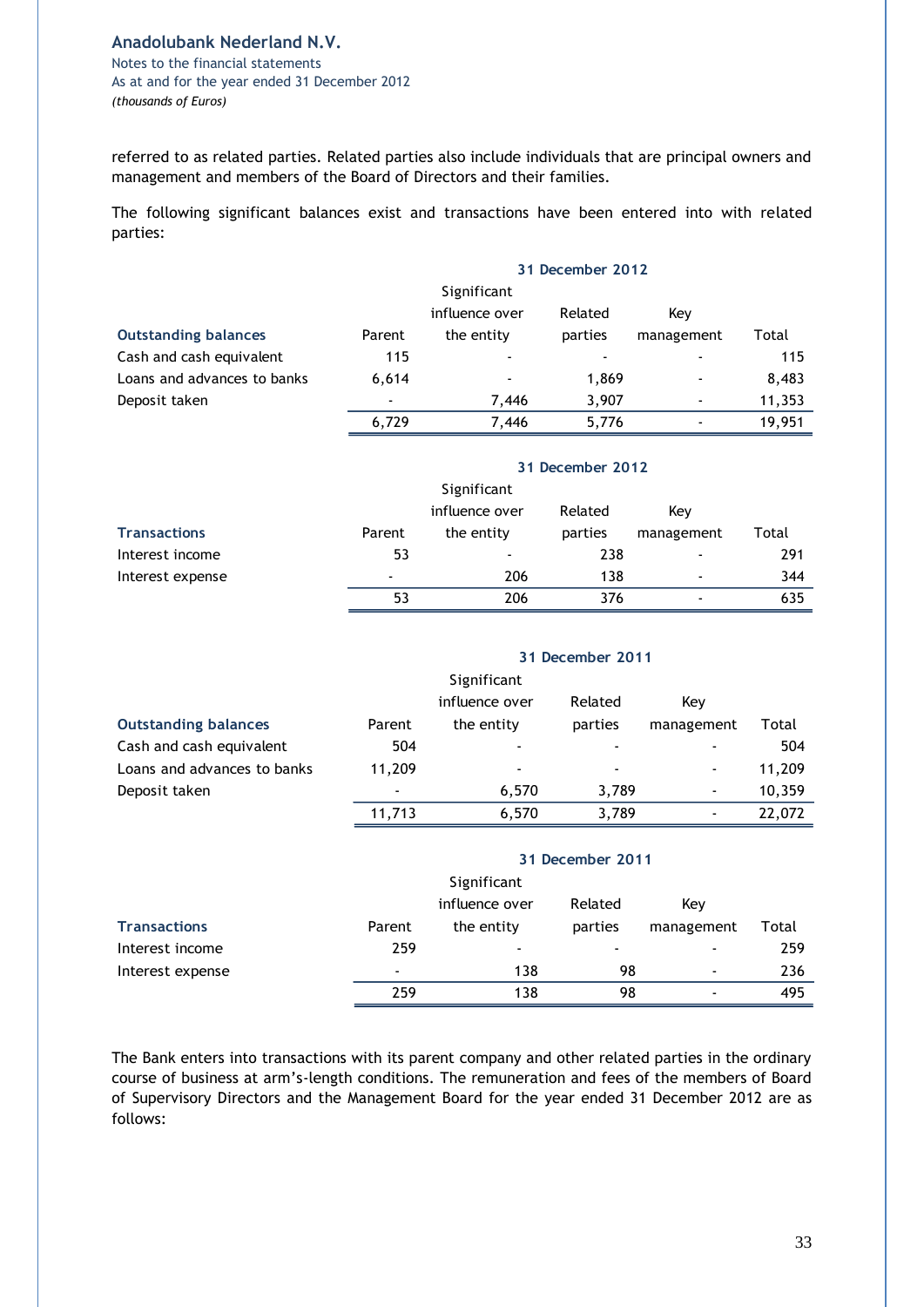referred to as related parties. Related parties also include individuals that are principal owners and management and members of the Board of Directors and their families.

The following significant balances exist and transactions have been entered into with related parties:

| | 31 December 2012 | | | | |
|---|---|---|---|---|---|
| **Outstanding balances** | Parent | Significant influence over the entity | Related parties | Key management | Total |
| Cash and cash equivalent | 115 | - | - | - | 115 |
| Loans and advances to banks | 6,614 | - | 1,869 | - | 8,483 |
| Deposit taken | - | 7,446 | 3,907 | - | 11,353 |
| | 6,729 | 7,446 | 5,776 | - | 19,951 |

| | 31 December 2012 | | | | |
|---|---|---|---|---|---|
| **Transactions** | Parent | Significant influence over the entity | Related parties | Key management | Total |
| Interest income | 53 | - | 238 | - | 291 |
| Interest expense | - | 206 | 138 | - | 344 |
| | 53 | 206 | 376 | - | 635 |

| | 31 December 2011 | | | | |
|---|---|---|---|---|---|
| **Outstanding balances** | Parent | Significant influence over the entity | Related parties | Key management | Total |
| Cash and cash equivalent | 504 | - | - | - | 504 |
| Loans and advances to banks | 11,209 | - | - | - | 11,209 |
| Deposit taken | - | 6,570 | 3,789 | - | 10,359 |
| | 11,713 | 6,570 | 3,789 | - | 22,072 |

| | 31 December 2011 | | | | |
|---|---|---|---|---|---|
| **Transactions** | Parent | Significant influence over the entity | Related parties | Key management | Total |
| Interest income | 259 | - | - | - | 259 |
| Interest expense | - | 138 | 98 | - | 236 |
| | 259 | 138 | 98 | - | 495 |

The Bank enters into transactions with its parent company and other related parties in the ordinary course of business at arm's-length conditions. The remuneration and fees of the members of Board of Supervisory Directors and the Management Board for the year ended 31 December 2012 are as follows: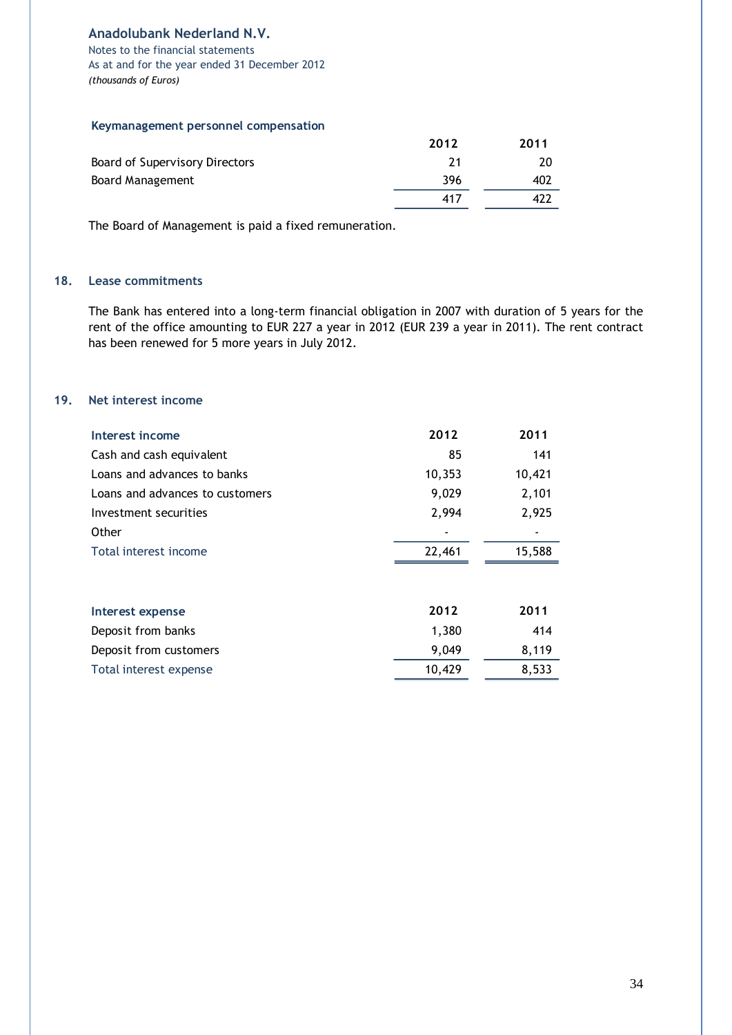Anadolubank Nederland N.V.
Notes to the financial statements
As at and for the year ended 31 December 2012
*(thousands of Euros)*

### Keymanagement personnel compensation

| | 2012 | 2011 |
|---|---|---|
| Board of Supervisory Directors | 21 | 20 |
| Board Management | 396 | 402 |
| | 417 | 422 |

The Board of Management is paid a fixed remuneration.

## 18. Lease commitments

The Bank has entered into a long-term financial obligation in 2007 with duration of 5 years for the rent of the office amounting to EUR 227 a year in 2012 (EUR 239 a year in 2011). The rent contract has been renewed for 5 more years in July 2012.

## 19. Net interest income

| Interest income | 2012 | 2011 |
|---|---|---|
| Cash and cash equivalent | 85 | 141 |
| Loans and advances to banks | 10,353 | 10,421 |
| Loans and advances to customers | 9,029 | 2,101 |
| Investment securities | 2,994 | 2,925 |
| Other | - | - |
| Total interest income | 22,461 | 15,588 |

| Interest expense | 2012 | 2011 |
|---|---|---|
| Deposit from banks | 1,380 | 414 |
| Deposit from customers | 9,049 | 8,119 |
| Total interest expense | 10,429 | 8,533 |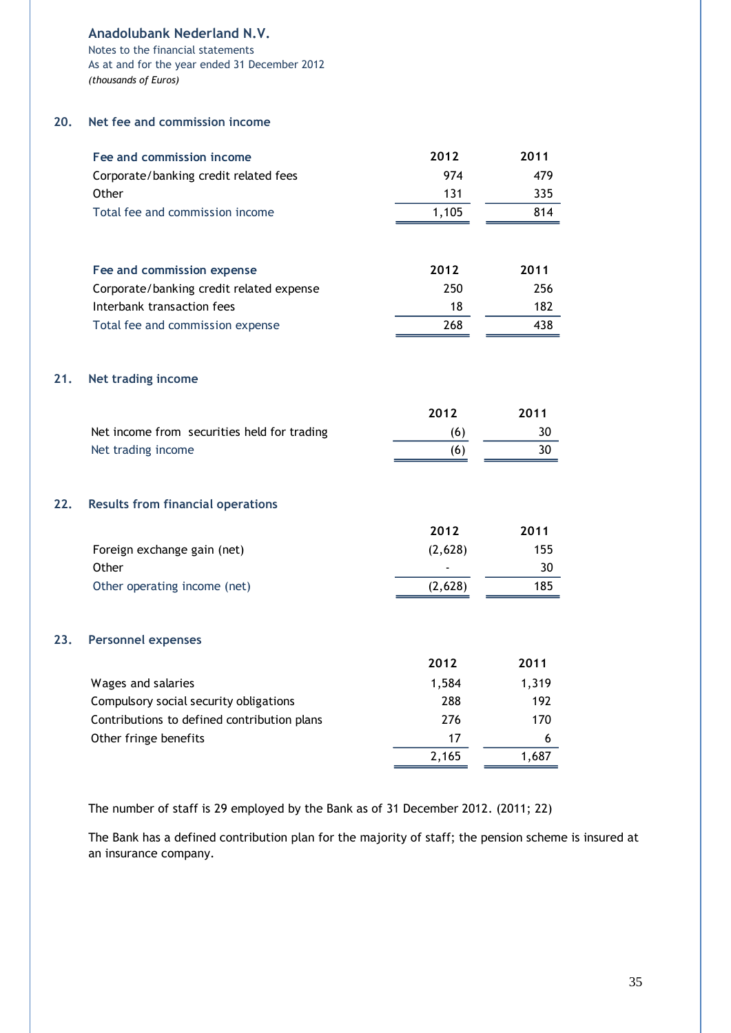## 20. Net fee and commission income

| Fee and commission income | 2012 | 2011 |
|---|---|---|
| Corporate/banking credit related fees | 974 | 479 |
| Other | 131 | 335 |
| Total fee and commission income | 1,105 | 814 |

| Fee and commission expense | 2012 | 2011 |
|---|---|---|
| Corporate/banking credit related expense | 250 | 256 |
| Interbank transaction fees | 18 | 182 |
| Total fee and commission expense | 268 | 438 |

## 21. Net trading income

| | 2012 | 2011 |
|---|---|---|
| Net income from securities held for trading | (6) | 30 |
| Net trading income | (6) | 30 |

## 22. Results from financial operations

| | 2012 | 2011 |
|---|---|---|
| Foreign exchange gain (net) | (2,628) | 155 |
| Other | - | 30 |
| Other operating income (net) | (2,628) | 185 |

## 23. Personnel expenses

| | 2012 | 2011 |
|---|---|---|
| Wages and salaries | 1,584 | 1,319 |
| Compulsory social security obligations | 288 | 192 |
| Contributions to defined contribution plans | 276 | 170 |
| Other fringe benefits | 17 | 6 |
| | 2,165 | 1,687 |

The number of staff is 29 employed by the Bank as of 31 December 2012. (2011; 22)

The Bank has a defined contribution plan for the majority of staff; the pension scheme is insured at an insurance company.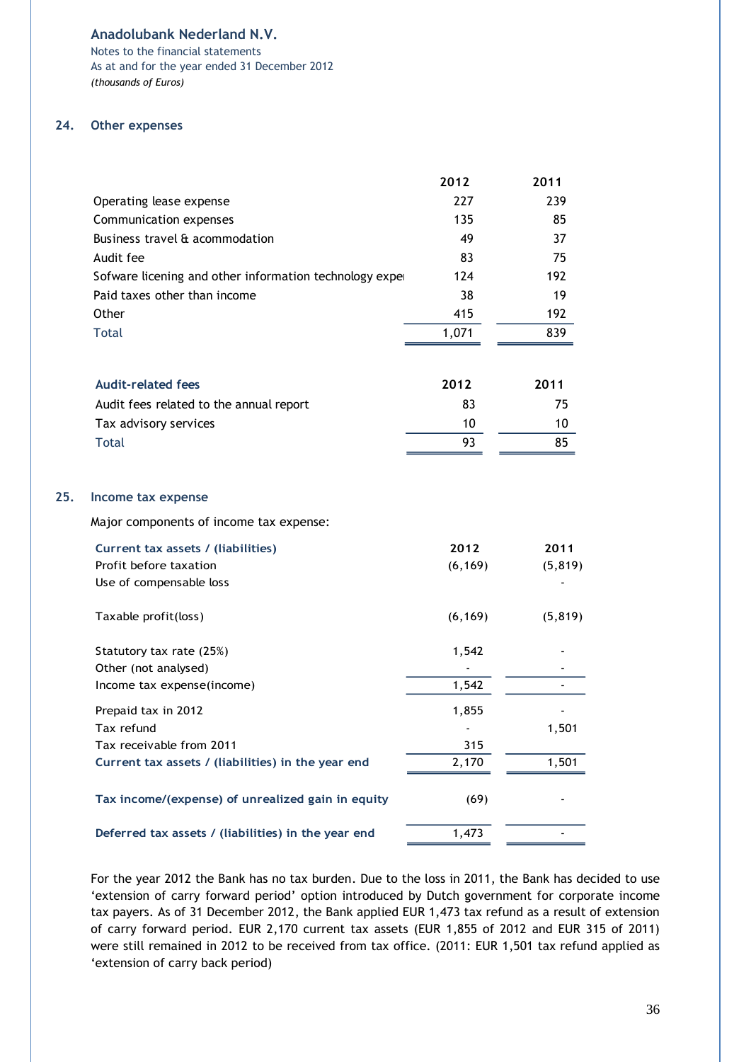Anadolubank Nederland N.V.
Notes to the financial statements
As at and for the year ended 31 December 2012
*(thousands of Euros)*

## 24. Other expenses

| | 2012 | 2011 |
|---|---|---|
| Operating lease expense | 227 | 239 |
| Communication expenses | 135 | 85 |
| Business travel & acommodation | 49 | 37 |
| Audit fee | 83 | 75 |
| Sofware licening and other information technology expe | 124 | 192 |
| Paid taxes other than income | 38 | 19 |
| Other | 415 | 192 |
| Total | 1,071 | 839 |

| Audit-related fees | 2012 | 2011 |
|---|---|---|
| Audit fees related to the annual report | 83 | 75 |
| Tax advisory services | 10 | 10 |
| Total | 93 | 85 |

## 25. Income tax expense

Major components of income tax expense:

| Current tax assets / (liabilities) | 2012 | 2011 |
|---|---|---|
| Profit before taxation | (6,169) | (5,819) |
| Use of compensable loss | | - |
| Taxable profit(loss) | (6,169) | (5,819) |
| Statutory tax rate (25%) | 1,542 | - |
| Other (not analysed) | - | - |
| Income tax expense(income) | 1,542 | - |
| Prepaid tax in 2012 | 1,855 | - |
| Tax refund | - | 1,501 |
| Tax receivable from 2011 | 315 | |
| Current tax assets / (liabilities) in the year end | 2,170 | 1,501 |
| Tax income/(expense) of unrealized gain in equity | (69) | - |
| Deferred tax assets / (liabilities) in the year end | 1,473 | - |

For the year 2012 the Bank has no tax burden. Due to the loss in 2011, the Bank has decided to use 'extension of carry forward period' option introduced by Dutch government for corporate income tax payers. As of 31 December 2012, the Bank applied EUR 1,473 tax refund as a result of extension of carry forward period. EUR 2,170 current tax assets (EUR 1,855 of 2012 and EUR 315 of 2011) were still remained in 2012 to be received from tax office. (2011: EUR 1,501 tax refund applied as 'extension of carry back period)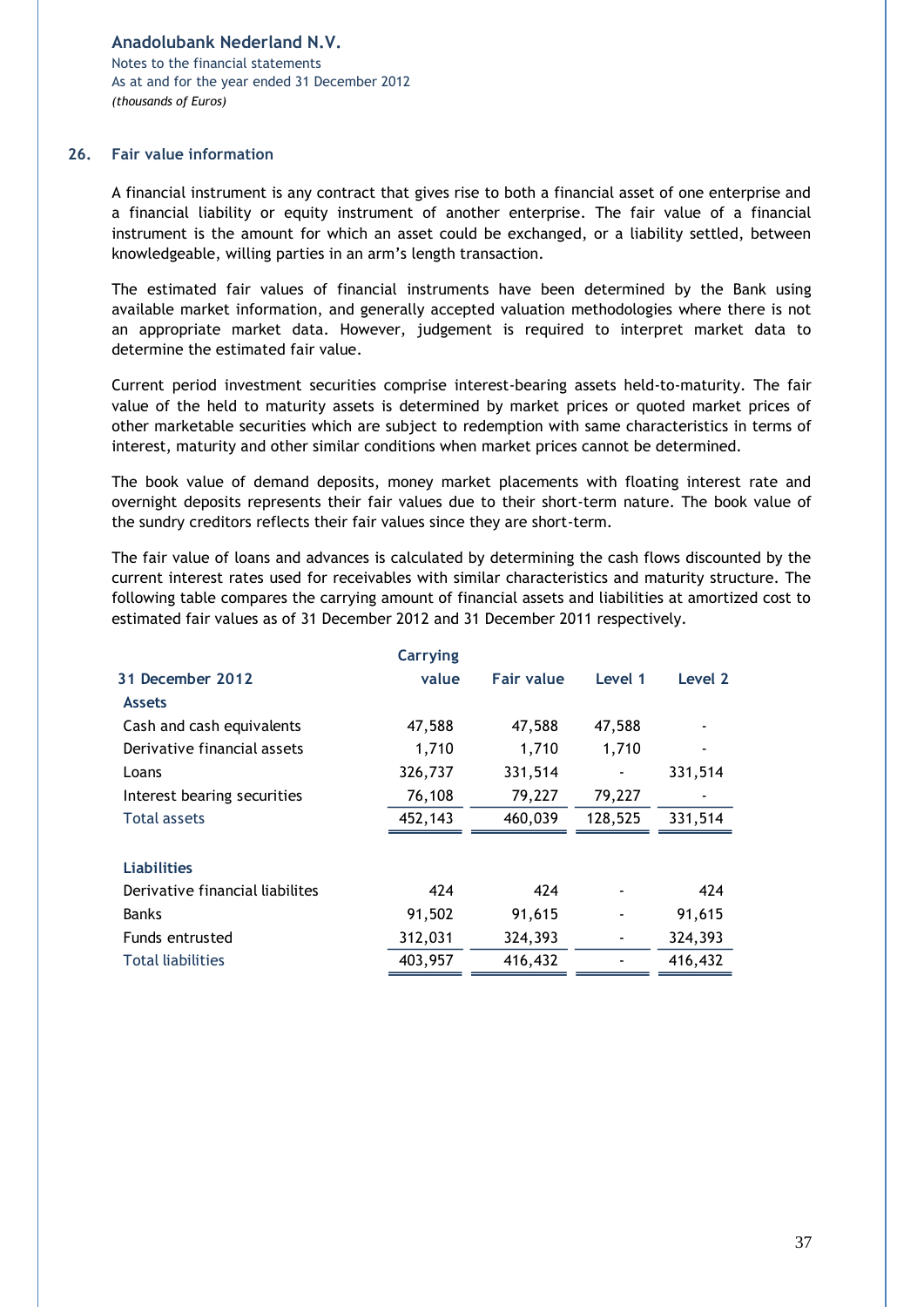## 26. Fair value information

A financial instrument is any contract that gives rise to both a financial asset of one enterprise and a financial liability or equity instrument of another enterprise. The fair value of a financial instrument is the amount for which an asset could be exchanged, or a liability settled, between knowledgeable, willing parties in an arm's length transaction.

The estimated fair values of financial instruments have been determined by the Bank using available market information, and generally accepted valuation methodologies where there is not an appropriate market data. However, judgement is required to interpret market data to determine the estimated fair value.

Current period investment securities comprise interest-bearing assets held-to-maturity. The fair value of the held to maturity assets is determined by market prices or quoted market prices of other marketable securities which are subject to redemption with same characteristics in terms of interest, maturity and other similar conditions when market prices cannot be determined.

The book value of demand deposits, money market placements with floating interest rate and overnight deposits represents their fair values due to their short-term nature. The book value of the sundry creditors reflects their fair values since they are short-term.

The fair value of loans and advances is calculated by determining the cash flows discounted by the current interest rates used for receivables with similar characteristics and maturity structure. The following table compares the carrying amount of financial assets and liabilities at amortized cost to estimated fair values as of 31 December 2012 and 31 December 2011 respectively.

| 31 December 2012 | Carrying value | Fair value | Level 1 | Level 2 |
|---|---|---|---|---|
| **Assets** | | | | |
| Cash and cash equivalents | 47,588 | 47,588 | 47,588 | - |
| Derivative financial assets | 1,710 | 1,710 | 1,710 | - |
| Loans | 326,737 | 331,514 | - | 331,514 |
| Interest bearing securities | 76,108 | 79,227 | 79,227 | - |
| Total assets | 452,143 | 460,039 | 128,525 | 331,514 |
| | | | | |
| **Liabilities** | | | | |
| Derivative financial liabilites | 424 | 424 | - | 424 |
| Banks | 91,502 | 91,615 | - | 91,615 |
| Funds entrusted | 312,031 | 324,393 | - | 324,393 |
| Total liabilities | 403,957 | 416,432 | - | 416,432 |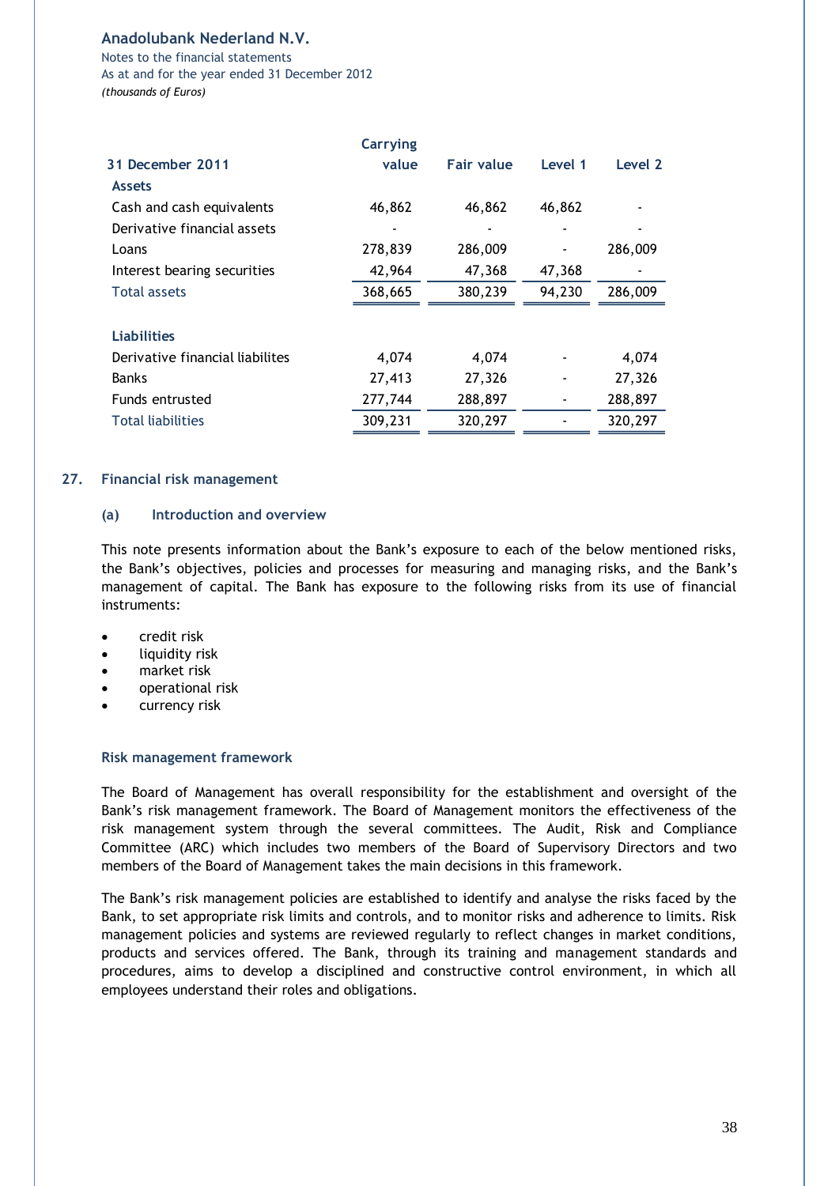| 31 December 2011 | Carrying value | Fair value | Level 1 | Level 2 |
|---|---|---|---|---|
| **Assets** | | | | |
| Cash and cash equivalents | 46,862 | 46,862 | 46,862 | - |
| Derivative financial assets | - | - | - | - |
| Loans | 278,839 | 286,009 | - | 286,009 |
| Interest bearing securities | 42,964 | 47,368 | 47,368 | - |
| Total assets | 368,665 | 380,239 | 94,230 | 286,009 |
| | | | | |
| **Liabilities** | | | | |
| Derivative financial liabilites | 4,074 | 4,074 | - | 4,074 |
| Banks | 27,413 | 27,326 | - | 27,326 |
| Funds entrusted | 277,744 | 288,897 | - | 288,897 |
| Total liabilities | 309,231 | 320,297 | - | 320,297 |

## 27. Financial risk management

### (a) Introduction and overview

This note presents information about the Bank's exposure to each of the below mentioned risks, the Bank's objectives, policies and processes for measuring and managing risks, and the Bank's management of capital. The Bank has exposure to the following risks from its use of financial instruments:

- credit risk
- liquidity risk
- market risk
- operational risk
- currency risk

### Risk management framework

The Board of Management has overall responsibility for the establishment and oversight of the Bank's risk management framework. The Board of Management monitors the effectiveness of the risk management system through the several committees. The Audit, Risk and Compliance Committee (ARC) which includes two members of the Board of Supervisory Directors and two members of the Board of Management takes the main decisions in this framework.

The Bank's risk management policies are established to identify and analyse the risks faced by the Bank, to set appropriate risk limits and controls, and to monitor risks and adherence to limits. Risk management policies and systems are reviewed regularly to reflect changes in market conditions, products and services offered. The Bank, through its training and management standards and procedures, aims to develop a disciplined and constructive control environment, in which all employees understand their roles and obligations.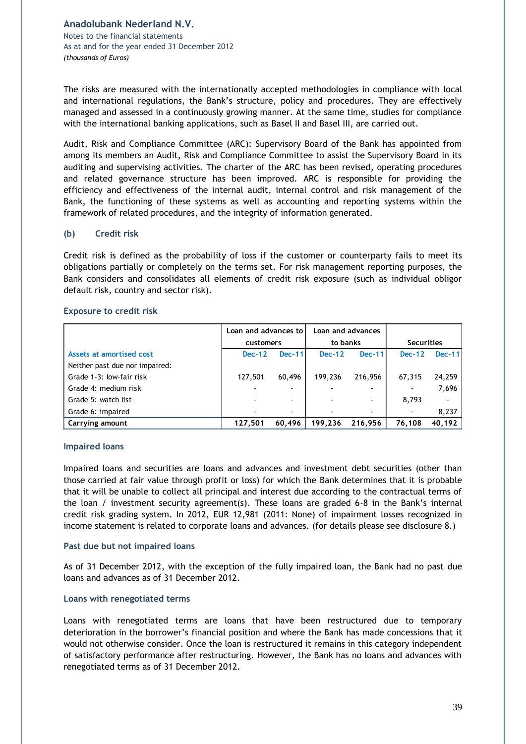The risks are measured with the internationally accepted methodologies in compliance with local and international regulations, the Bank's structure, policy and procedures. They are effectively managed and assessed in a continuously growing manner. At the same time, studies for compliance with the international banking applications, such as Basel II and Basel III, are carried out.

Audit, Risk and Compliance Committee (ARC): Supervisory Board of the Bank has appointed from among its members an Audit, Risk and Compliance Committee to assist the Supervisory Board in its auditing and supervising activities. The charter of the ARC has been revised, operating procedures and related governance structure has been improved. ARC is responsible for providing the efficiency and effectiveness of the internal audit, internal control and risk management of the Bank, the functioning of these systems as well as accounting and reporting systems within the framework of related procedures, and the integrity of information generated.

### (b) Credit risk

Credit risk is defined as the probability of loss if the customer or counterparty fails to meet its obligations partially or completely on the terms set. For risk management reporting purposes, the Bank considers and consolidates all elements of credit risk exposure (such as individual obligor default risk, country and sector risk).

#### Exposure to credit risk

| | Loan and advances to customers | | Loan and advances to banks | | Securities | |
|---|---|---|---|---|---|---|
| **Assets at amortised cost** | **Dec-12** | **Dec-11** | **Dec-12** | **Dec-11** | **Dec-12** | **Dec-11** |
| Neither past due nor impaired: | | | | | | |
| Grade 1-3: low-fair risk | 127,501 | 60,496 | 199,236 | 216,956 | 67,315 | 24,259 |
| Grade 4: medium risk | - | - | - | - | - | 7,696 |
| Grade 5: watch list | - | - | - | - | 8,793 | - |
| Grade 6: impaired | - | - | - | - | - | 8,237 |
| **Carrying amount** | **127,501** | **60,496** | **199,236** | **216,956** | **76,108** | **40,192** |

#### Impaired loans

Impaired loans and securities are loans and advances and investment debt securities (other than those carried at fair value through profit or loss) for which the Bank determines that it is probable that it will be unable to collect all principal and interest due according to the contractual terms of the loan / investment security agreement(s). These loans are graded 6-8 in the Bank's internal credit risk grading system. In 2012, EUR 12,981 (2011: None) of impairment losses recognized in income statement is related to corporate loans and advances. (for details please see disclosure 8.)

#### Past due but not impaired loans

As of 31 December 2012, with the exception of the fully impaired loan, the Bank had no past due loans and advances as of 31 December 2012.

#### Loans with renegotiated terms

Loans with renegotiated terms are loans that have been restructured due to temporary deterioration in the borrower's financial position and where the Bank has made concessions that it would not otherwise consider. Once the loan is restructured it remains in this category independent of satisfactory performance after restructuring. However, the Bank has no loans and advances with renegotiated terms as of 31 December 2012.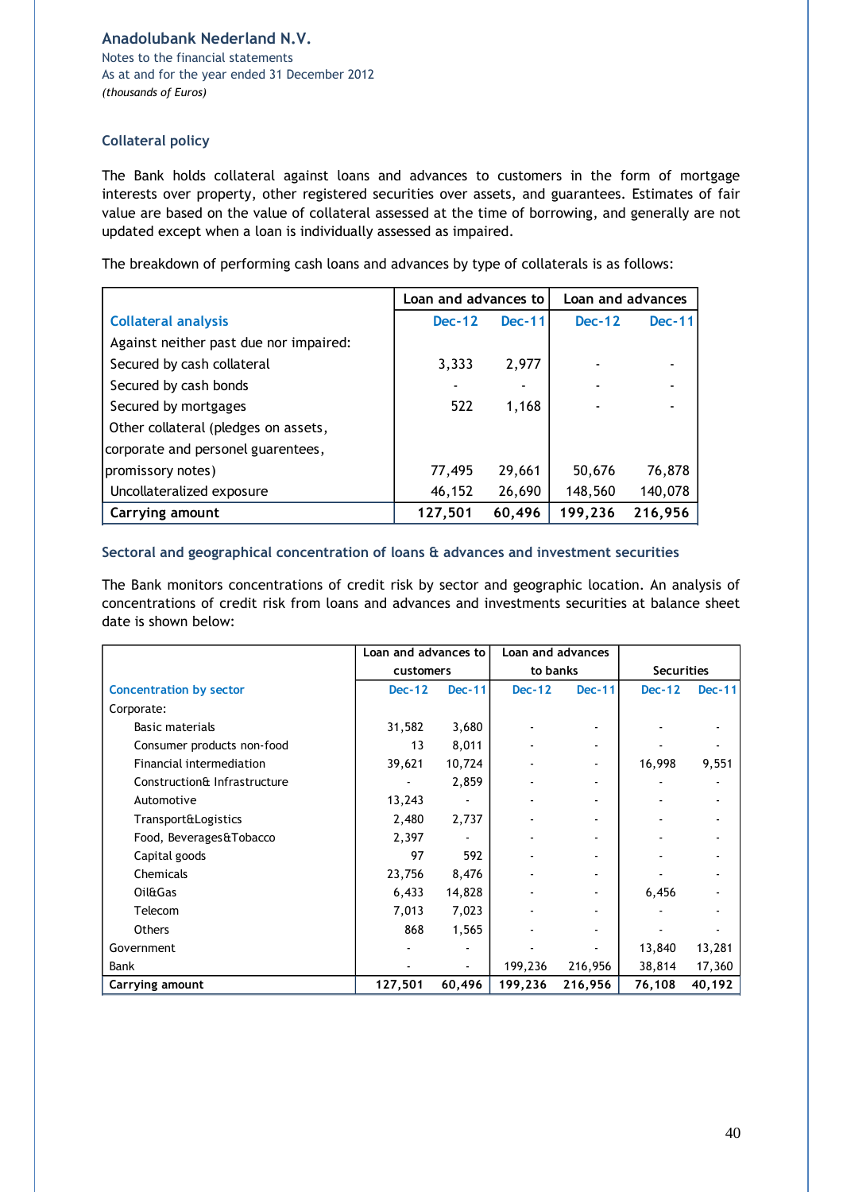Anadolubank Nederland N.V.
Notes to the financial statements
As at and for the year ended 31 December 2012
*(thousands of Euros)*

## Collateral policy

The Bank holds collateral against loans and advances to customers in the form of mortgage interests over property, other registered securities over assets, and guarantees. Estimates of fair value are based on the value of collateral assessed at the time of borrowing, and generally are not updated except when a loan is individually assessed as impaired.

The breakdown of performing cash loans and advances by type of collaterals is as follows:

| | Loan and advances to | | Loan and advances | |
|---|---|---|---|---|
| **Collateral analysis** | **Dec-12** | **Dec-11** | **Dec-12** | **Dec-11** |
| Against neither past due nor impaired: | | | | |
| Secured by cash collateral | 3,333 | 2,977 | - | - |
| Secured by cash bonds | - | - | - | - |
| Secured by mortgages | 522 | 1,168 | - | - |
| Other collateral (pledges on assets, corporate and personel guarentees, promissory notes) | 77,495 | 29,661 | 50,676 | 76,878 |
| Uncollateralized exposure | 46,152 | 26,690 | 148,560 | 140,078 |
| **Carrying amount** | **127,501** | **60,496** | **199,236** | **216,956** |

## Sectoral and geographical concentration of loans & advances and investment securities

The Bank monitors concentrations of credit risk by sector and geographic location. An analysis of concentrations of credit risk from loans and advances and investments securities at balance sheet date is shown below:

| | Loan and advances to customers | | Loan and advances to banks | | Securities | |
|---|---|---|---|---|---|---|
| **Concentration by sector** | **Dec-12** | **Dec-11** | **Dec-12** | **Dec-11** | **Dec-12** | **Dec-11** |
| Corporate: | | | | | | |
| Basic materials | 31,582 | 3,680 | - | - | - | - |
| Consumer products non-food | 13 | 8,011 | - | - | - | - |
| Financial intermediation | 39,621 | 10,724 | - | - | 16,998 | 9,551 |
| Construction& Infrastructure | - | 2,859 | - | - | - | - |
| Automotive | 13,243 | - | - | - | - | - |
| Transport&Logistics | 2,480 | 2,737 | - | - | - | - |
| Food, Beverages&Tobacco | 2,397 | - | - | - | - | - |
| Capital goods | 97 | 592 | - | - | - | - |
| Chemicals | 23,756 | 8,476 | - | - | - | - |
| Oil&Gas | 6,433 | 14,828 | - | - | 6,456 | - |
| Telecom | 7,013 | 7,023 | - | - | - | - |
| Others | 868 | 1,565 | - | - | - | - |
| Government | - | - | - | - | 13,840 | 13,281 |
| Bank | - | - | 199,236 | 216,956 | 38,814 | 17,360 |
| **Carrying amount** | **127,501** | **60,496** | **199,236** | **216,956** | **76,108** | **40,192** |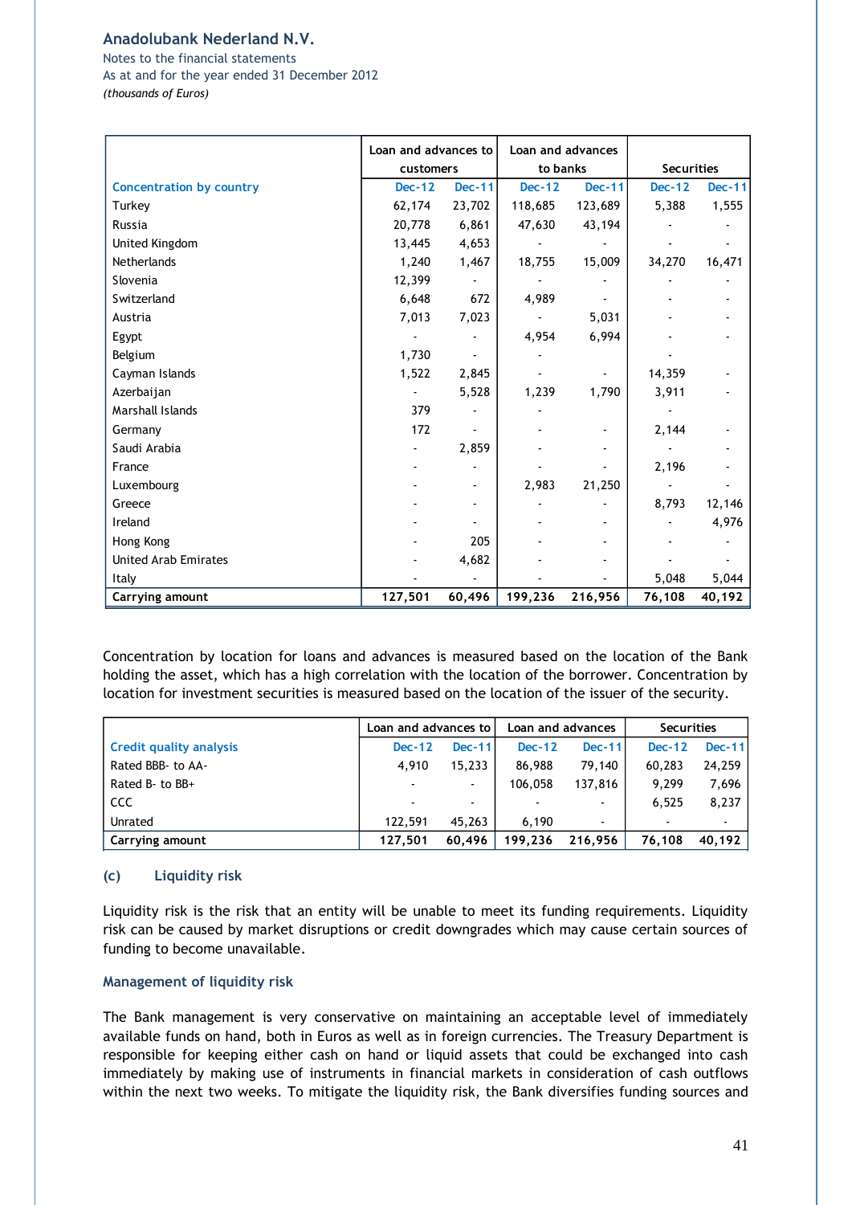Anadolubank Nederland N.V.
Notes to the financial statements
As at and for the year ended 31 December 2012
*(thousands of Euros)*

| | Loan and advances to customers | | Loan and advances to banks | | Securities | |
|---|---|---|---|---|---|---|
| Concentration by country | Dec-12 | Dec-11 | Dec-12 | Dec-11 | Dec-12 | Dec-11 |
| Turkey | 62,174 | 23,702 | 118,685 | 123,689 | 5,388 | 1,555 |
| Russia | 20,778 | 6,861 | 47,630 | 43,194 | - | - |
| United Kingdom | 13,445 | 4,653 | - | - | - | - |
| Netherlands | 1,240 | 1,467 | 18,755 | 15,009 | 34,270 | 16,471 |
| Slovenia | 12,399 | - | - | - | - | - |
| Switzerland | 6,648 | 672 | 4,989 | - | - | - |
| Austria | 7,013 | 7,023 | - | 5,031 | - | - |
| Egypt | - | - | 4,954 | 6,994 | - | - |
| Belgium | 1,730 | - | - | | - | |
| Cayman Islands | 1,522 | 2,845 | - | - | 14,359 | - |
| Azerbaijan | - | 5,528 | 1,239 | 1,790 | 3,911 | - |
| Marshall Islands | 379 | - | - | | - | |
| Germany | 172 | - | - | - | 2,144 | - |
| Saudi Arabia | - | 2,859 | - | - | - | - |
| France | - | - | - | - | 2,196 | - |
| Luxembourg | - | - | 2,983 | 21,250 | - | - |
| Greece | - | - | - | - | 8,793 | 12,146 |
| Ireland | - | - | - | - | - | 4,976 |
| Hong Kong | - | 205 | - | - | - | - |
| United Arab Emirates | - | 4,682 | - | - | - | - |
| Italy | - | - | - | - | 5,048 | 5,044 |
| **Carrying amount** | **127,501** | **60,496** | **199,236** | **216,956** | **76,108** | **40,192** |

Concentration by location for loans and advances is measured based on the location of the Bank holding the asset, which has a high correlation with the location of the borrower. Concentration by location for investment securities is measured based on the location of the issuer of the security.

| | Loan and advances to | | Loan and advances | | Securities | |
|---|---|---|---|---|---|---|
| Credit quality analysis | Dec-12 | Dec-11 | Dec-12 | Dec-11 | Dec-12 | Dec-11 |
| Rated BBB- to AA- | 4,910 | 15,233 | 86,988 | 79,140 | 60,283 | 24,259 |
| Rated B- to BB+ | - | - | 106,058 | 137,816 | 9,299 | 7,696 |
| CCC | - | - | - | - | 6,525 | 8,237 |
| Unrated | 122,591 | 45,263 | 6,190 | - | - | - |
| **Carrying amount** | **127,501** | **60,496** | **199,236** | **216,956** | **76,108** | **40,192** |

### (c) Liquidity risk

Liquidity risk is the risk that an entity will be unable to meet its funding requirements. Liquidity risk can be caused by market disruptions or credit downgrades which may cause certain sources of funding to become unavailable.

#### Management of liquidity risk

The Bank management is very conservative on maintaining an acceptable level of immediately available funds on hand, both in Euros as well as in foreign currencies. The Treasury Department is responsible for keeping either cash on hand or liquid assets that could be exchanged into cash immediately by making use of instruments in financial markets in consideration of cash outflows within the next two weeks. To mitigate the liquidity risk, the Bank diversifies funding sources and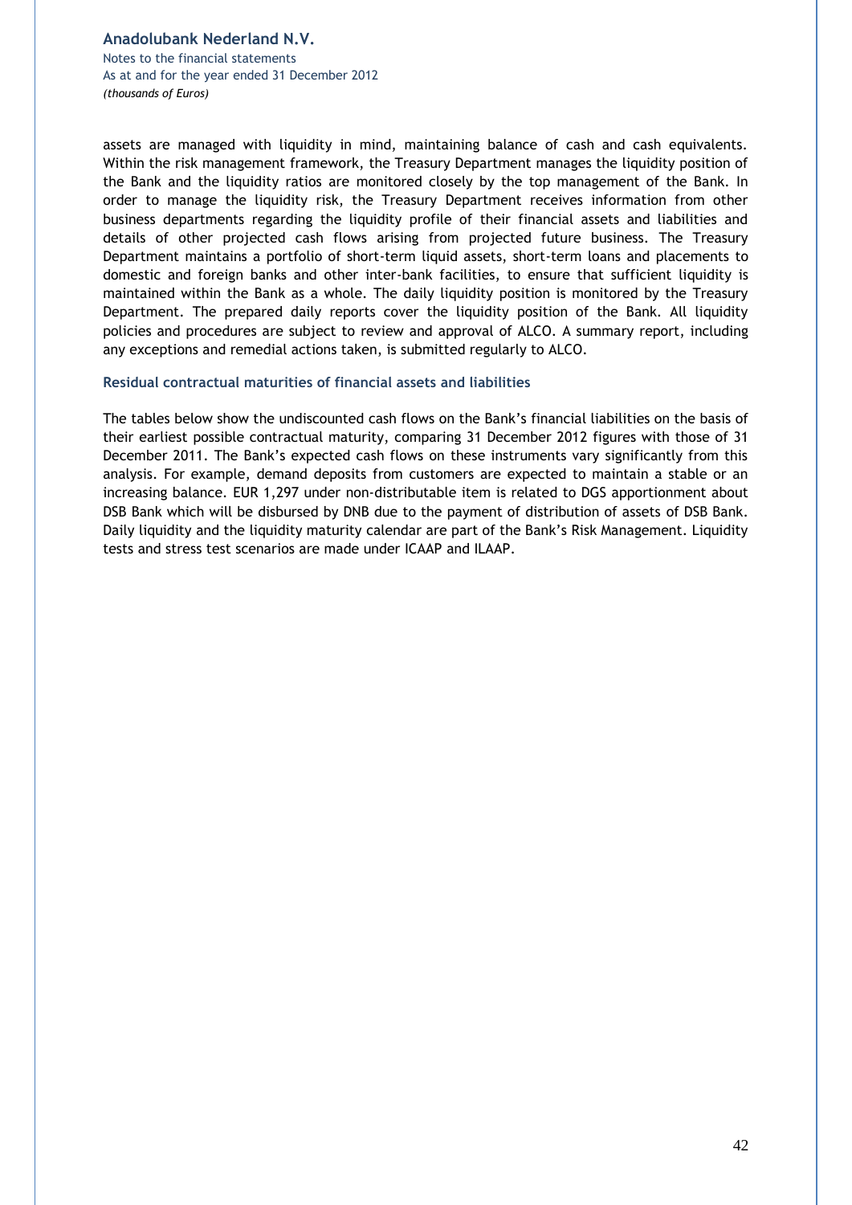assets are managed with liquidity in mind, maintaining balance of cash and cash equivalents. Within the risk management framework, the Treasury Department manages the liquidity position of the Bank and the liquidity ratios are monitored closely by the top management of the Bank. In order to manage the liquidity risk, the Treasury Department receives information from other business departments regarding the liquidity profile of their financial assets and liabilities and details of other projected cash flows arising from projected future business. The Treasury Department maintains a portfolio of short-term liquid assets, short-term loans and placements to domestic and foreign banks and other inter-bank facilities, to ensure that sufficient liquidity is maintained within the Bank as a whole. The daily liquidity position is monitored by the Treasury Department. The prepared daily reports cover the liquidity position of the Bank. All liquidity policies and procedures are subject to review and approval of ALCO. A summary report, including any exceptions and remedial actions taken, is submitted regularly to ALCO.

### Residual contractual maturities of financial assets and liabilities

The tables below show the undiscounted cash flows on the Bank's financial liabilities on the basis of their earliest possible contractual maturity, comparing 31 December 2012 figures with those of 31 December 2011. The Bank's expected cash flows on these instruments vary significantly from this analysis. For example, demand deposits from customers are expected to maintain a stable or an increasing balance. EUR 1,297 under non-distributable item is related to DGS apportionment about DSB Bank which will be disbursed by DNB due to the payment of distribution of assets of DSB Bank. Daily liquidity and the liquidity maturity calendar are part of the Bank's Risk Management. Liquidity tests and stress test scenarios are made under ICAAP and ILAAP.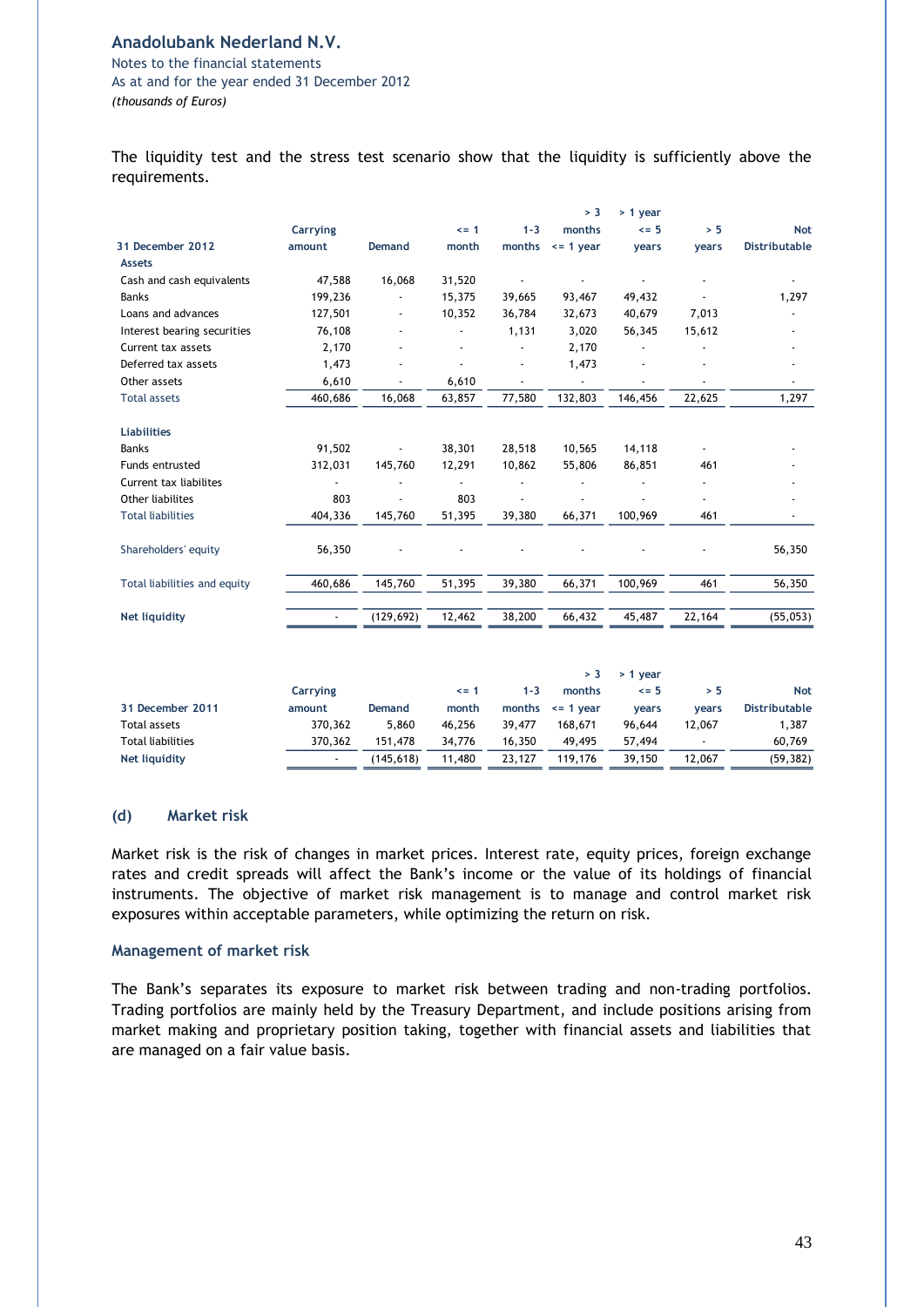The liquidity test and the stress test scenario show that the liquidity is sufficiently above the requirements.

| 31 December 2012 | Carrying amount | Demand | <= 1 month | 1-3 months | > 3 months <= 1 year | > 1 year <= 5 years | > 5 years | Not Distributable |
|---|---|---|---|---|---|---|---|---|
| **Assets** | | | | | | | | |
| Cash and cash equivalents | 47,588 | 16,068 | 31,520 | - | - | - | - | - |
| Banks | 199,236 | - | 15,375 | 39,665 | 93,467 | 49,432 | - | 1,297 |
| Loans and advances | 127,501 | - | 10,352 | 36,784 | 32,673 | 40,679 | 7,013 | - |
| Interest bearing securities | 76,108 | - | - | 1,131 | 3,020 | 56,345 | 15,612 | - |
| Current tax assets | 2,170 | - | - | - | 2,170 | - | - | - |
| Deferred tax assets | 1,473 | - | - | - | 1,473 | - | - | - |
| Other assets | 6,610 | - | 6,610 | - | - | - | - | - |
| Total assets | 460,686 | 16,068 | 63,857 | 77,580 | 132,803 | 146,456 | 22,625 | 1,297 |
| **Liabilities** | | | | | | | | |
| Banks | 91,502 | - | 38,301 | 28,518 | 10,565 | 14,118 | - | - |
| Funds entrusted | 312,031 | 145,760 | 12,291 | 10,862 | 55,806 | 86,851 | 461 | - |
| Current tax liabilites | - | - | - | - | - | - | - | - |
| Other liabilites | 803 | - | 803 | - | - | - | - | - |
| Total liabilities | 404,336 | 145,760 | 51,395 | 39,380 | 66,371 | 100,969 | 461 | - |
| Shareholders' equity | 56,350 | - | - | - | - | - | - | 56,350 |
| Total liabilities and equity | 460,686 | 145,760 | 51,395 | 39,380 | 66,371 | 100,969 | 461 | 56,350 |
| **Net liquidity** | - | (129,692) | 12,462 | 38,200 | 66,432 | 45,487 | 22,164 | (55,053) |

| 31 December 2011 | Carrying amount | Demand | <= 1 month | 1-3 months | > 3 months <= 1 year | > 1 year <= 5 years | > 5 years | Not Distributable |
|---|---|---|---|---|---|---|---|---|
| Total assets | 370,362 | 5,860 | 46,256 | 39,477 | 168,671 | 96,644 | 12,067 | 1,387 |
| Total liabilities | 370,362 | 151,478 | 34,776 | 16,350 | 49,495 | 57,494 | - | 60,769 |
| **Net liquidity** | - | (145,618) | 11,480 | 23,127 | 119,176 | 39,150 | 12,067 | (59,382) |

## (d) Market risk

Market risk is the risk of changes in market prices. Interest rate, equity prices, foreign exchange rates and credit spreads will affect the Bank's income or the value of its holdings of financial instruments. The objective of market risk management is to manage and control market risk exposures within acceptable parameters, while optimizing the return on risk.

### Management of market risk

The Bank's separates its exposure to market risk between trading and non-trading portfolios. Trading portfolios are mainly held by the Treasury Department, and include positions arising from market making and proprietary position taking, together with financial assets and liabilities that are managed on a fair value basis.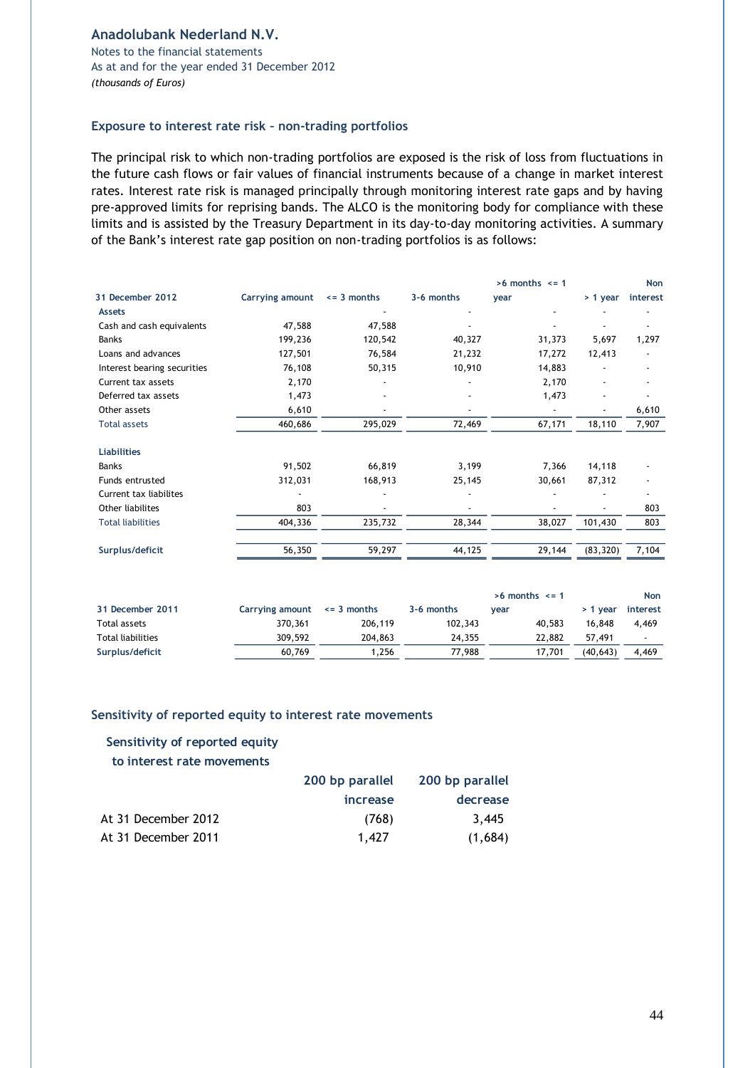Anadolubank Nederland N.V.
Notes to the financial statements
As at and for the year ended 31 December 2012
*(thousands of Euros)*

### Exposure to interest rate risk – non-trading portfolios

The principal risk to which non-trading portfolios are exposed is the risk of loss from fluctuations in the future cash flows or fair values of financial instruments because of a change in market interest rates. Interest rate risk is managed principally through monitoring interest rate gaps and by having pre-approved limits for repricing bands. The ALCO is the monitoring body for compliance with these limits and is assisted by the Treasury Department in its day-to-day monitoring activities. A summary of the Bank's interest rate gap position on non-trading portfolios is as follows:

| 31 December 2012 | Carrying amount | <= 3 months | 3-6 months | >6 months <= 1 year | > 1 year | Non interest |
|---|---|---|---|---|---|---|
| **Assets** | | - | - | - | - | - |
| Cash and cash equivalents | 47,588 | 47,588 | - | - | - | - |
| Banks | 199,236 | 120,542 | 40,327 | 31,373 | 5,697 | 1,297 |
| Loans and advances | 127,501 | 76,584 | 21,232 | 17,272 | 12,413 | - |
| Interest bearing securities | 76,108 | 50,315 | 10,910 | 14,883 | - | - |
| Current tax assets | 2,170 | - | - | 2,170 | - | - |
| Deferred tax assets | 1,473 | - | - | 1,473 | - | - |
| Other assets | 6,610 | - | - | - | - | 6,610 |
| Total assets | 460,686 | 295,029 | 72,469 | 67,171 | 18,110 | 7,907 |
| | | | | | | |
| **Liabilities** | | | | | | |
| Banks | 91,502 | 66,819 | 3,199 | 7,366 | 14,118 | - |
| Funds entrusted | 312,031 | 168,913 | 25,145 | 30,661 | 87,312 | - |
| Current tax liabilites | - | - | - | - | - | - |
| Other liabilites | 803 | - | - | - | - | 803 |
| Total liabilities | 404,336 | 235,732 | 28,344 | 38,027 | 101,430 | 803 |
| | | | | | | |
| **Surplus/deficit** | 56,350 | 59,297 | 44,125 | 29,144 | (83,320) | 7,104 |

| 31 December 2011 | Carrying amount | <= 3 months | 3-6 months | >6 months <= 1 year | > 1 year | Non interest |
|---|---|---|---|---|---|---|
| Total assets | 370,361 | 206,119 | 102,343 | 40,583 | 16,848 | 4,469 |
| Total liabilities | 309,592 | 204,863 | 24,355 | 22,882 | 57,491 | - |
| **Surplus/deficit** | 60,769 | 1,256 | 77,988 | 17,701 | (40,643) | 4,469 |

### Sensitivity of reported equity to interest rate movements

#### Sensitivity of reported equity to interest rate movements

| | 200 bp parallel increase | 200 bp parallel decrease |
|---|---|---|
| At 31 December 2012 | (768) | 3,445 |
| At 31 December 2011 | 1,427 | (1,684) |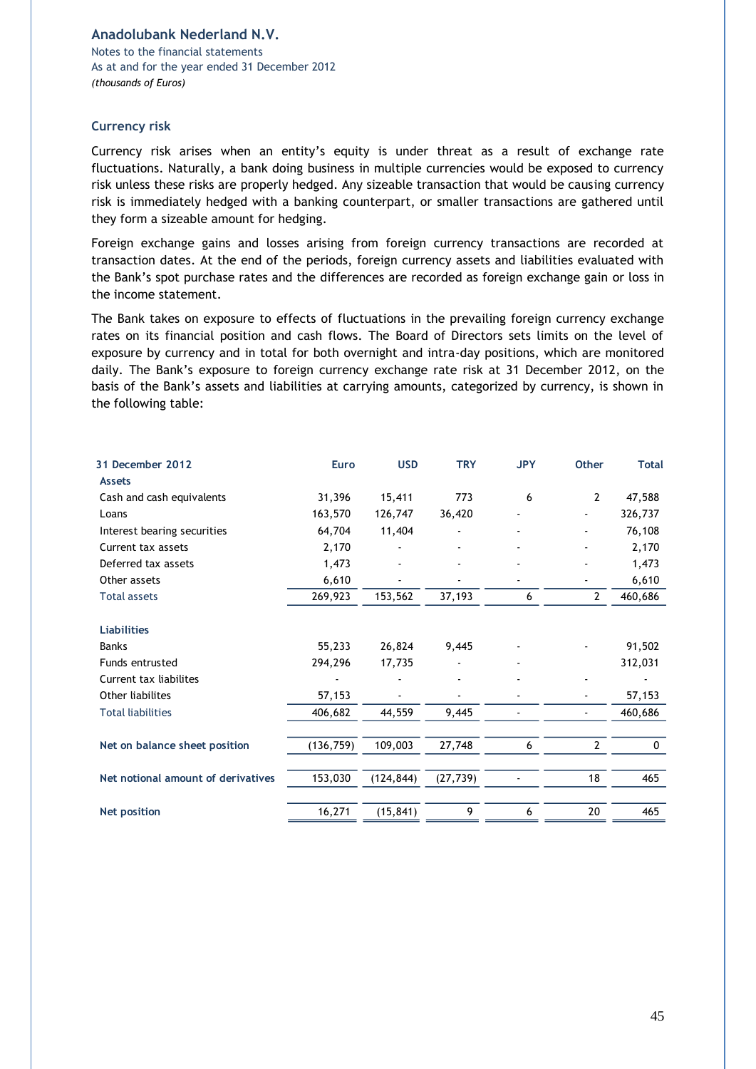## Currency risk

Currency risk arises when an entity's equity is under threat as a result of exchange rate fluctuations. Naturally, a bank doing business in multiple currencies would be exposed to currency risk unless these risks are properly hedged. Any sizeable transaction that would be causing currency risk is immediately hedged with a banking counterpart, or smaller transactions are gathered until they form a sizeable amount for hedging.

Foreign exchange gains and losses arising from foreign currency transactions are recorded at transaction dates. At the end of the periods, foreign currency assets and liabilities evaluated with the Bank's spot purchase rates and the differences are recorded as foreign exchange gain or loss in the income statement.

The Bank takes on exposure to effects of fluctuations in the prevailing foreign currency exchange rates on its financial position and cash flows. The Board of Directors sets limits on the level of exposure by currency and in total for both overnight and intra-day positions, which are monitored daily. The Bank's exposure to foreign currency exchange rate risk at 31 December 2012, on the basis of the Bank's assets and liabilities at carrying amounts, categorized by currency, is shown in the following table:

| 31 December 2012 | Euro | USD | TRY | JPY | Other | Total |
|---|---|---|---|---|---|---|
| **Assets** | | | | | | |
| Cash and cash equivalents | 31,396 | 15,411 | 773 | 6 | 2 | 47,588 |
| Loans | 163,570 | 126,747 | 36,420 | - | - | 326,737 |
| Interest bearing securities | 64,704 | 11,404 | - | - | - | 76,108 |
| Current tax assets | 2,170 | - | - | - | - | 2,170 |
| Deferred tax assets | 1,473 | - | - | - | - | 1,473 |
| Other assets | 6,610 | - | - | - | - | 6,610 |
| Total assets | 269,923 | 153,562 | 37,193 | 6 | 2 | 460,686 |
| **Liabilities** | | | | | | |
| Banks | 55,233 | 26,824 | 9,445 | - | - | 91,502 |
| Funds entrusted | 294,296 | 17,735 | - | - | | 312,031 |
| Current tax liabilites | - | - | - | - | - | - |
| Other liabilites | 57,153 | - | - | - | - | 57,153 |
| Total liabilities | 406,682 | 44,559 | 9,445 | - | - | 460,686 |
| **Net on balance sheet position** | (136,759) | 109,003 | 27,748 | 6 | 2 | 0 |
| **Net notional amount of derivatives** | 153,030 | (124,844) | (27,739) | - | 18 | 465 |
| **Net position** | 16,271 | (15,841) | 9 | 6 | 20 | 465 |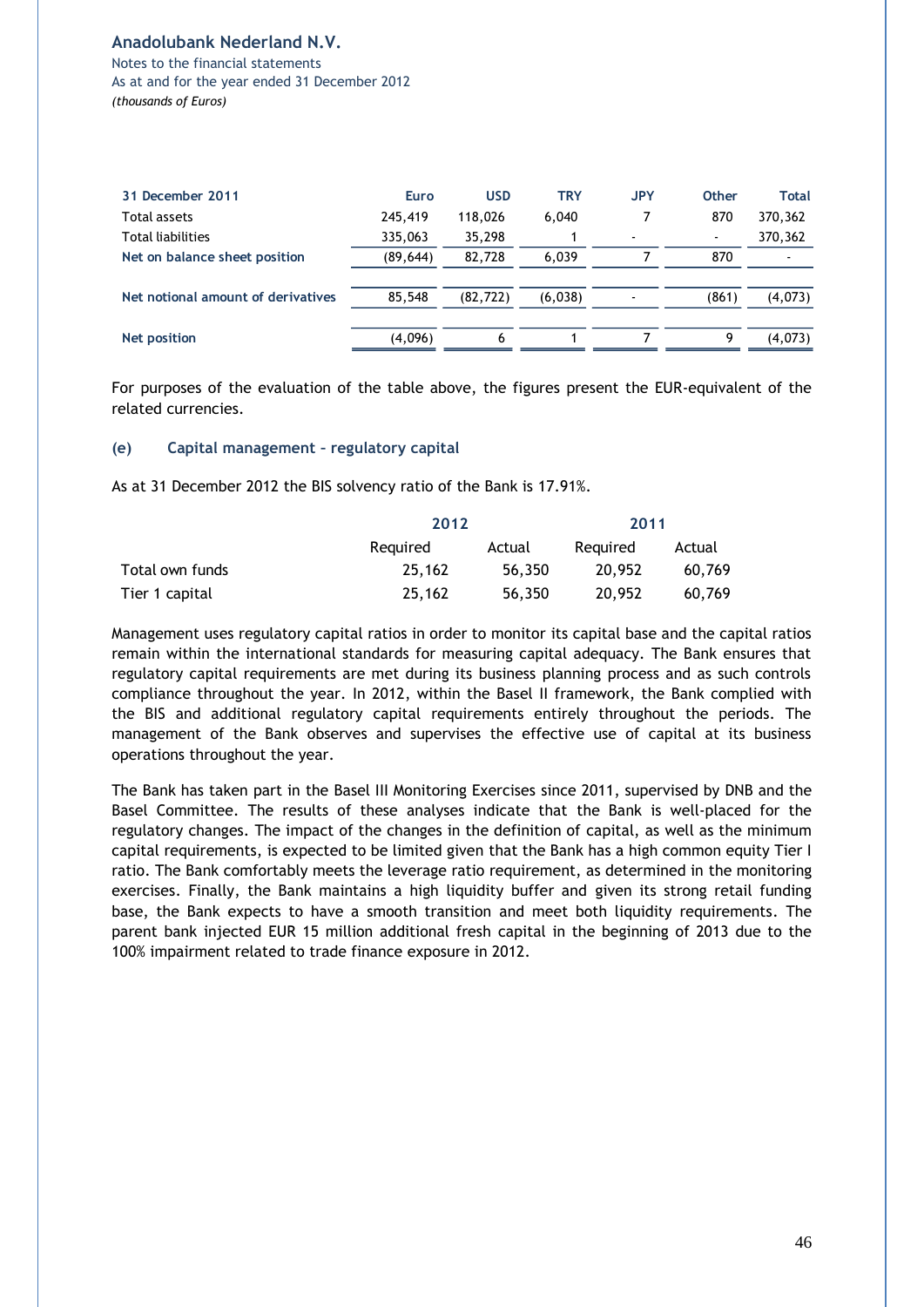| 31 December 2011 | Euro | USD | TRY | JPY | Other | Total |
|---|---|---|---|---|---|---|
| Total assets | 245,419 | 118,026 | 6,040 | 7 | 870 | 370,362 |
| Total liabilities | 335,063 | 35,298 | 1 | - | - | 370,362 |
| Net on balance sheet position | (89,644) | 82,728 | 6,039 | 7 | 870 | - |
| Net notional amount of derivatives | 85,548 | (82,722) | (6,038) | - | (861) | (4,073) |
| Net position | (4,096) | 6 | 1 | 7 | 9 | (4,073) |

For purposes of the evaluation of the table above, the figures present the EUR-equivalent of the related currencies.

### (e) Capital management – regulatory capital

As at 31 December 2012 the BIS solvency ratio of the Bank is 17.91%.

| | 2012 | | 2011 | |
|---|---|---|---|---|
| | Required | Actual | Required | Actual |
| Total own funds | 25,162 | 56,350 | 20,952 | 60,769 |
| Tier 1 capital | 25,162 | 56,350 | 20,952 | 60,769 |

Management uses regulatory capital ratios in order to monitor its capital base and the capital ratios remain within the international standards for measuring capital adequacy. The Bank ensures that regulatory capital requirements are met during its business planning process and as such controls compliance throughout the year. In 2012, within the Basel II framework, the Bank complied with the BIS and additional regulatory capital requirements entirely throughout the periods. The management of the Bank observes and supervises the effective use of capital at its business operations throughout the year.

The Bank has taken part in the Basel III Monitoring Exercises since 2011, supervised by DNB and the Basel Committee. The results of these analyses indicate that the Bank is well-placed for the regulatory changes. The impact of the changes in the definition of capital, as well as the minimum capital requirements, is expected to be limited given that the Bank has a high common equity Tier I ratio. The Bank comfortably meets the leverage ratio requirement, as determined in the monitoring exercises. Finally, the Bank maintains a high liquidity buffer and given its strong retail funding base, the Bank expects to have a smooth transition and meet both liquidity requirements. The parent bank injected EUR 15 million additional fresh capital in the beginning of 2013 due to the 100% impairment related to trade finance exposure in 2012.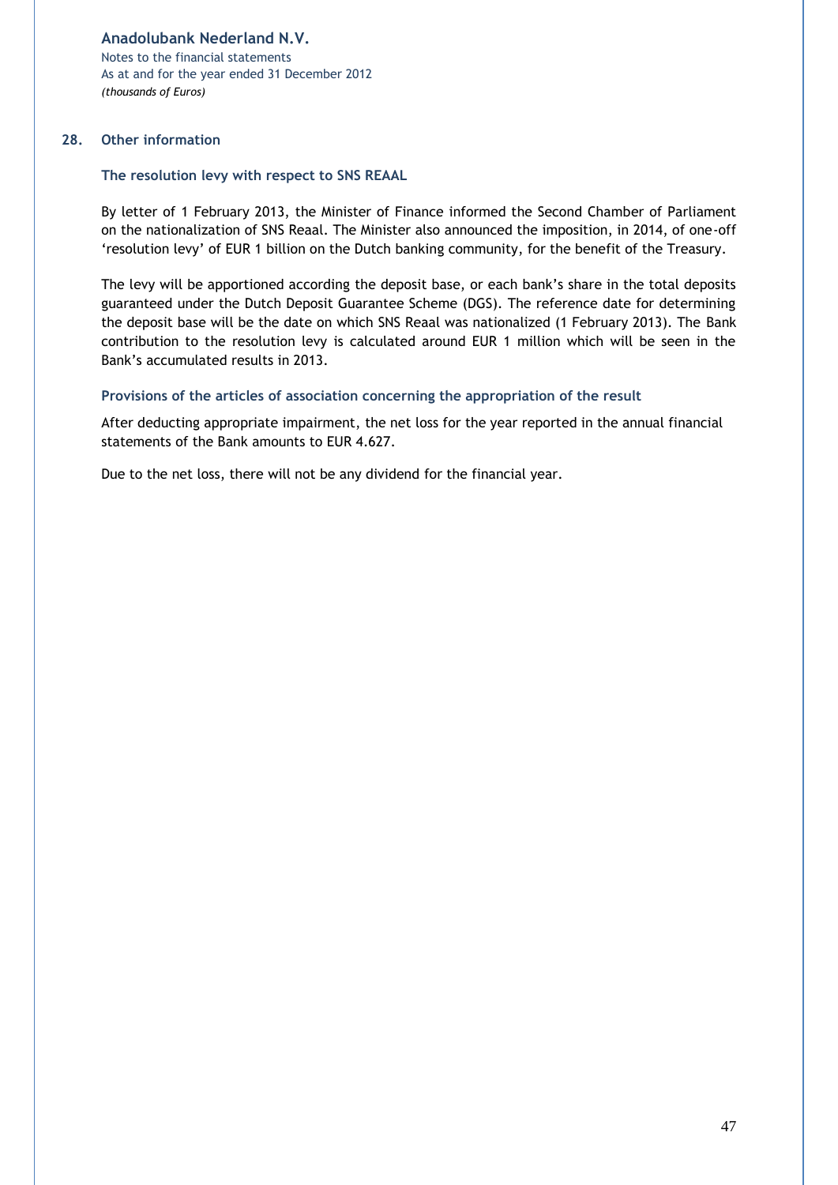## 28. Other information

### The resolution levy with respect to SNS REAAL

By letter of 1 February 2013, the Minister of Finance informed the Second Chamber of Parliament on the nationalization of SNS Reaal. The Minister also announced the imposition, in 2014, of one-off 'resolution levy' of EUR 1 billion on the Dutch banking community, for the benefit of the Treasury.

The levy will be apportioned according the deposit base, or each bank's share in the total deposits guaranteed under the Dutch Deposit Guarantee Scheme (DGS). The reference date for determining the deposit base will be the date on which SNS Reaal was nationalized (1 February 2013). The Bank contribution to the resolution levy is calculated around EUR 1 million which will be seen in the Bank's accumulated results in 2013.

### Provisions of the articles of association concerning the appropriation of the result

After deducting appropriate impairment, the net loss for the year reported in the annual financial statements of the Bank amounts to EUR 4.627.

Due to the net loss, there will not be any dividend for the financial year.